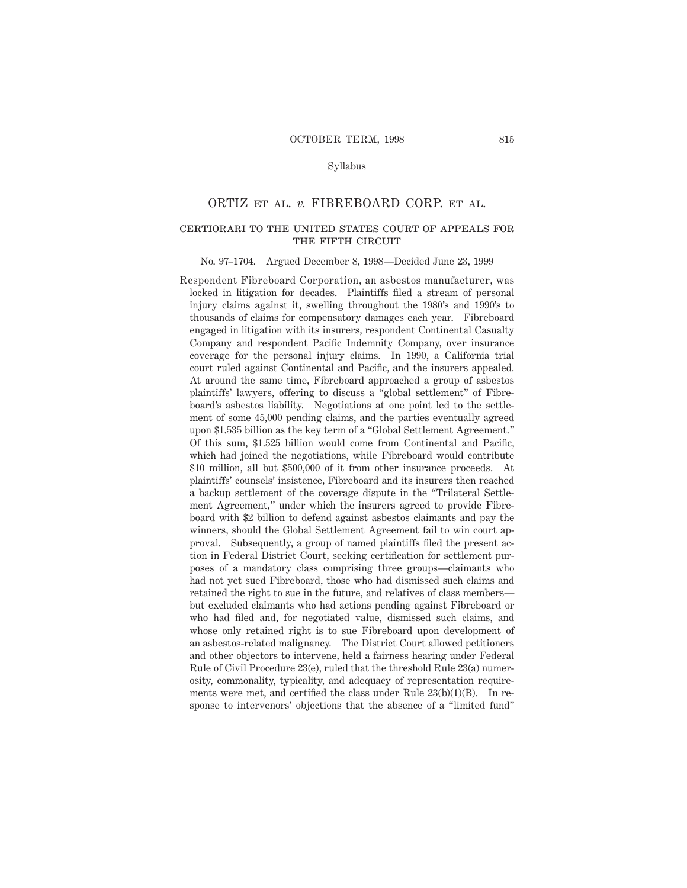Syllabus

# ORTIZ ET AL. *v.* FIBREBOARD CORP. ET AL.

## CERTIORARI TO THE UNITED STATES COURT OF APPEALS FOR THE FIFTH CIRCUIT

No. 97–1704. Argued December 8, 1998—Decided June 23, 1999

Respondent Fibreboard Corporation, an asbestos manufacturer, was locked in litigation for decades. Plaintiffs filed a stream of personal injury claims against it, swelling throughout the 1980's and 1990's to thousands of claims for compensatory damages each year. Fibreboard engaged in litigation with its insurers, respondent Continental Casualty Company and respondent Pacific Indemnity Company, over insurance coverage for the personal injury claims. In 1990, a California trial court ruled against Continental and Pacific, and the insurers appealed. At around the same time, Fibreboard approached a group of asbestos plaintiffs' lawyers, offering to discuss a "global settlement" of Fibreboard's asbestos liability. Negotiations at one point led to the settlement of some 45,000 pending claims, and the parties eventually agreed upon $1.535 billion as the key term of a "Global Settlement Agreement." Of this sum, $1.525 billion would come from Continental and Pacific, which had joined the negotiations, while Fibreboard would contribute $10 million, all but $500,000 of it from other insurance proceeds. At plaintiffs' counsels' insistence, Fibreboard and its insurers then reached a backup settlement of the coverage dispute in the "Trilateral Settlement Agreement," under which the insurers agreed to provide Fibreboard with $2 billion to defend against asbestos claimants and pay the winners, should the Global Settlement Agreement fail to win court approval. Subsequently, a group of named plaintiffs filed the present action in Federal District Court, seeking certification for settlement purposes of a mandatory class comprising three groups—claimants who had not yet sued Fibreboard, those who had dismissed such claims and retained the right to sue in the future, and relatives of class members—but excluded claimants who had actions pending against Fibreboard or who had filed and, for negotiated value, dismissed such claims, and whose only retained right is to sue Fibreboard upon development of an asbestos-related malignancy. The District Court allowed petitioners and other objectors to intervene, held a fairness hearing under Federal Rule of Civil Procedure 23(e), ruled that the threshold Rule 23(a) numerosity, commonality, typicality, and adequacy of representation requirements were met, and certified the class under Rule 23(b)(1)(B). In response to intervenors' objections that the absence of a "limited fund"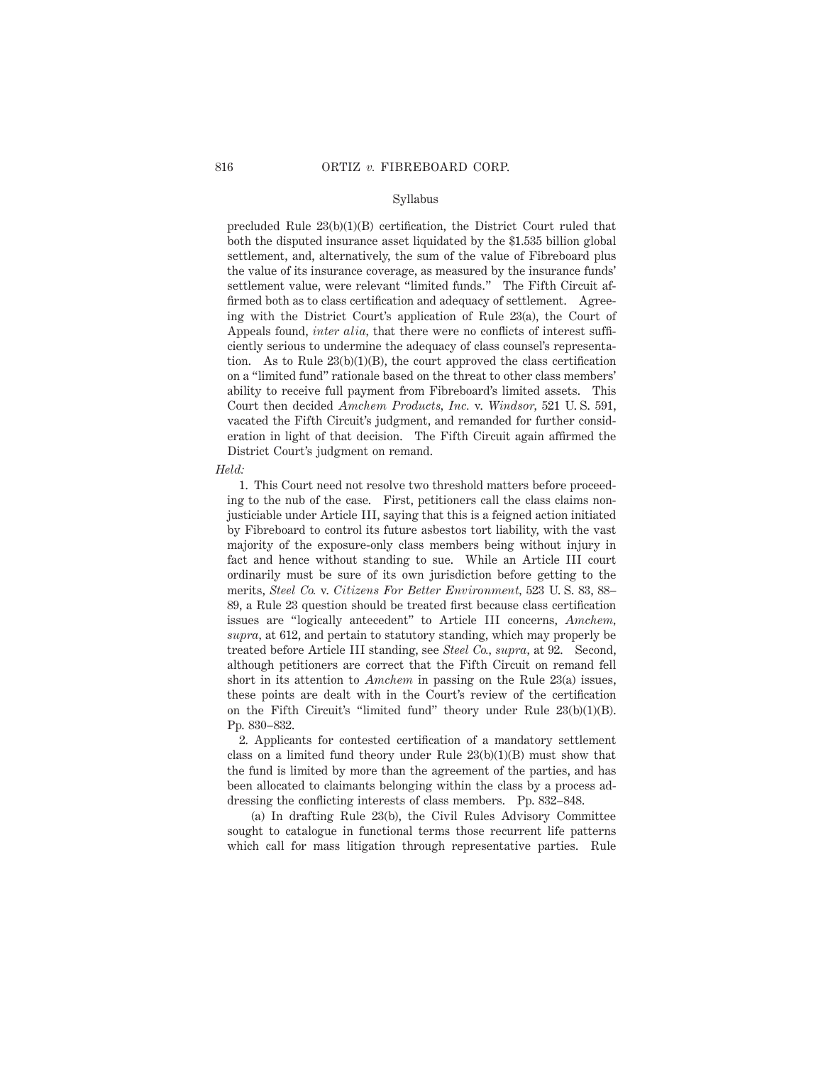precluded Rule 23(b)(1)(B) certification, the District Court ruled that both the disputed insurance asset liquidated by the $1.535 billion global settlement, and, alternatively, the sum of the value of Fibreboard plus the value of its insurance coverage, as measured by the insurance funds' settlement value, were relevant "limited funds." The Fifth Circuit affirmed both as to class certification and adequacy of settlement. Agreeing with the District Court's application of Rule 23(a), the Court of Appeals found, *inter alia,* that there were no conflicts of interest sufficiently serious to undermine the adequacy of class counsel's representation. As to Rule 23(b)(1)(B), the court approved the class certification on a "limited fund" rationale based on the threat to other class members' ability to receive full payment from Fibreboard's limited assets. This Court then decided *Amchem Products, Inc.* v. *Windsor,* 521 U. S. 591, vacated the Fifth Circuit's judgment, and remanded for further consideration in light of that decision. The Fifth Circuit again affirmed the District Court's judgment on remand.

*Held:*

1. This Court need not resolve two threshold matters before proceeding to the nub of the case. First, petitioners call the class claims nonjusticiable under Article III, saying that this is a feigned action initiated by Fibreboard to control its future asbestos tort liability, with the vast majority of the exposure-only class members being without injury in fact and hence without standing to sue. While an Article III court ordinarily must be sure of its own jurisdiction before getting to the merits, *Steel Co.* v. *Citizens For Better Environment,* 523 U. S. 83, 88–89, a Rule 23 question should be treated first because class certification issues are "logically antecedent" to Article III concerns, *Amchem, supra,* at 612, and pertain to statutory standing, which may properly be treated before Article III standing, see *Steel Co., supra,* at 92. Second, although petitioners are correct that the Fifth Circuit on remand fell short in its attention to *Amchem* in passing on the Rule 23(a) issues, these points are dealt with in the Court's review of the certification on the Fifth Circuit's "limited fund" theory under Rule 23(b)(1)(B). Pp. 830–832.

2. Applicants for contested certification of a mandatory settlement class on a limited fund theory under Rule 23(b)(1)(B) must show that the fund is limited by more than the agreement of the parties, and has been allocated to claimants belonging within the class by a process addressing the conflicting interests of class members. Pp. 832–848.

(a) In drafting Rule 23(b), the Civil Rules Advisory Committee sought to catalogue in functional terms those recurrent life patterns which call for mass litigation through representative parties. Rule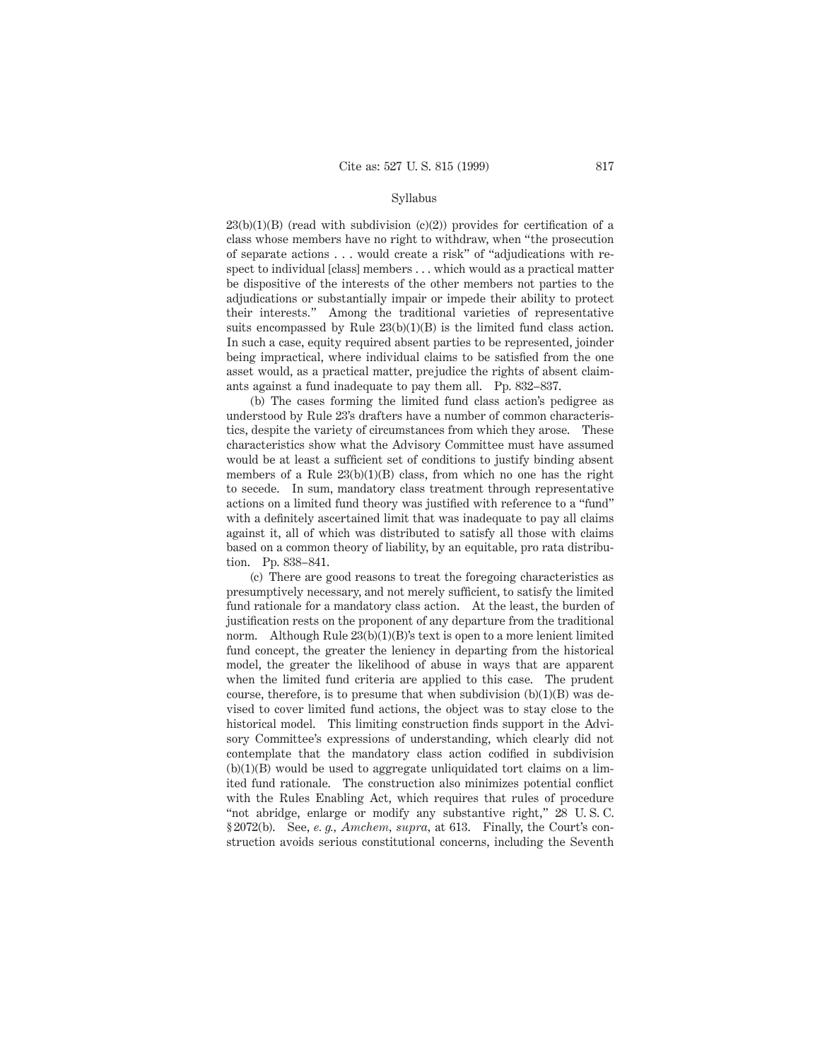23(b)(1)(B) (read with subdivision (c)(2)) provides for certification of a class whose members have no right to withdraw, when "the prosecution of separate actions . . . would create a risk" of "adjudications with respect to individual [class] members . . . which would as a practical matter be dispositive of the interests of the other members not parties to the adjudications or substantially impair or impede their ability to protect their interests." Among the traditional varieties of representative suits encompassed by Rule 23(b)(1)(B) is the limited fund class action. In such a case, equity required absent parties to be represented, joinder being impractical, where individual claims to be satisfied from the one asset would, as a practical matter, prejudice the rights of absent claimants against a fund inadequate to pay them all. Pp. 832–837.

(b) The cases forming the limited fund class action's pedigree as understood by Rule 23's drafters have a number of common characteristics, despite the variety of circumstances from which they arose. These characteristics show what the Advisory Committee must have assumed would be at least a sufficient set of conditions to justify binding absent members of a Rule 23(b)(1)(B) class, from which no one has the right to secede. In sum, mandatory class treatment through representative actions on a limited fund theory was justified with reference to a "fund" with a definitely ascertained limit that was inadequate to pay all claims against it, all of which was distributed to satisfy all those with claims based on a common theory of liability, by an equitable, pro rata distribution. Pp. 838–841.

(c) There are good reasons to treat the foregoing characteristics as presumptively necessary, and not merely sufficient, to satisfy the limited fund rationale for a mandatory class action. At the least, the burden of justification rests on the proponent of any departure from the traditional norm. Although Rule 23(b)(1)(B)'s text is open to a more lenient limited fund concept, the greater the leniency in departing from the historical model, the greater the likelihood of abuse in ways that are apparent when the limited fund criteria are applied to this case. The prudent course, therefore, is to presume that when subdivision (b)(1)(B) was devised to cover limited fund actions, the object was to stay close to the historical model. This limiting construction finds support in the Advisory Committee's expressions of understanding, which clearly did not contemplate that the mandatory class action codified in subdivision (b)(1)(B) would be used to aggregate unliquidated tort claims on a limited fund rationale. The construction also minimizes potential conflict with the Rules Enabling Act, which requires that rules of procedure "not abridge, enlarge or modify any substantive right," 28 U. S. C. §2072(b). See, *e. g.*, *Amchem*, *supra*, at 613. Finally, the Court's construction avoids serious constitutional concerns, including the Seventh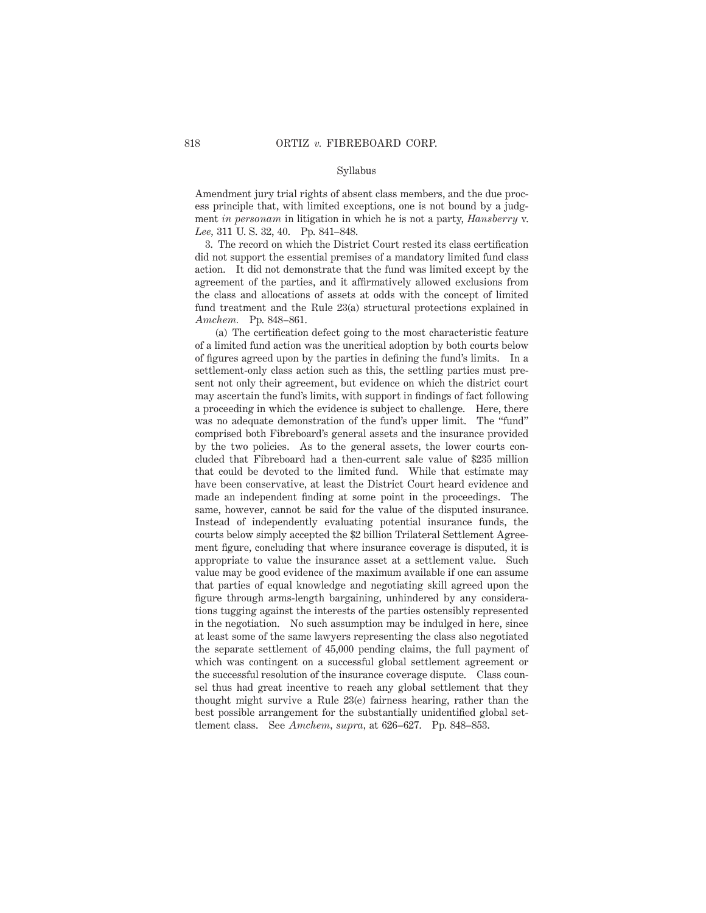Amendment jury trial rights of absent class members, and the due process principle that, with limited exceptions, one is not bound by a judgment *in personam* in litigation in which he is not a party, *Hansberry* v. *Lee*, 311 U. S. 32, 40. Pp. 841–848.

3. The record on which the District Court rested its class certification did not support the essential premises of a mandatory limited fund class action. It did not demonstrate that the fund was limited except by the agreement of the parties, and it affirmatively allowed exclusions from the class and allocations of assets at odds with the concept of limited fund treatment and the Rule 23(a) structural protections explained in *Amchem.* Pp. 848–861.

(a) The certification defect going to the most characteristic feature of a limited fund action was the uncritical adoption by both courts below of figures agreed upon by the parties in defining the fund's limits. In a settlement-only class action such as this, the settling parties must present not only their agreement, but evidence on which the district court may ascertain the fund's limits, with support in findings of fact following a proceeding in which the evidence is subject to challenge. Here, there was no adequate demonstration of the fund's upper limit. The "fund" comprised both Fibreboard's general assets and the insurance provided by the two policies. As to the general assets, the lower courts concluded that Fibreboard had a then-current sale value of $235 million that could be devoted to the limited fund. While that estimate may have been conservative, at least the District Court heard evidence and made an independent finding at some point in the proceedings. The same, however, cannot be said for the value of the disputed insurance. Instead of independently evaluating potential insurance funds, the courts below simply accepted the $2 billion Trilateral Settlement Agreement figure, concluding that where insurance coverage is disputed, it is appropriate to value the insurance asset at a settlement value. Such value may be good evidence of the maximum available if one can assume that parties of equal knowledge and negotiating skill agreed upon the figure through arms-length bargaining, unhindered by any considerations tugging against the interests of the parties ostensibly represented in the negotiation. No such assumption may be indulged in here, since at least some of the same lawyers representing the class also negotiated the separate settlement of 45,000 pending claims, the full payment of which was contingent on a successful global settlement agreement or the successful resolution of the insurance coverage dispute. Class counsel thus had great incentive to reach any global settlement that they thought might survive a Rule 23(e) fairness hearing, rather than the best possible arrangement for the substantially unidentified global settlement class. See *Amchem, supra*, at 626–627. Pp. 848–853.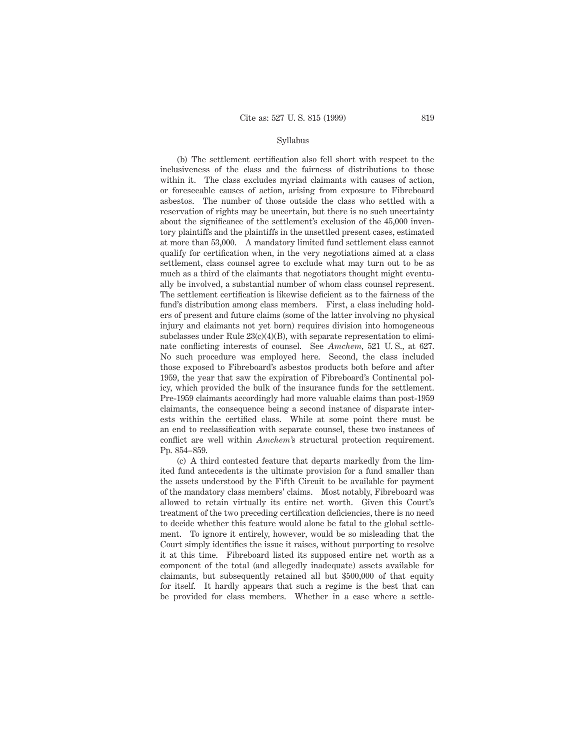Syllabus

(b) The settlement certification also fell short with respect to the inclusiveness of the class and the fairness of distributions to those within it. The class excludes myriad claimants with causes of action, or foreseeable causes of action, arising from exposure to Fibreboard asbestos. The number of those outside the class who settled with a reservation of rights may be uncertain, but there is no such uncertainty about the significance of the settlement's exclusion of the 45,000 inventory plaintiffs and the plaintiffs in the unsettled present cases, estimated at more than 53,000. A mandatory limited fund settlement class cannot qualify for certification when, in the very negotiations aimed at a class settlement, class counsel agree to exclude what may turn out to be as much as a third of the claimants that negotiators thought might eventually be involved, a substantial number of whom class counsel represent. The settlement certification is likewise deficient as to the fairness of the fund's distribution among class members. First, a class including holders of present and future claims (some of the latter involving no physical injury and claimants not yet born) requires division into homogeneous subclasses under Rule 23(c)(4)(B), with separate representation to eliminate conflicting interests of counsel. See *Amchem*, 521 U. S., at 627. No such procedure was employed here. Second, the class included those exposed to Fibreboard's asbestos products both before and after 1959, the year that saw the expiration of Fibreboard's Continental policy, which provided the bulk of the insurance funds for the settlement. Pre-1959 claimants accordingly had more valuable claims than post-1959 claimants, the consequence being a second instance of disparate interests within the certified class. While at some point there must be an end to reclassification with separate counsel, these two instances of conflict are well within *Amchem*'s structural protection requirement. Pp. 854–859.

(c) A third contested feature that departs markedly from the limited fund antecedents is the ultimate provision for a fund smaller than the assets understood by the Fifth Circuit to be available for payment of the mandatory class members' claims. Most notably, Fibreboard was allowed to retain virtually its entire net worth. Given this Court's treatment of the two preceding certification deficiencies, there is no need to decide whether this feature would alone be fatal to the global settlement. To ignore it entirely, however, would be so misleading that the Court simply identifies the issue it raises, without purporting to resolve it at this time. Fibreboard listed its supposed entire net worth as a component of the total (and allegedly inadequate) assets available for claimants, but subsequently retained all but $500,000 of that equity for itself. It hardly appears that such a regime is the best that can be provided for class members. Whether in a case where a settle-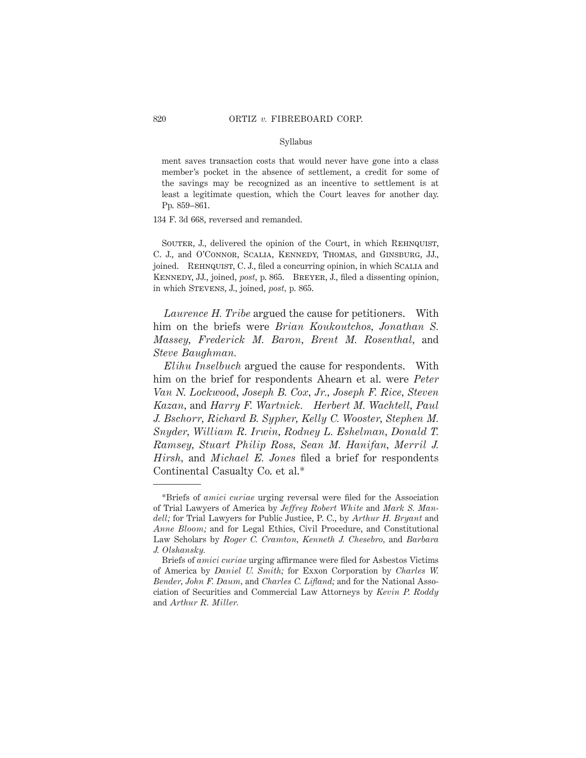ment saves transaction costs that would never have gone into a class member's pocket in the absence of settlement, a credit for some of the savings may be recognized as an incentive to settlement is at least a legitimate question, which the Court leaves for another day. Pp. 859–861.

134 F. 3d 668, reversed and remanded.

Souter, J., delivered the opinion of the Court, in which Rehnquist, C. J., and O'Connor, Scalia, Kennedy, Thomas, and Ginsburg, JJ., joined. Rehnquist, C. J., filed a concurring opinion, in which Scalia and Kennedy, JJ., joined, *post,* p. 865. Breyer, J., filed a dissenting opinion, in which Stevens, J., joined, *post,* p. 865.

*Laurence H. Tribe* argued the cause for petitioners. With him on the briefs were *Brian Koukoutchos, Jonathan S. Massey, Frederick M. Baron, Brent M. Rosenthal,* and *Steve Baughman.*

*Elihu Inselbuch* argued the cause for respondents. With him on the brief for respondents Ahearn et al. were *Peter Van N. Lockwood, Joseph B. Cox, Jr., Joseph F. Rice, Steven Kazan,* and *Harry F. Wartnick. Herbert M. Wachtell, Paul J. Bschorr, Richard B. Sypher, Kelly C. Wooster, Stephen M. Snyder, William R. Irwin, Rodney L. Eshelman, Donald T. Ramsey, Stuart Philip Ross, Sean M. Hanifan, Merril J. Hirsh,* and *Michael E. Jones* filed a brief for respondents Continental Casualty Co. et al.*

---

*Briefs of *amici curiae* urging reversal were filed for the Association of Trial Lawyers of America by *Jeffrey Robert White* and *Mark S. Mandell;* for Trial Lawyers for Public Justice, P. C., by *Arthur H. Bryant* and *Anne Bloom;* and for Legal Ethics, Civil Procedure, and Constitutional Law Scholars by *Roger C. Cramton, Kenneth J. Chesebro,* and *Barbara J. Olshansky.*

Briefs of *amici curiae* urging affirmance were filed for Asbestos Victims of America by *Daniel U. Smith;* for Exxon Corporation by *Charles W. Bender, John F. Daum,* and *Charles C. Lifland;* and for the National Association of Securities and Commercial Law Attorneys by *Kevin P. Roddy* and *Arthur R. Miller.*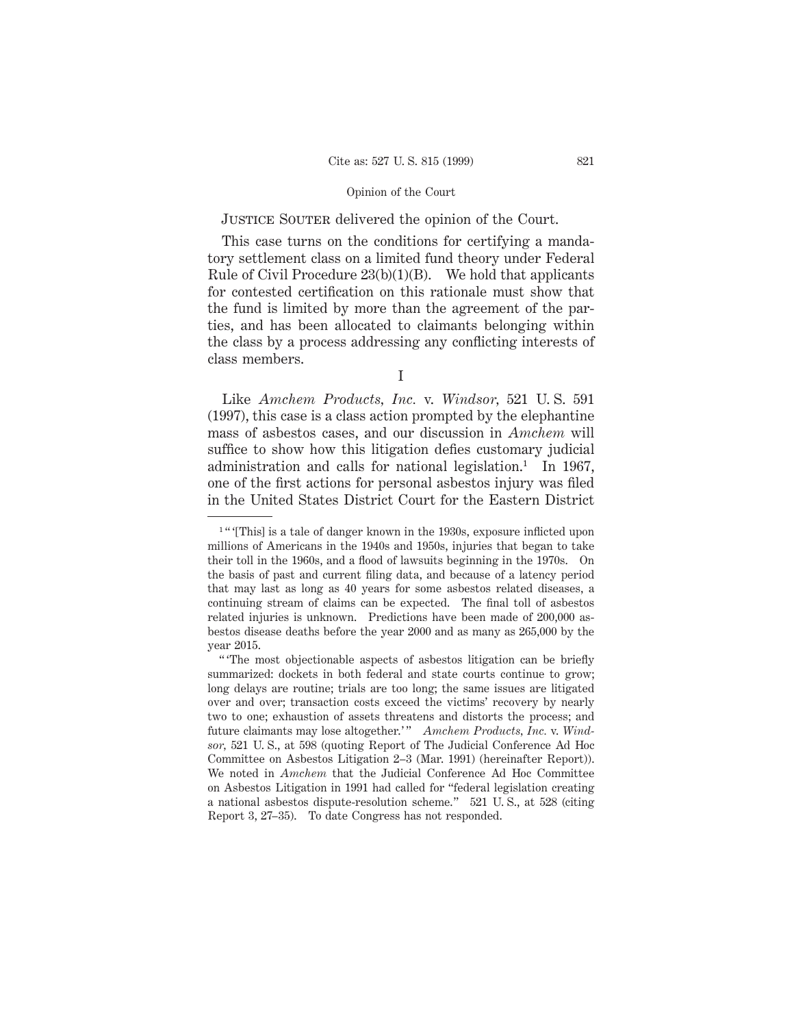JUSTICE SOUTER delivered the opinion of the Court.

This case turns on the conditions for certifying a mandatory settlement class on a limited fund theory under Federal Rule of Civil Procedure 23(b)(1)(B). We hold that applicants for contested certification on this rationale must show that the fund is limited by more than the agreement of the parties, and has been allocated to claimants belonging within the class by a process addressing any conflicting interests of class members.

I

Like *Amchem Products, Inc.* v. *Windsor*, 521 U. S. 591 (1997), this case is a class action prompted by the elephantine mass of asbestos cases, and our discussion in *Amchem* will suffice to show how this litigation defies customary judicial administration and calls for national legislation.[1] In 1967, one of the first actions for personal asbestos injury was filed in the United States District Court for the Eastern District

---

[1] " '[This] is a tale of danger known in the 1930s, exposure inflicted upon millions of Americans in the 1940s and 1950s, injuries that began to take their toll in the 1960s, and a flood of lawsuits beginning in the 1970s. On the basis of past and current filing data, and because of a latency period that may last as long as 40 years for some asbestos related diseases, a continuing stream of claims can be expected. The final toll of asbestos related injuries is unknown. Predictions have been made of 200,000 asbestos disease deaths before the year 2000 and as many as 265,000 by the year 2015.

" 'The most objectionable aspects of asbestos litigation can be briefly summarized: dockets in both federal and state courts continue to grow; long delays are routine; trials are too long; the same issues are litigated over and over; transaction costs exceed the victims' recovery by nearly two to one; exhaustion of assets threatens and distorts the process; and future claimants may lose altogether.' " *Amchem Products, Inc.* v. *Windsor*, 521 U. S., at 598 (quoting Report of The Judicial Conference Ad Hoc Committee on Asbestos Litigation 2–3 (Mar. 1991) (hereinafter Report)). We noted in *Amchem* that the Judicial Conference Ad Hoc Committee on Asbestos Litigation in 1991 had called for "federal legislation creating a national asbestos dispute-resolution scheme." 521 U. S., at 528 (citing Report 3, 27–35). To date Congress has not responded.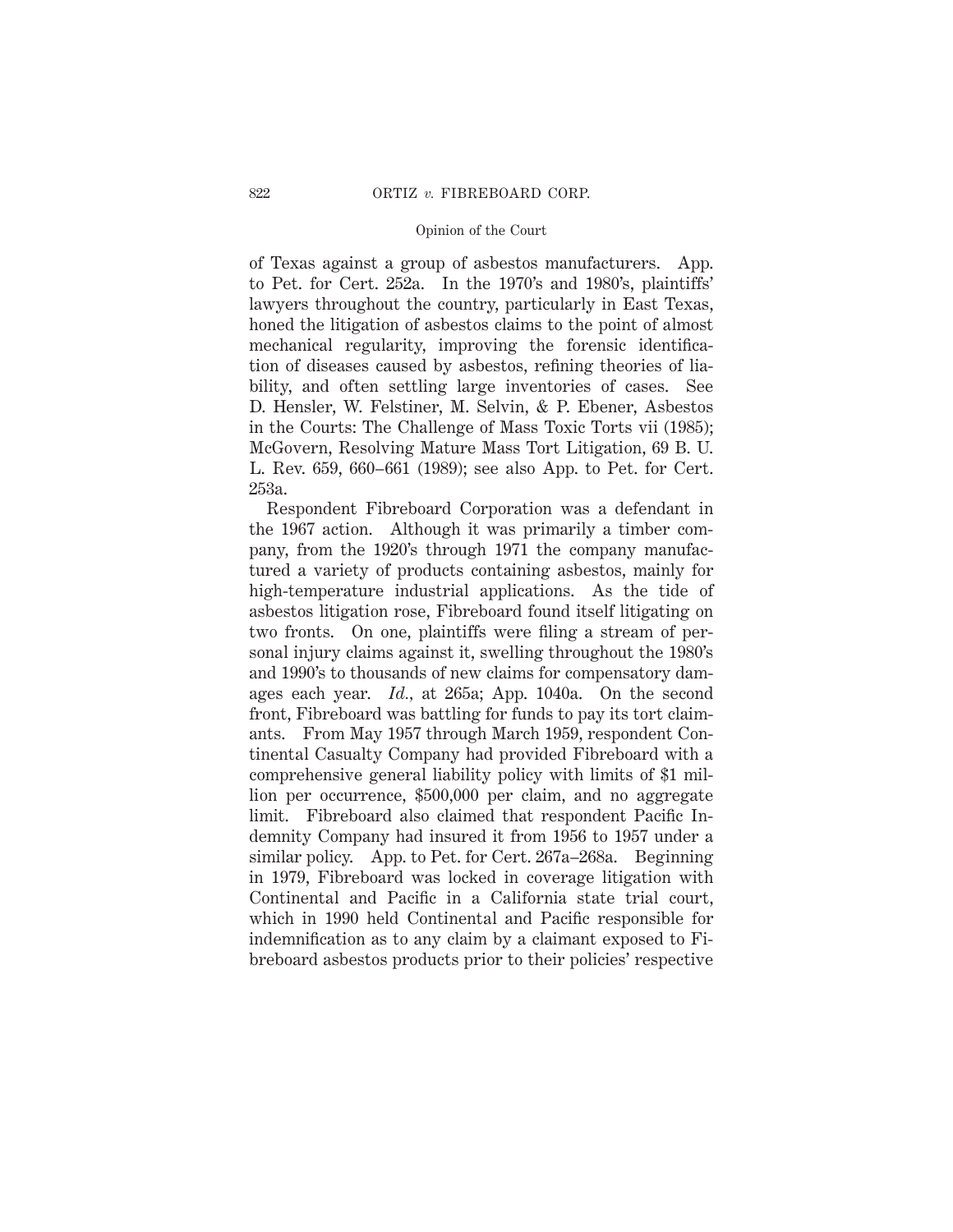of Texas against a group of asbestos manufacturers. App. to Pet. for Cert. 252a. In the 1970's and 1980's, plaintiffs' lawyers throughout the country, particularly in East Texas, honed the litigation of asbestos claims to the point of almost mechanical regularity, improving the forensic identification of diseases caused by asbestos, refining theories of liability, and often settling large inventories of cases. See D. Hensler, W. Felstiner, M. Selvin, & P. Ebener, Asbestos in the Courts: The Challenge of Mass Toxic Torts vii (1985); McGovern, Resolving Mature Mass Tort Litigation, 69 B. U. L. Rev. 659, 660–661 (1989); see also App. to Pet. for Cert. 253a.

Respondent Fibreboard Corporation was a defendant in the 1967 action. Although it was primarily a timber company, from the 1920's through 1971 the company manufactured a variety of products containing asbestos, mainly for high-temperature industrial applications. As the tide of asbestos litigation rose, Fibreboard found itself litigating on two fronts. On one, plaintiffs were filing a stream of personal injury claims against it, swelling throughout the 1980's and 1990's to thousands of new claims for compensatory damages each year. *Id.*, at 265a; App. 1040a. On the second front, Fibreboard was battling for funds to pay its tort claimants. From May 1957 through March 1959, respondent Continental Casualty Company had provided Fibreboard with a comprehensive general liability policy with limits of $1 million per occurrence, $500,000 per claim, and no aggregate limit. Fibreboard also claimed that respondent Pacific Indemnity Company had insured it from 1956 to 1957 under a similar policy. App. to Pet. for Cert. 267a–268a. Beginning in 1979, Fibreboard was locked in coverage litigation with Continental and Pacific in a California state trial court, which in 1990 held Continental and Pacific responsible for indemnification as to any claim by a claimant exposed to Fibreboard asbestos products prior to their policies' respective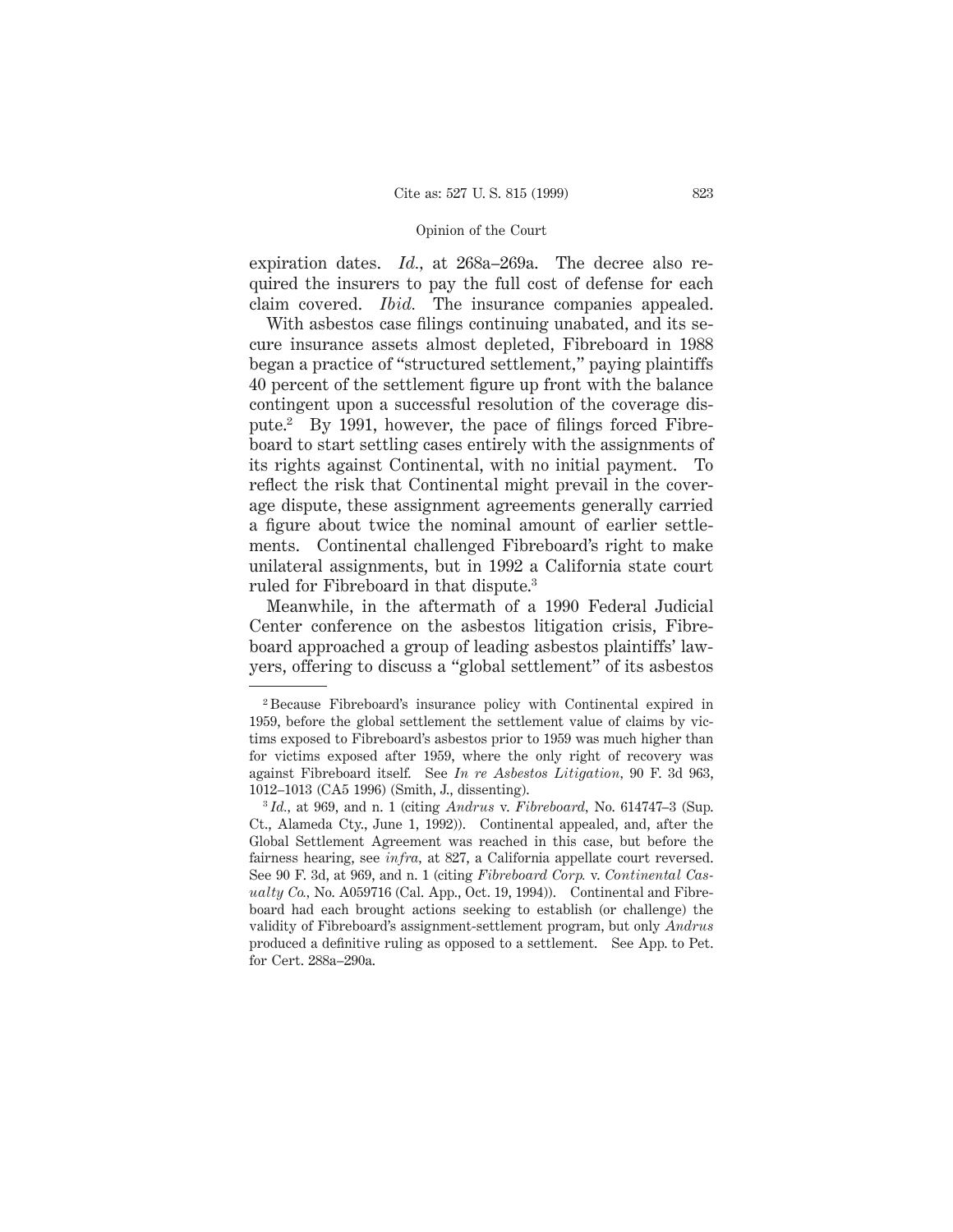expiration dates. *Id.*, at 268a–269a. The decree also required the insurers to pay the full cost of defense for each claim covered. *Ibid.* The insurance companies appealed.

With asbestos case filings continuing unabated, and its secure insurance assets almost depleted, Fibreboard in 1988 began a practice of "structured settlement," paying plaintiffs 40 percent of the settlement figure up front with the balance contingent upon a successful resolution of the coverage dispute.[2] By 1991, however, the pace of filings forced Fibreboard to start settling cases entirely with the assignments of its rights against Continental, with no initial payment. To reflect the risk that Continental might prevail in the coverage dispute, these assignment agreements generally carried a figure about twice the nominal amount of earlier settlements. Continental challenged Fibreboard's right to make unilateral assignments, but in 1992 a California state court ruled for Fibreboard in that dispute.[3]

Meanwhile, in the aftermath of a 1990 Federal Judicial Center conference on the asbestos litigation crisis, Fibreboard approached a group of leading asbestos plaintiffs' lawyers, offering to discuss a "global settlement" of its asbestos

---

[2] Because Fibreboard's insurance policy with Continental expired in 1959, before the global settlement the settlement value of claims by victims exposed to Fibreboard's asbestos prior to 1959 was much higher than for victims exposed after 1959, where the only right of recovery was against Fibreboard itself. See *In re Asbestos Litigation*, 90 F. 3d 963, 1012–1013 (CA5 1996) (Smith, J., dissenting).

[3] *Id.*, at 969, and n. 1 (citing *Andrus* v. *Fibreboard*, No. 614747–3 (Sup. Ct., Alameda Cty., June 1, 1992)). Continental appealed, and, after the Global Settlement Agreement was reached in this case, but before the fairness hearing, see *infra*, at 827, a California appellate court reversed. See 90 F. 3d, at 969, and n. 1 (citing *Fibreboard Corp.* v. *Continental Casualty Co.*, No. A059716 (Cal. App., Oct. 19, 1994)). Continental and Fibreboard had each brought actions seeking to establish (or challenge) the validity of Fibreboard's assignment-settlement program, but only *Andrus* produced a definitive ruling as opposed to a settlement. See App. to Pet. for Cert. 288a–290a.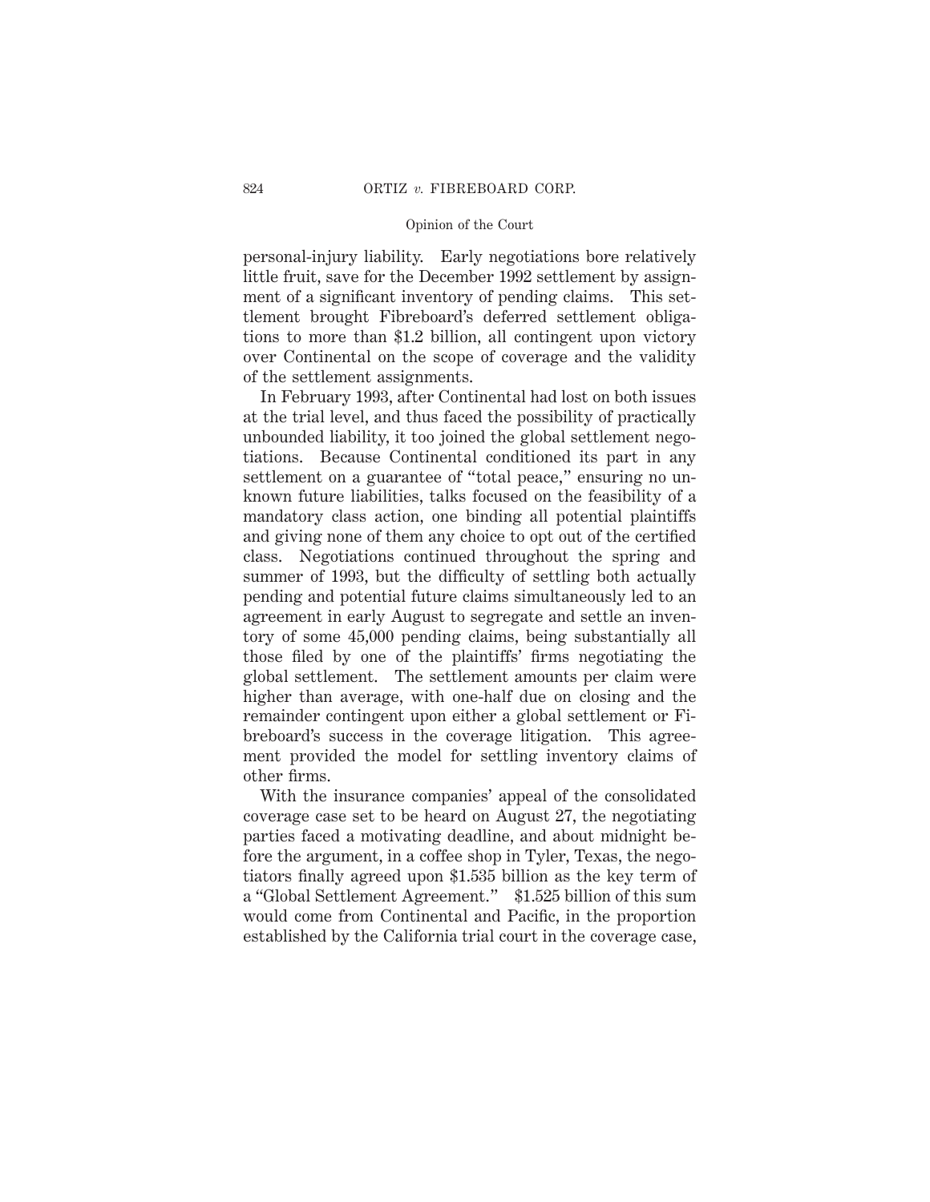personal-injury liability. Early negotiations bore relatively little fruit, save for the December 1992 settlement by assignment of a significant inventory of pending claims. This settlement brought Fibreboard's deferred settlement obligations to more than $1.2 billion, all contingent upon victory over Continental on the scope of coverage and the validity of the settlement assignments.

In February 1993, after Continental had lost on both issues at the trial level, and thus faced the possibility of practically unbounded liability, it too joined the global settlement negotiations. Because Continental conditioned its part in any settlement on a guarantee of "total peace," ensuring no unknown future liabilities, talks focused on the feasibility of a mandatory class action, one binding all potential plaintiffs and giving none of them any choice to opt out of the certified class. Negotiations continued throughout the spring and summer of 1993, but the difficulty of settling both actually pending and potential future claims simultaneously led to an agreement in early August to segregate and settle an inventory of some 45,000 pending claims, being substantially all those filed by one of the plaintiffs' firms negotiating the global settlement. The settlement amounts per claim were higher than average, with one-half due on closing and the remainder contingent upon either a global settlement or Fibreboard's success in the coverage litigation. This agreement provided the model for settling inventory claims of other firms.

With the insurance companies' appeal of the consolidated coverage case set to be heard on August 27, the negotiating parties faced a motivating deadline, and about midnight before the argument, in a coffee shop in Tyler, Texas, the negotiators finally agreed upon $1.535 billion as the key term of a "Global Settlement Agreement." $1.525 billion of this sum would come from Continental and Pacific, in the proportion established by the California trial court in the coverage case,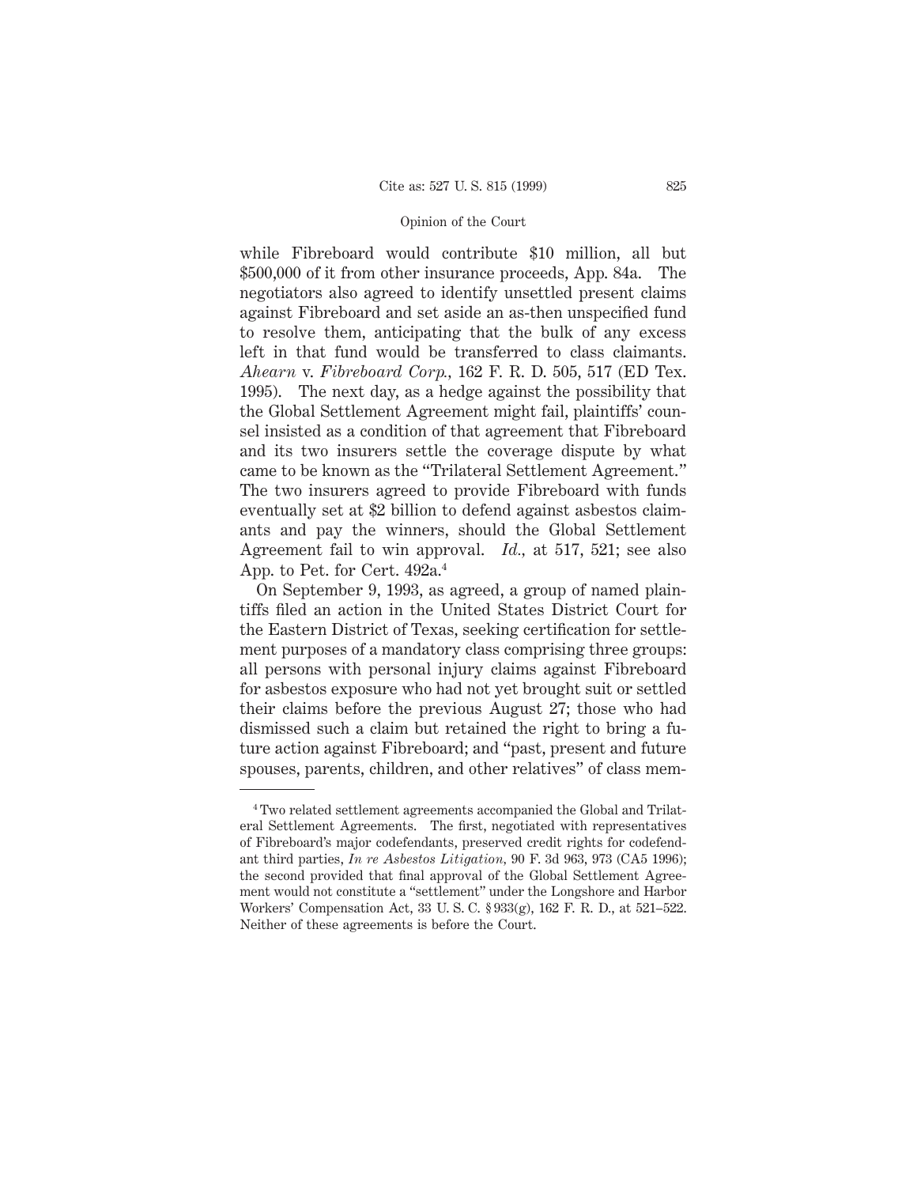while Fibreboard would contribute \$10 million, all but \$500,000 of it from other insurance proceeds, App. 84a. The negotiators also agreed to identify unsettled present claims against Fibreboard and set aside an as-then unspecified fund to resolve them, anticipating that the bulk of any excess left in that fund would be transferred to class claimants. *Ahearn* v. *Fibreboard Corp.*, 162 F. R. D. 505, 517 (ED Tex. 1995). The next day, as a hedge against the possibility that the Global Settlement Agreement might fail, plaintiffs' counsel insisted as a condition of that agreement that Fibreboard and its two insurers settle the coverage dispute by what came to be known as the "Trilateral Settlement Agreement." The two insurers agreed to provide Fibreboard with funds eventually set at \$2 billion to defend against asbestos claimants and pay the winners, should the Global Settlement Agreement fail to win approval. *Id.*, at 517, 521; see also App. to Pet. for Cert. 492a.[4]

On September 9, 1993, as agreed, a group of named plaintiffs filed an action in the United States District Court for the Eastern District of Texas, seeking certification for settlement purposes of a mandatory class comprising three groups: all persons with personal injury claims against Fibreboard for asbestos exposure who had not yet brought suit or settled their claims before the previous August 27; those who had dismissed such a claim but retained the right to bring a future action against Fibreboard; and "past, present and future spouses, parents, children, and other relatives" of class mem-

[4] Two related settlement agreements accompanied the Global and Trilateral Settlement Agreements. The first, negotiated with representatives of Fibreboard's major codefendants, preserved credit rights for codefendant third parties, *In re Asbestos Litigation*, 90 F. 3d 963, 973 (CA5 1996); the second provided that final approval of the Global Settlement Agreement would not constitute a "settlement" under the Longshore and Harbor Workers' Compensation Act, 33 U. S. C. § 933(g), 162 F. R. D., at 521–522. Neither of these agreements is before the Court.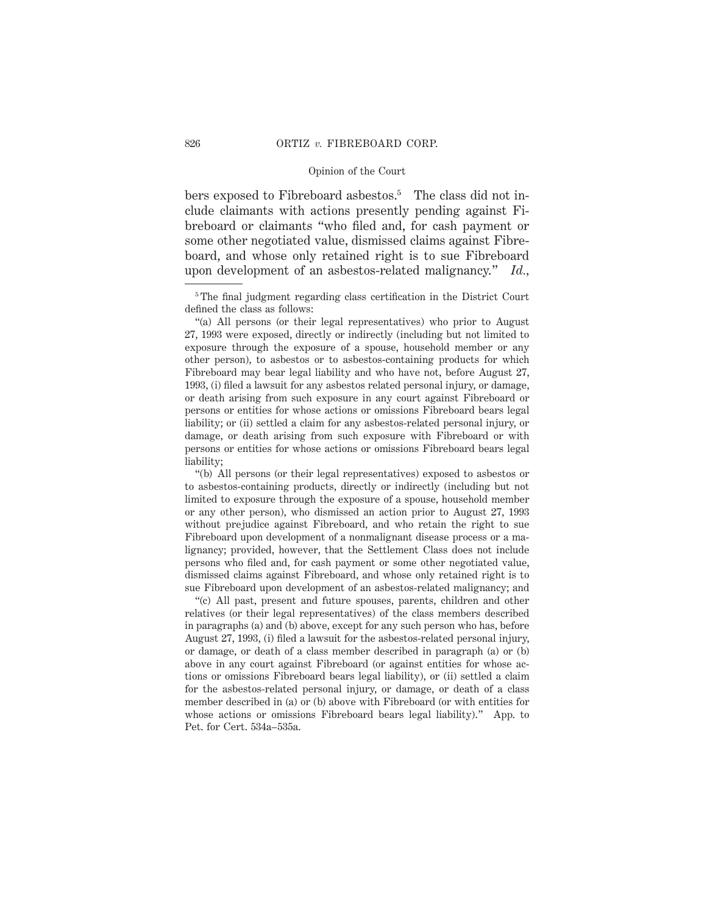bers exposed to Fibreboard asbestos.[5] The class did not include claimants with actions presently pending against Fibreboard or claimants "who filed and, for cash payment or some other negotiated value, dismissed claims against Fibreboard, and whose only retained right is to sue Fibreboard upon development of an asbestos-related malignancy." *Id.*,

---

[5] The final judgment regarding class certification in the District Court defined the class as follows:

"(a) All persons (or their legal representatives) who prior to August 27, 1993 were exposed, directly or indirectly (including but not limited to exposure through the exposure of a spouse, household member or any other person), to asbestos or to asbestos-containing products for which Fibreboard may bear legal liability and who have not, before August 27, 1993, (i) filed a lawsuit for any asbestos related personal injury, or damage, or death arising from such exposure in any court against Fibreboard or persons or entities for whose actions or omissions Fibreboard bears legal liability; or (ii) settled a claim for any asbestos-related personal injury, or damage, or death arising from such exposure with Fibreboard or with persons or entities for whose actions or omissions Fibreboard bears legal liability;

"(b) All persons (or their legal representatives) exposed to asbestos or to asbestos-containing products, directly or indirectly (including but not limited to exposure through the exposure of a spouse, household member or any other person), who dismissed an action prior to August 27, 1993 without prejudice against Fibreboard, and who retain the right to sue Fibreboard upon development of a nonmalignant disease process or a malignancy; provided, however, that the Settlement Class does not include persons who filed and, for cash payment or some other negotiated value, dismissed claims against Fibreboard, and whose only retained right is to sue Fibreboard upon development of an asbestos-related malignancy; and

"(c) All past, present and future spouses, parents, children and other relatives (or their legal representatives) of the class members described in paragraphs (a) and (b) above, except for any such person who has, before August 27, 1993, (i) filed a lawsuit for the asbestos-related personal injury, or damage, or death of a class member described in paragraph (a) or (b) above in any court against Fibreboard (or against entities for whose actions or omissions Fibreboard bears legal liability), or (ii) settled a claim for the asbestos-related personal injury, or damage, or death of a class member described in (a) or (b) above with Fibreboard (or with entities for whose actions or omissions Fibreboard bears legal liability)." App. to Pet. for Cert. 534a–535a.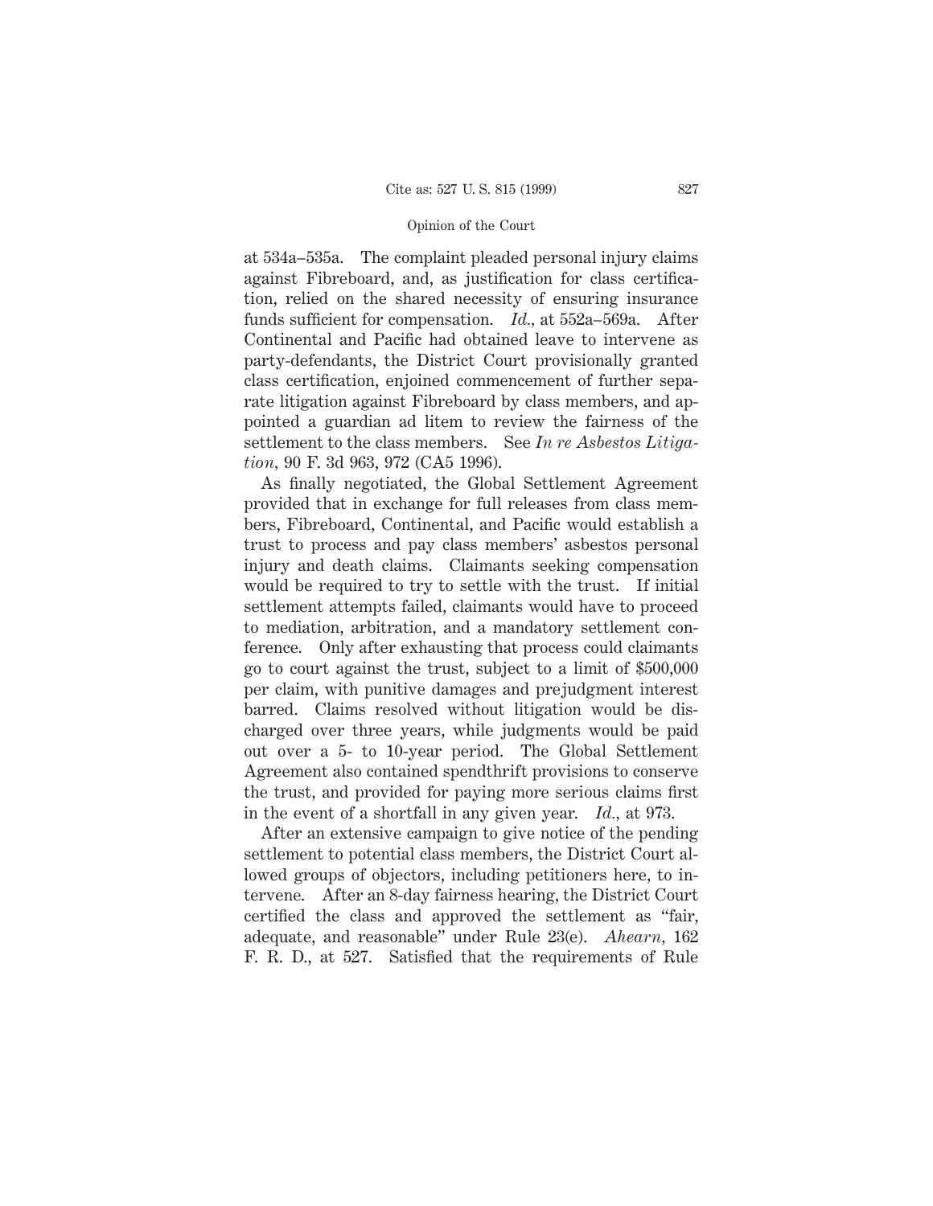at 534a–535a. The complaint pleaded personal injury claims against Fibreboard, and, as justification for class certification, relied on the shared necessity of ensuring insurance funds sufficient for compensation. *Id.*, at 552a–569a. After Continental and Pacific had obtained leave to intervene as party-defendants, the District Court provisionally granted class certification, enjoined commencement of further separate litigation against Fibreboard by class members, and appointed a guardian ad litem to review the fairness of the settlement to the class members. See *In re Asbestos Litigation*, 90 F. 3d 963, 972 (CA5 1996).

As finally negotiated, the Global Settlement Agreement provided that in exchange for full releases from class members, Fibreboard, Continental, and Pacific would establish a trust to process and pay class members' asbestos personal injury and death claims. Claimants seeking compensation would be required to try to settle with the trust. If initial settlement attempts failed, claimants would have to proceed to mediation, arbitration, and a mandatory settlement conference. Only after exhausting that process could claimants go to court against the trust, subject to a limit of $500,000 per claim, with punitive damages and prejudgment interest barred. Claims resolved without litigation would be discharged over three years, while judgments would be paid out over a 5- to 10-year period. The Global Settlement Agreement also contained spendthrift provisions to conserve the trust, and provided for paying more serious claims first in the event of a shortfall in any given year. *Id.*, at 973.

After an extensive campaign to give notice of the pending settlement to potential class members, the District Court allowed groups of objectors, including petitioners here, to intervene. After an 8-day fairness hearing, the District Court certified the class and approved the settlement as "fair, adequate, and reasonable" under Rule 23(e). *Ahearn*, 162 F. R. D., at 527. Satisfied that the requirements of Rule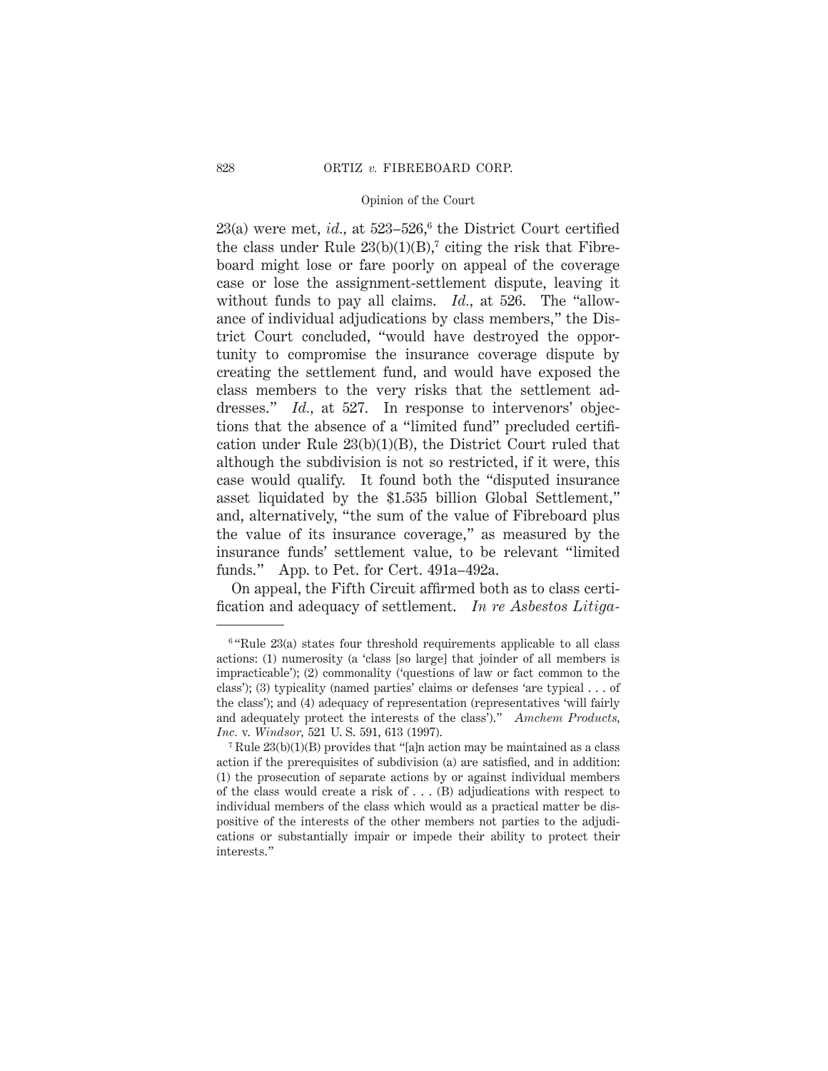23(a) were met, *id.*, at 523–526,[6] the District Court certified the class under Rule 23(b)(1)(B),[7] citing the risk that Fibreboard might lose or fare poorly on appeal of the coverage case or lose the assignment-settlement dispute, leaving it without funds to pay all claims. *Id.*, at 526. The "allowance of individual adjudications by class members," the District Court concluded, "would have destroyed the opportunity to compromise the insurance coverage dispute by creating the settlement fund, and would have exposed the class members to the very risks that the settlement addresses." *Id.*, at 527. In response to intervenors' objections that the absence of a "limited fund" precluded certification under Rule 23(b)(1)(B), the District Court ruled that although the subdivision is not so restricted, if it were, this case would qualify. It found both the "disputed insurance asset liquidated by the $1.535 billion Global Settlement," and, alternatively, "the sum of the value of Fibreboard plus the value of its insurance coverage," as measured by the insurance funds' settlement value, to be relevant "limited funds." App. to Pet. for Cert. 491a–492a.

On appeal, the Fifth Circuit affirmed both as to class certification and adequacy of settlement. *In re Asbestos Litiga-*

---

[6] "Rule 23(a) states four threshold requirements applicable to all class actions: (1) numerosity (a 'class [so large] that joinder of all members is impracticable'); (2) commonality ('questions of law or fact common to the class'); (3) typicality (named parties' claims or defenses 'are typical . . . of the class'); and (4) adequacy of representation (representatives 'will fairly and adequately protect the interests of the class')." *Amchem Products, Inc.* v. *Windsor*, 521 U. S. 591, 613 (1997).

[7] Rule 23(b)(1)(B) provides that "[a]n action may be maintained as a class action if the prerequisites of subdivision (a) are satisfied, and in addition: (1) the prosecution of separate actions by or against individual members of the class would create a risk of . . . (B) adjudications with respect to individual members of the class which would as a practical matter be dispositive of the interests of the other members not parties to the adjudications or substantially impair or impede their ability to protect their interests."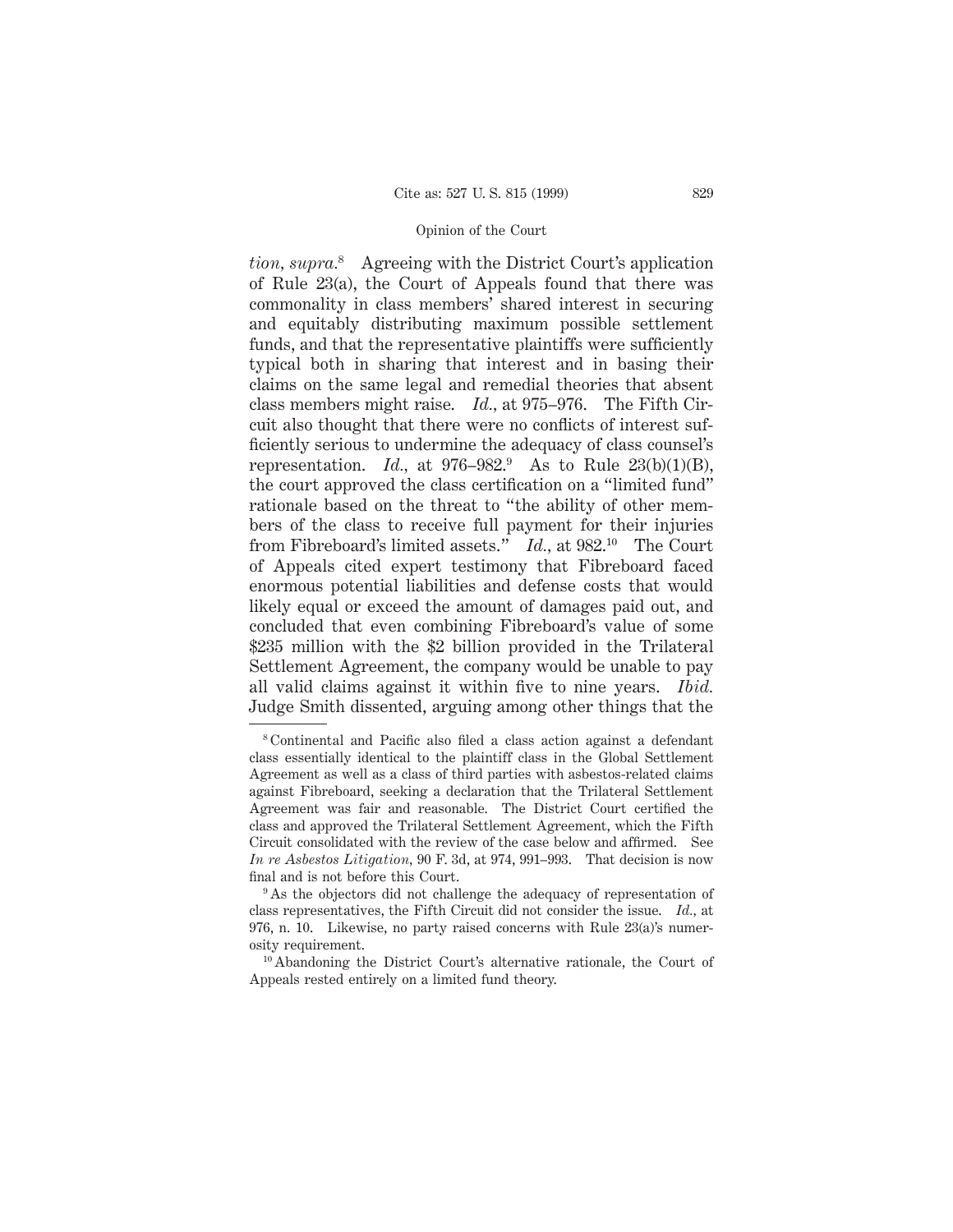*tion, supra.*[8] Agreeing with the District Court's application of Rule 23(a), the Court of Appeals found that there was commonality in class members' shared interest in securing and equitably distributing maximum possible settlement funds, and that the representative plaintiffs were sufficiently typical both in sharing that interest and in basing their claims on the same legal and remedial theories that absent class members might raise. *Id.,* at 975–976. The Fifth Circuit also thought that there were no conflicts of interest sufficiently serious to undermine the adequacy of class counsel's representation. *Id.,* at 976–982.[9] As to Rule 23(b)(1)(B), the court approved the class certification on a "limited fund" rationale based on the threat to "the ability of other members of the class to receive full payment for their injuries from Fibreboard's limited assets." *Id.,* at 982.[10] The Court of Appeals cited expert testimony that Fibreboard faced enormous potential liabilities and defense costs that would likely equal or exceed the amount of damages paid out, and concluded that even combining Fibreboard's value of some $235 million with the $2 billion provided in the Trilateral Settlement Agreement, the company would be unable to pay all valid claims against it within five to nine years. *Ibid.* Judge Smith dissented, arguing among other things that the

---

[8] Continental and Pacific also filed a class action against a defendant class essentially identical to the plaintiff class in the Global Settlement Agreement as well as a class of third parties with asbestos-related claims against Fibreboard, seeking a declaration that the Trilateral Settlement Agreement was fair and reasonable. The District Court certified the class and approved the Trilateral Settlement Agreement, which the Fifth Circuit consolidated with the review of the case below and affirmed. See *In re Asbestos Litigation,* 90 F. 3d, at 974, 991–993. That decision is now final and is not before this Court.

[9] As the objectors did not challenge the adequacy of representation of class representatives, the Fifth Circuit did not consider the issue. *Id.,* at 976, n. 10. Likewise, no party raised concerns with Rule 23(a)'s numerosity requirement.

[10] Abandoning the District Court's alternative rationale, the Court of Appeals rested entirely on a limited fund theory.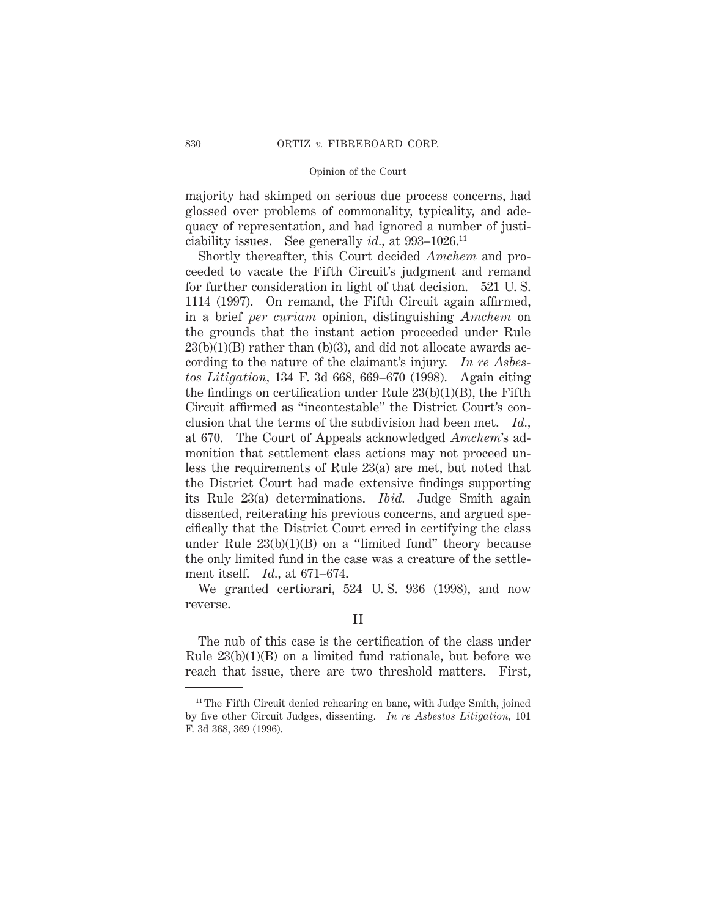majority had skimped on serious due process concerns, had glossed over problems of commonality, typicality, and adequacy of representation, and had ignored a number of justiciability issues. See generally *id.*, at 993–1026.[11]

Shortly thereafter, this Court decided *Amchem* and proceeded to vacate the Fifth Circuit's judgment and remand for further consideration in light of that decision. 521 U. S. 1114 (1997). On remand, the Fifth Circuit again affirmed, in a brief *per curiam* opinion, distinguishing *Amchem* on the grounds that the instant action proceeded under Rule 23(b)(1)(B) rather than (b)(3), and did not allocate awards according to the nature of the claimant's injury. *In re Asbestos Litigation*, 134 F. 3d 668, 669–670 (1998). Again citing the findings on certification under Rule 23(b)(1)(B), the Fifth Circuit affirmed as "incontestable" the District Court's conclusion that the terms of the subdivision had been met. *Id.*, at 670. The Court of Appeals acknowledged *Amchem*'s admonition that settlement class actions may not proceed unless the requirements of Rule 23(a) are met, but noted that the District Court had made extensive findings supporting its Rule 23(a) determinations. *Ibid.* Judge Smith again dissented, reiterating his previous concerns, and argued specifically that the District Court erred in certifying the class under Rule 23(b)(1)(B) on a "limited fund" theory because the only limited fund in the case was a creature of the settlement itself. *Id.*, at 671–674.

We granted certiorari, 524 U. S. 936 (1998), and now reverse.

## II

The nub of this case is the certification of the class under Rule 23(b)(1)(B) on a limited fund rationale, but before we reach that issue, there are two threshold matters. First,

[11] The Fifth Circuit denied rehearing en banc, with Judge Smith, joined by five other Circuit Judges, dissenting. *In re Asbestos Litigation*, 101 F. 3d 368, 369 (1996).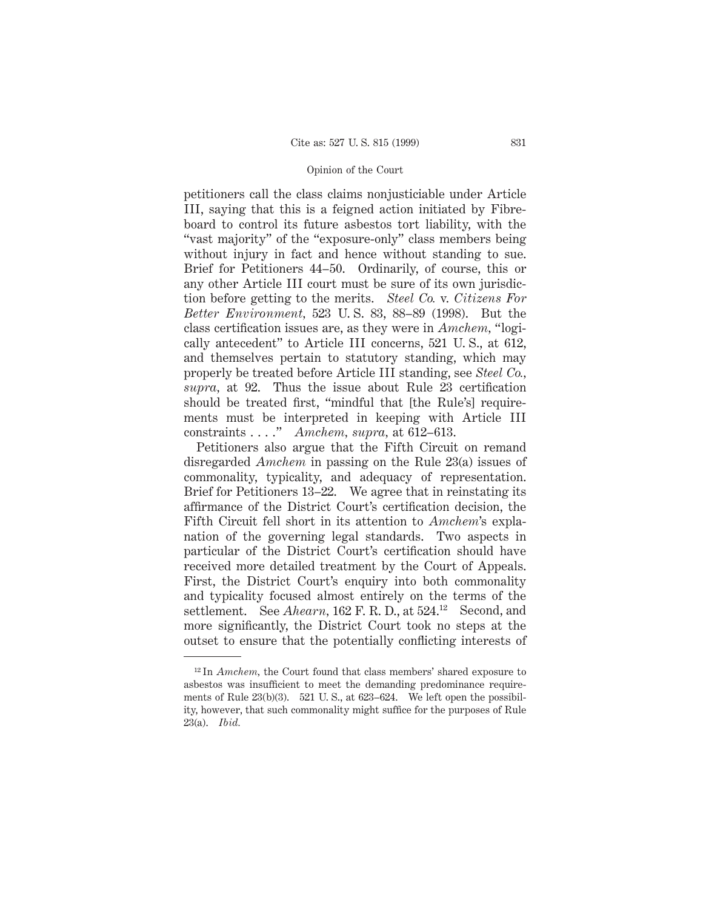petitioners call the class claims nonjusticiable under Article III, saying that this is a feigned action initiated by Fibreboard to control its future asbestos tort liability, with the "vast majority" of the "exposure-only" class members being without injury in fact and hence without standing to sue. Brief for Petitioners 44–50. Ordinarily, of course, this or any other Article III court must be sure of its own jurisdiction before getting to the merits. *Steel Co.* v. *Citizens For Better Environment*, 523 U. S. 83, 88–89 (1998). But the class certification issues are, as they were in *Amchem*, "logically antecedent" to Article III concerns, 521 U. S., at 612, and themselves pertain to statutory standing, which may properly be treated before Article III standing, see *Steel Co.*, *supra*, at 92. Thus the issue about Rule 23 certification should be treated first, "mindful that [the Rule's] requirements must be interpreted in keeping with Article III constraints . . . ." *Amchem*, *supra*, at 612–613.

Petitioners also argue that the Fifth Circuit on remand disregarded *Amchem* in passing on the Rule 23(a) issues of commonality, typicality, and adequacy of representation. Brief for Petitioners 13–22. We agree that in reinstating its affirmance of the District Court's certification decision, the Fifth Circuit fell short in its attention to *Amchem*'s explanation of the governing legal standards. Two aspects in particular of the District Court's certification should have received more detailed treatment by the Court of Appeals. First, the District Court's enquiry into both commonality and typicality focused almost entirely on the terms of the settlement. See *Ahearn*, 162 F. R. D., at 524.[12] Second, and more significantly, the District Court took no steps at the outset to ensure that the potentially conflicting interests of

[12] In *Amchem*, the Court found that class members' shared exposure to asbestos was insufficient to meet the demanding predominance requirements of Rule 23(b)(3). 521 U. S., at 623–624. We left open the possibility, however, that such commonality might suffice for the purposes of Rule 23(a). *Ibid.*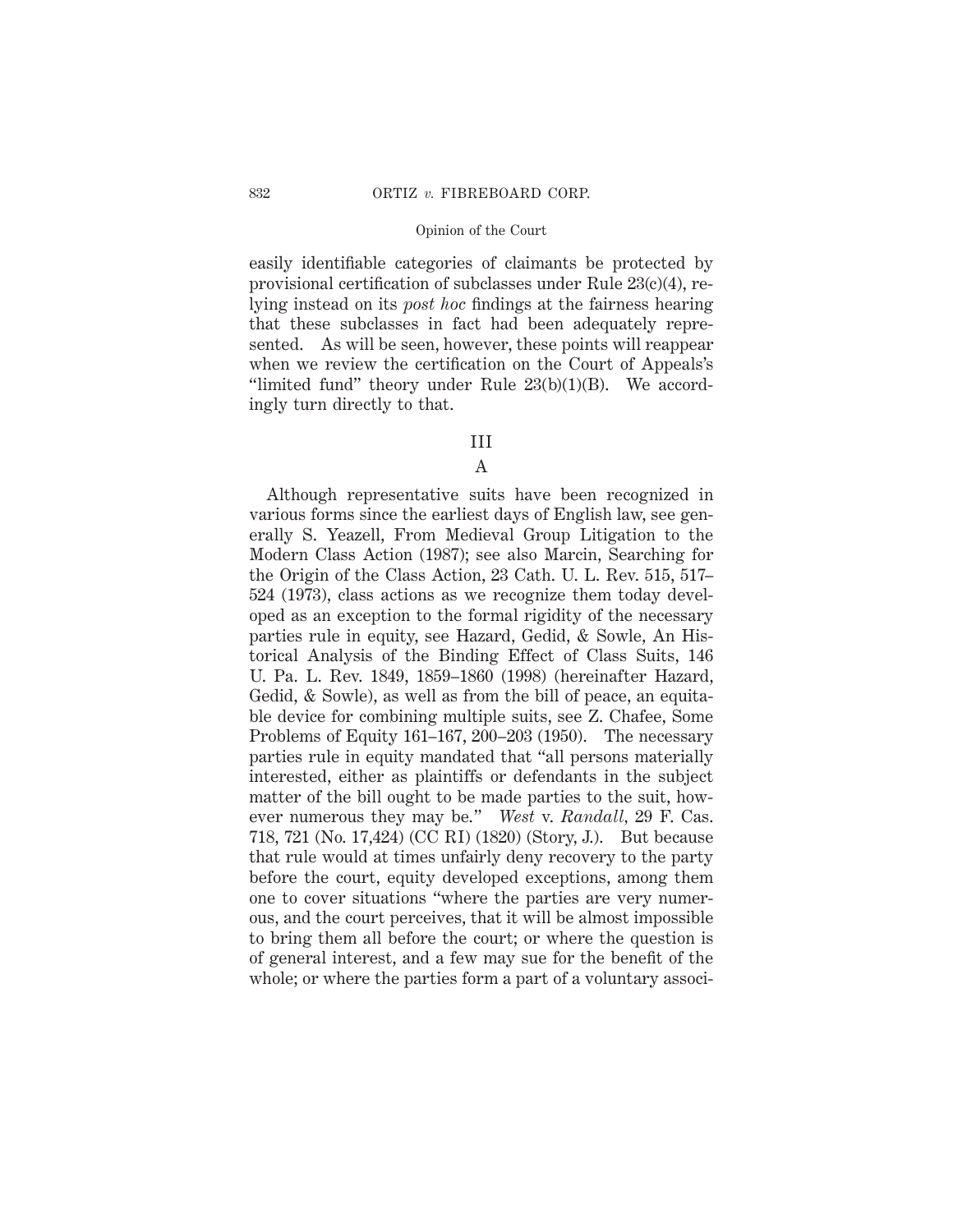easily identifiable categories of claimants be protected by provisional certification of subclasses under Rule 23(c)(4), relying instead on its *post hoc* findings at the fairness hearing that these subclasses in fact had been adequately represented. As will be seen, however, these points will reappear when we review the certification on the Court of Appeals's "limited fund" theory under Rule 23(b)(1)(B). We accordingly turn directly to that.

## III

### A

Although representative suits have been recognized in various forms since the earliest days of English law, see generally S. Yeazell, From Medieval Group Litigation to the Modern Class Action (1987); see also Marcin, Searching for the Origin of the Class Action, 23 Cath. U. L. Rev. 515, 517–524 (1973), class actions as we recognize them today developed as an exception to the formal rigidity of the necessary parties rule in equity, see Hazard, Gedid, & Sowle, An Historical Analysis of the Binding Effect of Class Suits, 146 U. Pa. L. Rev. 1849, 1859–1860 (1998) (hereinafter Hazard, Gedid, & Sowle), as well as from the bill of peace, an equitable device for combining multiple suits, see Z. Chafee, Some Problems of Equity 161–167, 200–203 (1950). The necessary parties rule in equity mandated that "all persons materially interested, either as plaintiffs or defendants in the subject matter of the bill ought to be made parties to the suit, however numerous they may be." *West* v. *Randall*, 29 F. Cas. 718, 721 (No. 17,424) (CC RI) (1820) (Story, J.). But because that rule would at times unfairly deny recovery to the party before the court, equity developed exceptions, among them one to cover situations "where the parties are very numerous, and the court perceives, that it will be almost impossible to bring them all before the court; or where the question is of general interest, and a few may sue for the benefit of the whole; or where the parties form a part of a voluntary associ-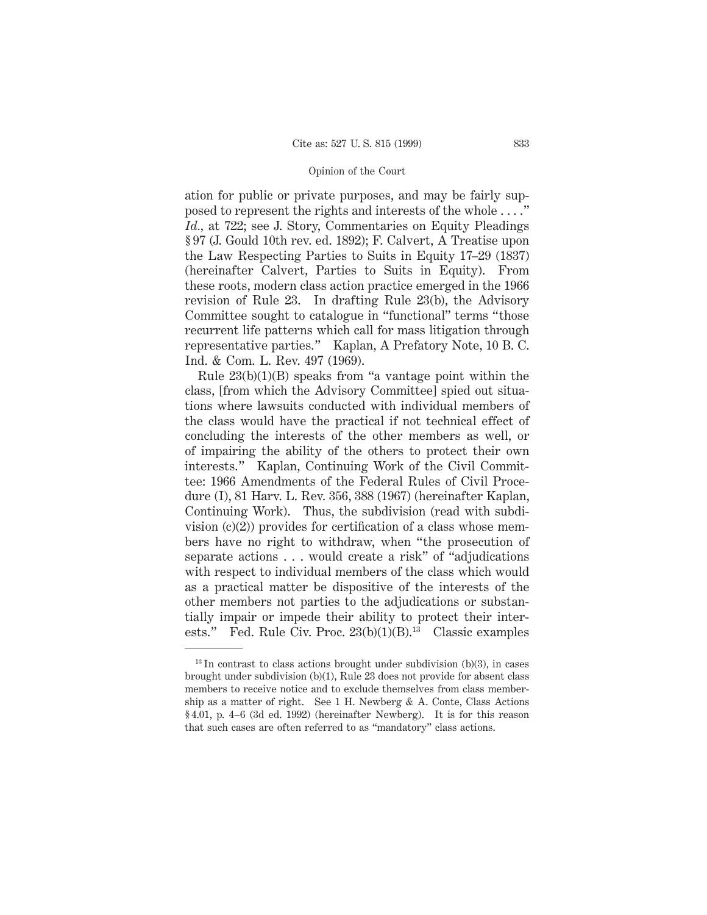ation for public or private purposes, and may be fairly supposed to represent the rights and interests of the whole . . . ." *Id.*, at 722; see J. Story, Commentaries on Equity Pleadings § 97 (J. Gould 10th rev. ed. 1892); F. Calvert, A Treatise upon the Law Respecting Parties to Suits in Equity 17–29 (1837) (hereinafter Calvert, Parties to Suits in Equity). From these roots, modern class action practice emerged in the 1966 revision of Rule 23. In drafting Rule 23(b), the Advisory Committee sought to catalogue in "functional" terms "those recurrent life patterns which call for mass litigation through representative parties." Kaplan, A Prefatory Note, 10 B. C. Ind. & Com. L. Rev. 497 (1969).

Rule 23(b)(1)(B) speaks from "a vantage point within the class, [from which the Advisory Committee] spied out situations where lawsuits conducted with individual members of the class would have the practical if not technical effect of concluding the interests of the other members as well, or of impairing the ability of the others to protect their own interests." Kaplan, Continuing Work of the Civil Committee: 1966 Amendments of the Federal Rules of Civil Procedure (I), 81 Harv. L. Rev. 356, 388 (1967) (hereinafter Kaplan, Continuing Work). Thus, the subdivision (read with subdivision (c)(2)) provides for certification of a class whose members have no right to withdraw, when "the prosecution of separate actions . . . would create a risk" of "adjudications with respect to individual members of the class which would as a practical matter be dispositive of the interests of the other members not parties to the adjudications or substantially impair or impede their ability to protect their interests." Fed. Rule Civ. Proc. 23(b)(1)(B).[13] Classic examples

---

[13] In contrast to class actions brought under subdivision (b)(3), in cases brought under subdivision (b)(1), Rule 23 does not provide for absent class members to receive notice and to exclude themselves from class membership as a matter of right. See 1 H. Newberg & A. Conte, Class Actions § 4.01, p. 4–6 (3d ed. 1992) (hereinafter Newberg). It is for this reason that such cases are often referred to as "mandatory" class actions.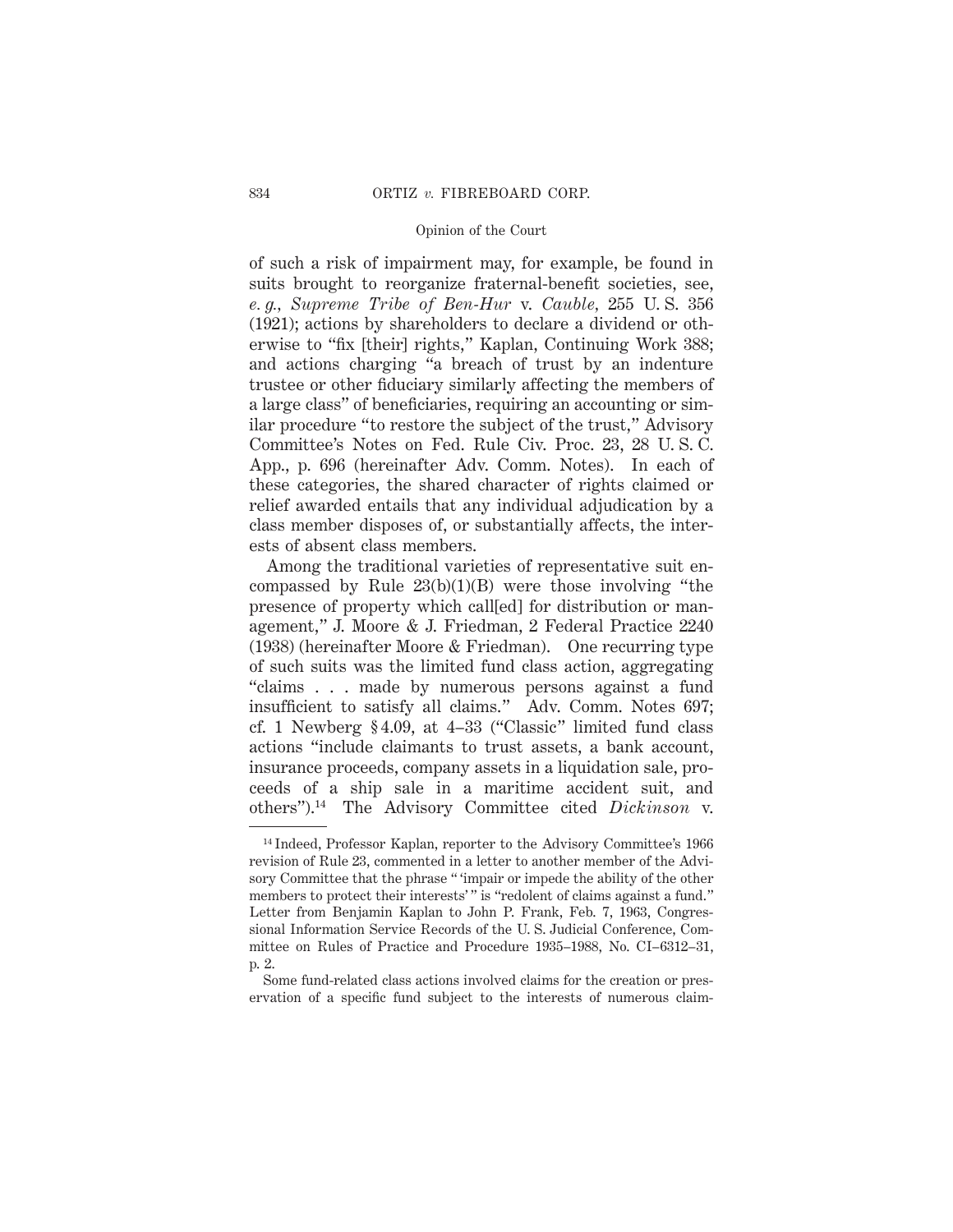of such a risk of impairment may, for example, be found in suits brought to reorganize fraternal-benefit societies, see, *e. g.*, *Supreme Tribe of Ben-Hur* v. *Cauble*, 255 U. S. 356 (1921); actions by shareholders to declare a dividend or otherwise to "fix [their] rights," Kaplan, Continuing Work 388; and actions charging "a breach of trust by an indenture trustee or other fiduciary similarly affecting the members of a large class" of beneficiaries, requiring an accounting or similar procedure "to restore the subject of the trust," Advisory Committee's Notes on Fed. Rule Civ. Proc. 23, 28 U. S. C. App., p. 696 (hereinafter Adv. Comm. Notes). In each of these categories, the shared character of rights claimed or relief awarded entails that any individual adjudication by a class member disposes of, or substantially affects, the interests of absent class members.

Among the traditional varieties of representative suit encompassed by Rule 23(b)(1)(B) were those involving "the presence of property which call[ed] for distribution or management," J. Moore & J. Friedman, 2 Federal Practice 2240 (1938) (hereinafter Moore & Friedman). One recurring type of such suits was the limited fund class action, aggregating "claims . . . made by numerous persons against a fund insufficient to satisfy all claims." Adv. Comm. Notes 697; cf. 1 Newberg § 4.09, at 4–33 ("Classic" limited fund class actions "include claimants to trust assets, a bank account, insurance proceeds, company assets in a liquidation sale, proceeds of a ship sale in a maritime accident suit, and others").[14] The Advisory Committee cited *Dickinson* v.

---

[14] Indeed, Professor Kaplan, reporter to the Advisory Committee's 1966 revision of Rule 23, commented in a letter to another member of the Advisory Committee that the phrase " 'impair or impede the ability of the other members to protect their interests' " is "redolent of claims against a fund." Letter from Benjamin Kaplan to John P. Frank, Feb. 7, 1963, Congressional Information Service Records of the U. S. Judicial Conference, Committee on Rules of Practice and Procedure 1935–1988, No. CI–6312–31, p. 2.

Some fund-related class actions involved claims for the creation or preservation of a specific fund subject to the interests of numerous claim-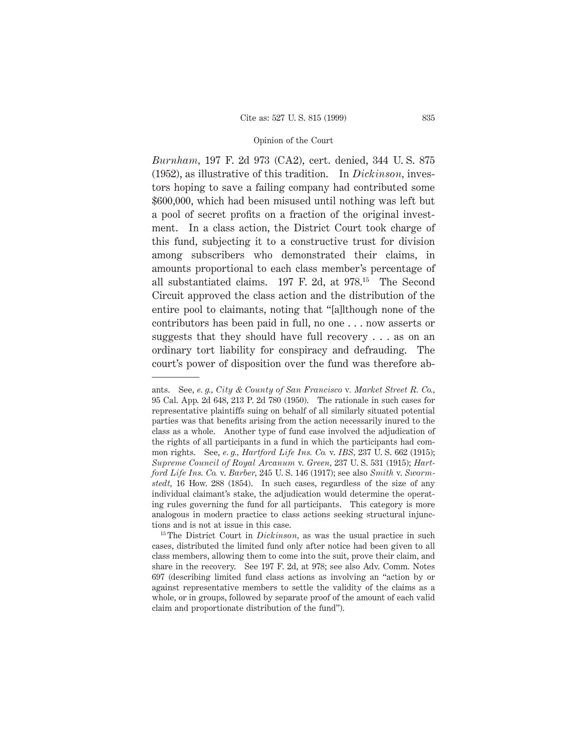*Burnham*, 197 F. 2d 973 (CA2), cert. denied, 344 U. S. 875 (1952), as illustrative of this tradition. In *Dickinson*, investors hoping to save a failing company had contributed some $600,000, which had been misused until nothing was left but a pool of secret profits on a fraction of the original investment. In a class action, the District Court took charge of this fund, subjecting it to a constructive trust for division among subscribers who demonstrated their claims, in amounts proportional to each class member's percentage of all substantiated claims. 197 F. 2d, at 978.[15] The Second Circuit approved the class action and the distribution of the entire pool to claimants, noting that "[a]lthough none of the contributors has been paid in full, no one . . . now asserts or suggests that they should have full recovery . . . as on an ordinary tort liability for conspiracy and defrauding. The court's power of disposition over the fund was therefore ab-

---

ants. See, *e. g., City & County of San Francisco* v. *Market Street R. Co.*, 95 Cal. App. 2d 648, 213 P. 2d 780 (1950). The rationale in such cases for representative plaintiffs suing on behalf of all similarly situated potential parties was that benefits arising from the action necessarily inured to the class as a whole. Another type of fund case involved the adjudication of the rights of all participants in a fund in which the participants had common rights. See, *e. g., Hartford Life Ins. Co.* v. *IBS*, 237 U. S. 662 (1915); *Supreme Council of Royal Arcanum* v. *Green*, 237 U. S. 531 (1915); *Hartford Life Ins. Co.* v. *Barber*, 245 U. S. 146 (1917); see also *Smith* v. *Swormstedt*, 16 How. 288 (1854). In such cases, regardless of the size of any individual claimant's stake, the adjudication would determine the operating rules governing the fund for all participants. This category is more analogous in modern practice to class actions seeking structural injunctions and is not at issue in this case.

[15] The District Court in *Dickinson*, as was the usual practice in such cases, distributed the limited fund only after notice had been given to all class members, allowing them to come into the suit, prove their claim, and share in the recovery. See 197 F. 2d, at 978; see also Adv. Comm. Notes 697 (describing limited fund class actions as involving an "action by or against representative members to settle the validity of the claims as a whole, or in groups, followed by separate proof of the amount of each valid claim and proportionate distribution of the fund").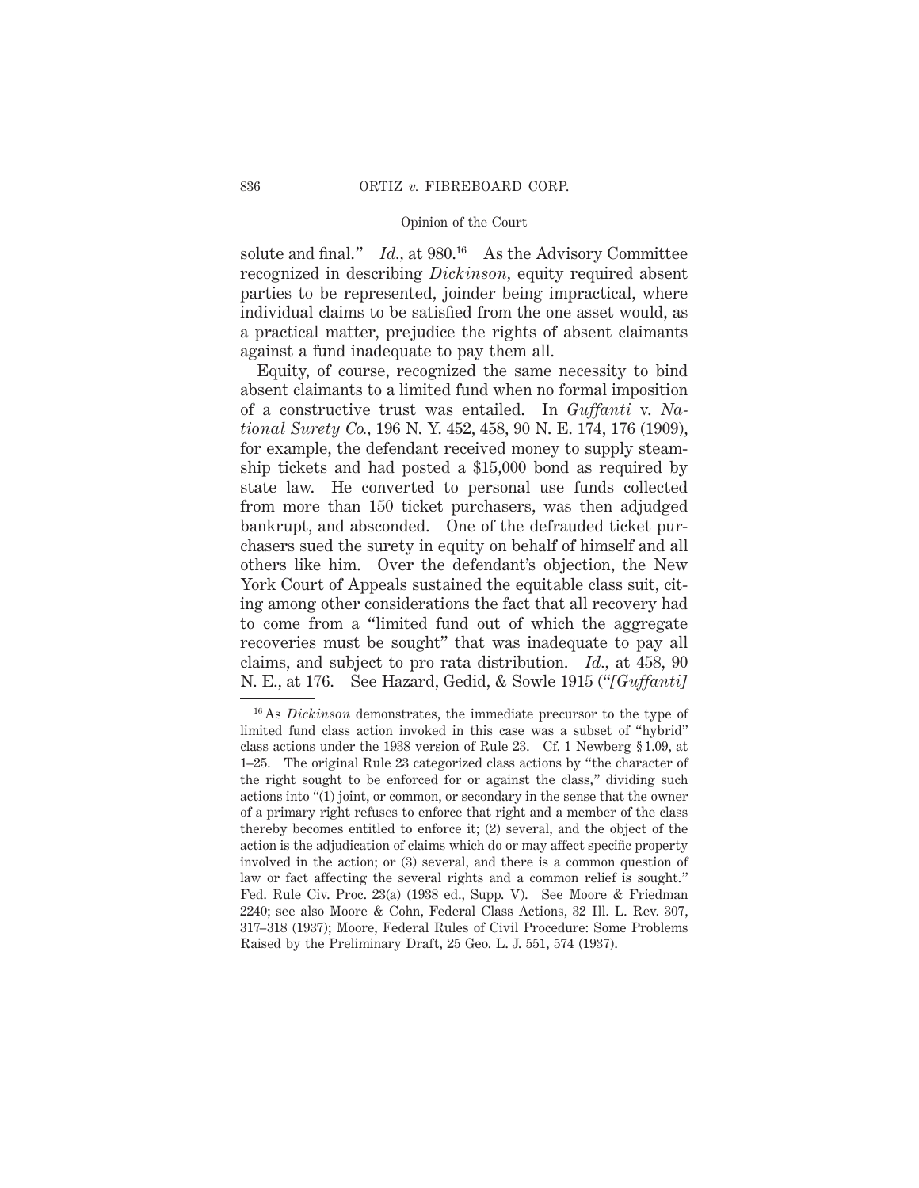solute and final." *Id.*, at 980.[16] As the Advisory Committee recognized in describing *Dickinson*, equity required absent parties to be represented, joinder being impractical, where individual claims to be satisfied from the one asset would, as a practical matter, prejudice the rights of absent claimants against a fund inadequate to pay them all.

Equity, of course, recognized the same necessity to bind absent claimants to a limited fund when no formal imposition of a constructive trust was entailed. In *Guffanti* v. *National Surety Co.*, 196 N. Y. 452, 458, 90 N. E. 174, 176 (1909), for example, the defendant received money to supply steamship tickets and had posted a $15,000 bond as required by state law. He converted to personal use funds collected from more than 150 ticket purchasers, was then adjudged bankrupt, and absconded. One of the defrauded ticket purchasers sued the surety in equity on behalf of himself and all others like him. Over the defendant's objection, the New York Court of Appeals sustained the equitable class suit, citing among other considerations the fact that all recovery had to come from a "limited fund out of which the aggregate recoveries must be sought" that was inadequate to pay all claims, and subject to pro rata distribution. *Id.*, at 458, 90 N. E., at 176. See Hazard, Gedid, & Sowle 1915 ("*[Guffanti]*

---

[16] As *Dickinson* demonstrates, the immediate precursor to the type of limited fund class action invoked in this case was a subset of "hybrid" class actions under the 1938 version of Rule 23. Cf. 1 Newberg § 1.09, at 1–25. The original Rule 23 categorized class actions by "the character of the right sought to be enforced for or against the class," dividing such actions into "(1) joint, or common, or secondary in the sense that the owner of a primary right refuses to enforce that right and a member of the class thereby becomes entitled to enforce it; (2) several, and the object of the action is the adjudication of claims which do or may affect specific property involved in the action; or (3) several, and there is a common question of law or fact affecting the several rights and a common relief is sought." Fed. Rule Civ. Proc. 23(a) (1938 ed., Supp. V). See Moore & Friedman 2240; see also Moore & Cohn, Federal Class Actions, 32 Ill. L. Rev. 307, 317–318 (1937); Moore, Federal Rules of Civil Procedure: Some Problems Raised by the Preliminary Draft, 25 Geo. L. J. 551, 574 (1937).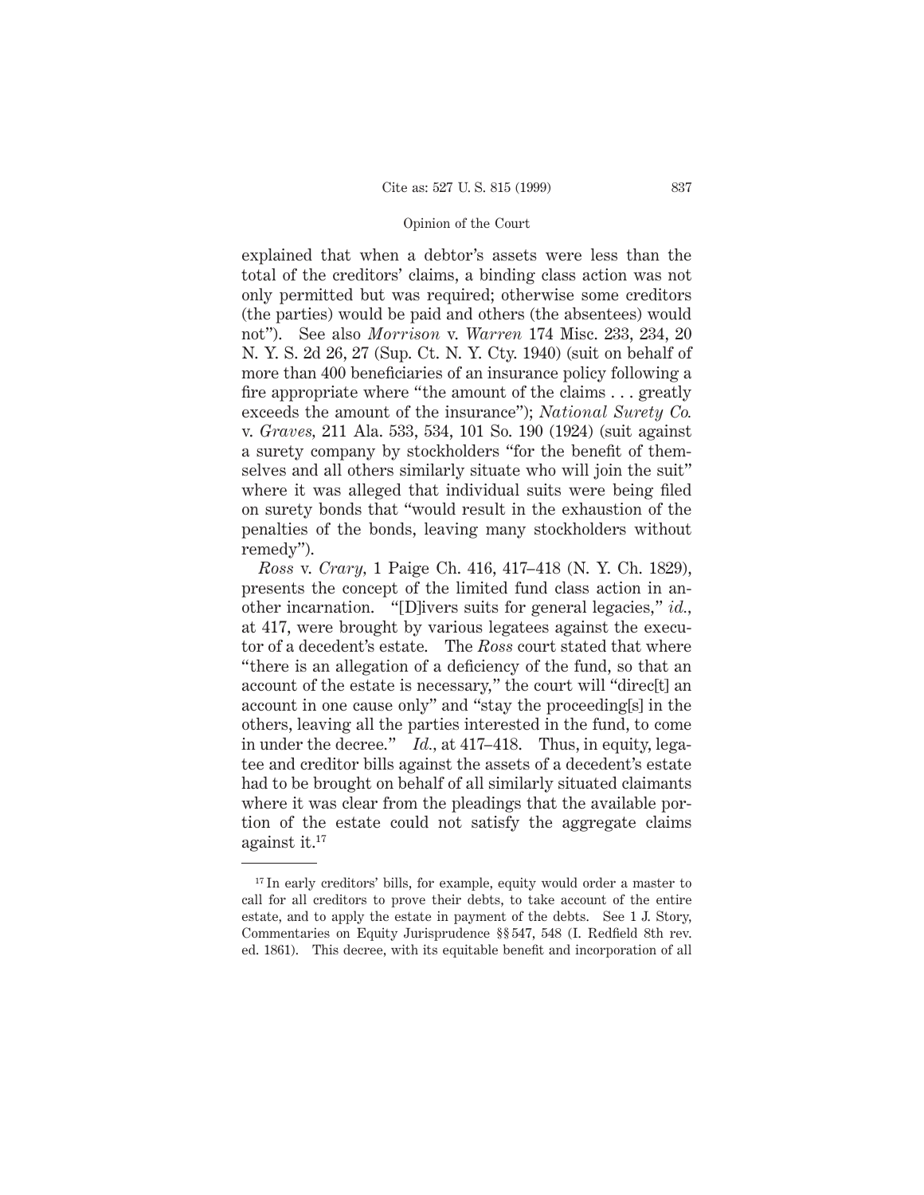explained that when a debtor's assets were less than the total of the creditors' claims, a binding class action was not only permitted but was required; otherwise some creditors (the parties) would be paid and others (the absentees) would not"). See also *Morrison* v. *Warren* 174 Misc. 233, 234, 20 N. Y. S. 2d 26, 27 (Sup. Ct. N. Y. Cty. 1940) (suit on behalf of more than 400 beneficiaries of an insurance policy following a fire appropriate where "the amount of the claims . . . greatly exceeds the amount of the insurance"); *National Surety Co.* v. *Graves,* 211 Ala. 533, 534, 101 So. 190 (1924) (suit against a surety company by stockholders "for the benefit of themselves and all others similarly situate who will join the suit" where it was alleged that individual suits were being filed on surety bonds that "would result in the exhaustion of the penalties of the bonds, leaving many stockholders without remedy").

*Ross* v. *Crary,* 1 Paige Ch. 416, 417–418 (N. Y. Ch. 1829), presents the concept of the limited fund class action in another incarnation. "[D]ivers suits for general legacies," *id.,* at 417, were brought by various legatees against the executor of a decedent's estate. The *Ross* court stated that where "there is an allegation of a deficiency of the fund, so that an account of the estate is necessary," the court will "direc[t] an account in one cause only" and "stay the proceeding[s] in the others, leaving all the parties interested in the fund, to come in under the decree." *Id.,* at 417–418. Thus, in equity, legatee and creditor bills against the assets of a decedent's estate had to be brought on behalf of all similarly situated claimants where it was clear from the pleadings that the available portion of the estate could not satisfy the aggregate claims against it.[17]

[17] In early creditors' bills, for example, equity would order a master to call for all creditors to prove their debts, to take account of the entire estate, and to apply the estate in payment of the debts. See 1 J. Story, Commentaries on Equity Jurisprudence §§ 547, 548 (I. Redfield 8th rev. ed. 1861). This decree, with its equitable benefit and incorporation of all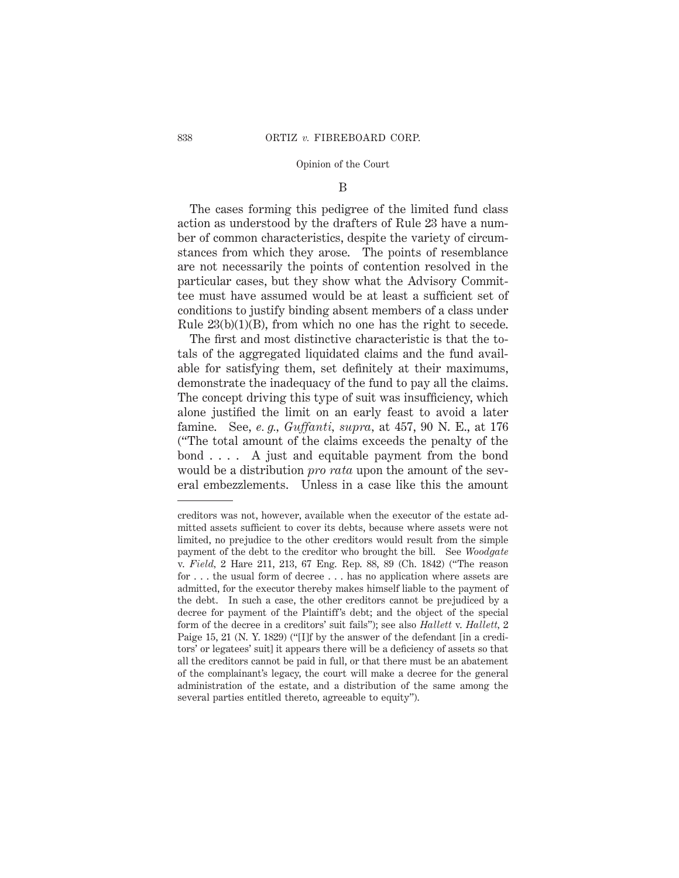### B

The cases forming this pedigree of the limited fund class action as understood by the drafters of Rule 23 have a number of common characteristics, despite the variety of circumstances from which they arose. The points of resemblance are not necessarily the points of contention resolved in the particular cases, but they show what the Advisory Committee must have assumed would be at least a sufficient set of conditions to justify binding absent members of a class under Rule 23(b)(1)(B), from which no one has the right to secede.

The first and most distinctive characteristic is that the totals of the aggregated liquidated claims and the fund available for satisfying them, set definitely at their maximums, demonstrate the inadequacy of the fund to pay all the claims. The concept driving this type of suit was insufficiency, which alone justified the limit on an early feast to avoid a later famine. See, *e. g., Guffanti, supra,* at 457, 90 N. E., at 176 ("The total amount of the claims exceeds the penalty of the bond . . . . A just and equitable payment from the bond would be a distribution *pro rata* upon the amount of the several embezzlements. Unless in a case like this the amount

---

creditors was not, however, available when the executor of the estate admitted assets sufficient to cover its debts, because where assets were not limited, no prejudice to the other creditors would result from the simple payment of the debt to the creditor who brought the bill. See *Woodgate* v. *Field,* 2 Hare 211, 213, 67 Eng. Rep. 88, 89 (Ch. 1842) ("The reason for . . . the usual form of decree . . . has no application where assets are admitted, for the executor thereby makes himself liable to the payment of the debt. In such a case, the other creditors cannot be prejudiced by a decree for payment of the Plaintiff's debt; and the object of the special form of the decree in a creditors' suit fails"); see also *Hallett* v. *Hallett,* 2 Paige 15, 21 (N. Y. 1829) ("[I]f by the answer of the defendant [in a creditors' or legatees' suit] it appears there will be a deficiency of assets so that all the creditors cannot be paid in full, or that there must be an abatement of the complainant's legacy, the court will make a decree for the general administration of the estate, and a distribution of the same among the several parties entitled thereto, agreeable to equity").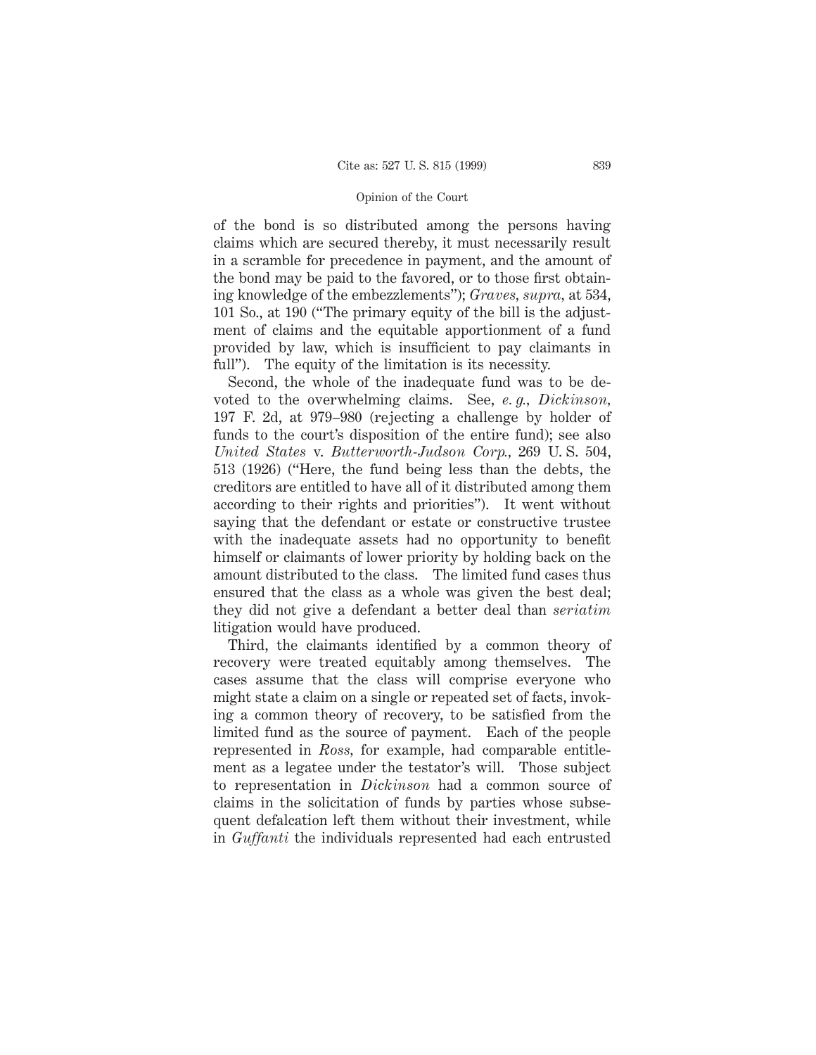of the bond is so distributed among the persons having claims which are secured thereby, it must necessarily result in a scramble for precedence in payment, and the amount of the bond may be paid to the favored, or to those first obtaining knowledge of the embezzlements"); *Graves, supra,* at 534, 101 So., at 190 ("The primary equity of the bill is the adjustment of claims and the equitable apportionment of a fund provided by law, which is insufficient to pay claimants in full"). The equity of the limitation is its necessity.

Second, the whole of the inadequate fund was to be devoted to the overwhelming claims. See, *e. g., Dickinson,* 197 F. 2d, at 979–980 (rejecting a challenge by holder of funds to the court's disposition of the entire fund); see also *United States* v. *Butterworth-Judson Corp.,* 269 U. S. 504, 513 (1926) ("Here, the fund being less than the debts, the creditors are entitled to have all of it distributed among them according to their rights and priorities"). It went without saying that the defendant or estate or constructive trustee with the inadequate assets had no opportunity to benefit himself or claimants of lower priority by holding back on the amount distributed to the class. The limited fund cases thus ensured that the class as a whole was given the best deal; they did not give a defendant a better deal than *seriatim* litigation would have produced.

Third, the claimants identified by a common theory of recovery were treated equitably among themselves. The cases assume that the class will comprise everyone who might state a claim on a single or repeated set of facts, invoking a common theory of recovery, to be satisfied from the limited fund as the source of payment. Each of the people represented in *Ross,* for example, had comparable entitlement as a legatee under the testator's will. Those subject to representation in *Dickinson* had a common source of claims in the solicitation of funds by parties whose subsequent defalcation left them without their investment, while in *Guffanti* the individuals represented had each entrusted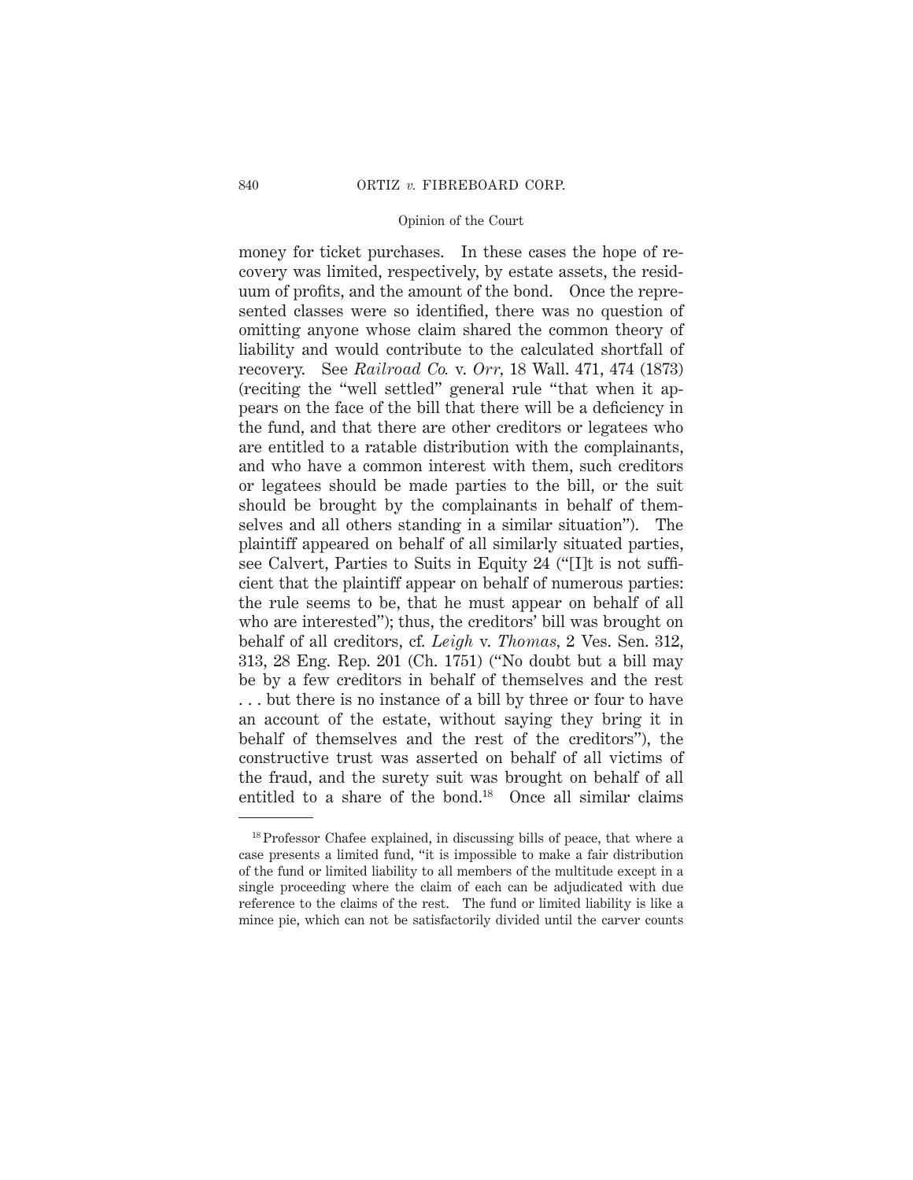money for ticket purchases. In these cases the hope of recovery was limited, respectively, by estate assets, the residuum of profits, and the amount of the bond. Once the represented classes were so identified, there was no question of omitting anyone whose claim shared the common theory of liability and would contribute to the calculated shortfall of recovery. See *Railroad Co.* v. *Orr*, 18 Wall. 471, 474 (1873) (reciting the "well settled" general rule "that when it appears on the face of the bill that there will be a deficiency in the fund, and that there are other creditors or legatees who are entitled to a ratable distribution with the complainants, and who have a common interest with them, such creditors or legatees should be made parties to the bill, or the suit should be brought by the complainants in behalf of themselves and all others standing in a similar situation"). The plaintiff appeared on behalf of all similarly situated parties, see Calvert, Parties to Suits in Equity 24 ("[I]t is not sufficient that the plaintiff appear on behalf of numerous parties: the rule seems to be, that he must appear on behalf of all who are interested"); thus, the creditors' bill was brought on behalf of all creditors, cf. *Leigh* v. *Thomas*, 2 Ves. Sen. 312, 313, 28 Eng. Rep. 201 (Ch. 1751) ("No doubt but a bill may be by a few creditors in behalf of themselves and the rest . . . but there is no instance of a bill by three or four to have an account of the estate, without saying they bring it in behalf of themselves and the rest of the creditors"), the constructive trust was asserted on behalf of all victims of the fraud, and the surety suit was brought on behalf of all entitled to a share of the bond.[18] Once all similar claims

---

[18] Professor Chafee explained, in discussing bills of peace, that where a case presents a limited fund, "it is impossible to make a fair distribution of the fund or limited liability to all members of the multitude except in a single proceeding where the claim of each can be adjudicated with due reference to the claims of the rest. The fund or limited liability is like a mince pie, which can not be satisfactorily divided until the carver counts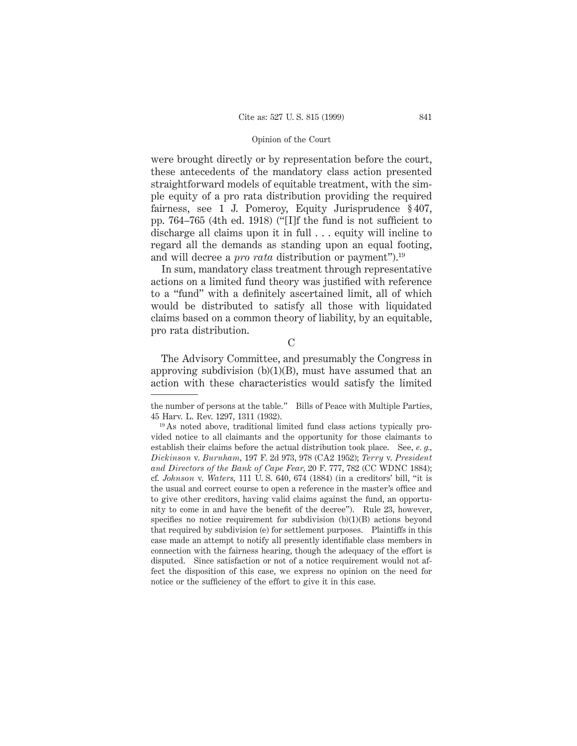were brought directly or by representation before the court, these antecedents of the mandatory class action presented straightforward models of equitable treatment, with the simple equity of a pro rata distribution providing the required fairness, see 1 J. Pomeroy, Equity Jurisprudence § 407, pp. 764–765 (4th ed. 1918) ("[I]f the fund is not sufficient to discharge all claims upon it in full . . . equity will incline to regard all the demands as standing upon an equal footing, and will decree a *pro rata* distribution or payment").[19]

In sum, mandatory class treatment through representative actions on a limited fund theory was justified with reference to a "fund" with a definitely ascertained limit, all of which would be distributed to satisfy all those with liquidated claims based on a common theory of liability, by an equitable, pro rata distribution.

C

The Advisory Committee, and presumably the Congress in approving subdivision (b)(1)(B), must have assumed that an action with these characteristics would satisfy the limited

---

the number of persons at the table." Bills of Peace with Multiple Parties, 45 Harv. L. Rev. 1297, 1311 (1932).

[19] As noted above, traditional limited fund class actions typically provided notice to all claimants and the opportunity for those claimants to establish their claims before the actual distribution took place. See, *e. g., Dickinson* v. *Burnham,* 197 F. 2d 973, 978 (CA2 1952); *Terry* v. *President and Directors of the Bank of Cape Fear,* 20 F. 777, 782 (CC WDNC 1884); cf. *Johnson* v. *Waters,* 111 U. S. 640, 674 (1884) (in a creditors' bill, "it is the usual and correct course to open a reference in the master's office and to give other creditors, having valid claims against the fund, an opportunity to come in and have the benefit of the decree"). Rule 23, however, specifies no notice requirement for subdivision (b)(1)(B) actions beyond that required by subdivision (e) for settlement purposes. Plaintiffs in this case made an attempt to notify all presently identifiable class members in connection with the fairness hearing, though the adequacy of the effort is disputed. Since satisfaction or not of a notice requirement would not affect the disposition of this case, we express no opinion on the need for notice or the sufficiency of the effort to give it in this case.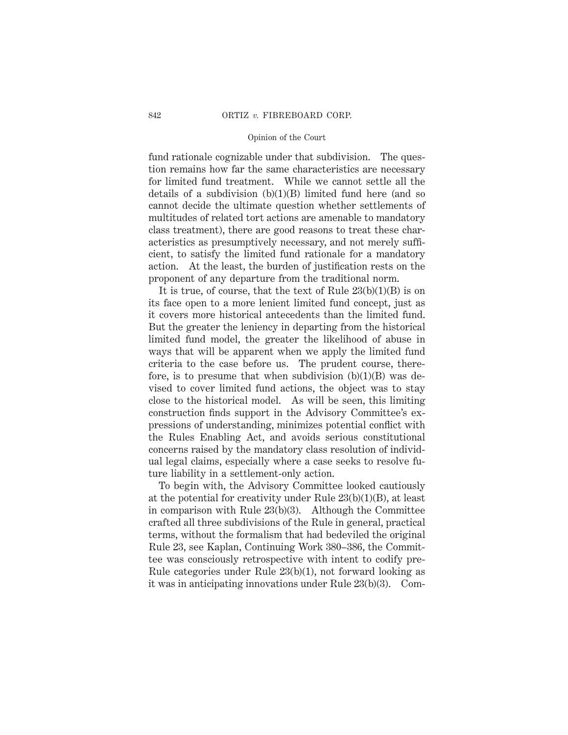fund rationale cognizable under that subdivision. The question remains how far the same characteristics are necessary for limited fund treatment. While we cannot settle all the details of a subdivision (b)(1)(B) limited fund here (and so cannot decide the ultimate question whether settlements of multitudes of related tort actions are amenable to mandatory class treatment), there are good reasons to treat these characteristics as presumptively necessary, and not merely sufficient, to satisfy the limited fund rationale for a mandatory action. At the least, the burden of justification rests on the proponent of any departure from the traditional norm.

It is true, of course, that the text of Rule 23(b)(1)(B) is on its face open to a more lenient limited fund concept, just as it covers more historical antecedents than the limited fund. But the greater the leniency in departing from the historical limited fund model, the greater the likelihood of abuse in ways that will be apparent when we apply the limited fund criteria to the case before us. The prudent course, therefore, is to presume that when subdivision (b)(1)(B) was devised to cover limited fund actions, the object was to stay close to the historical model. As will be seen, this limiting construction finds support in the Advisory Committee's expressions of understanding, minimizes potential conflict with the Rules Enabling Act, and avoids serious constitutional concerns raised by the mandatory class resolution of individual legal claims, especially where a case seeks to resolve future liability in a settlement-only action.

To begin with, the Advisory Committee looked cautiously at the potential for creativity under Rule 23(b)(1)(B), at least in comparison with Rule 23(b)(3). Although the Committee crafted all three subdivisions of the Rule in general, practical terms, without the formalism that had bedeviled the original Rule 23, see Kaplan, Continuing Work 380–386, the Committee was consciously retrospective with intent to codify pre-Rule categories under Rule 23(b)(1), not forward looking as it was in anticipating innovations under Rule 23(b)(3). Com-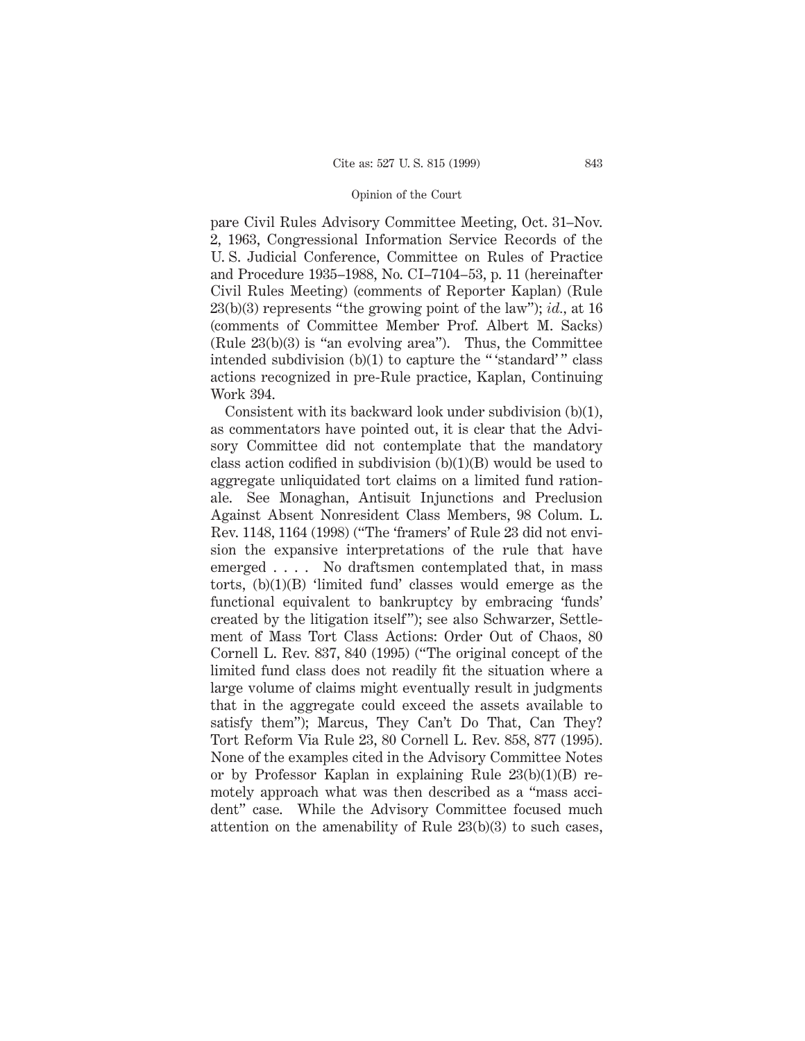pare Civil Rules Advisory Committee Meeting, Oct. 31–Nov. 2, 1963, Congressional Information Service Records of the U. S. Judicial Conference, Committee on Rules of Practice and Procedure 1935–1988, No. CI–7104–53, p. 11 (hereinafter Civil Rules Meeting) (comments of Reporter Kaplan) (Rule 23(b)(3) represents "the growing point of the law"); *id.*, at 16 (comments of Committee Member Prof. Albert M. Sacks) (Rule 23(b)(3) is "an evolving area"). Thus, the Committee intended subdivision (b)(1) to capture the " 'standard' " class actions recognized in pre-Rule practice, Kaplan, Continuing Work 394.

Consistent with its backward look under subdivision (b)(1), as commentators have pointed out, it is clear that the Advisory Committee did not contemplate that the mandatory class action codified in subdivision (b)(1)(B) would be used to aggregate unliquidated tort claims on a limited fund rationale. See Monaghan, Antisuit Injunctions and Preclusion Against Absent Nonresident Class Members, 98 Colum. L. Rev. 1148, 1164 (1998) ("The 'framers' of Rule 23 did not envision the expansive interpretations of the rule that have emerged . . . . No draftsmen contemplated that, in mass torts, (b)(1)(B) 'limited fund' classes would emerge as the functional equivalent to bankruptcy by embracing 'funds' created by the litigation itself"); see also Schwarzer, Settlement of Mass Tort Class Actions: Order Out of Chaos, 80 Cornell L. Rev. 837, 840 (1995) ("The original concept of the limited fund class does not readily fit the situation where a large volume of claims might eventually result in judgments that in the aggregate could exceed the assets available to satisfy them"); Marcus, They Can't Do That, Can They? Tort Reform Via Rule 23, 80 Cornell L. Rev. 858, 877 (1995). None of the examples cited in the Advisory Committee Notes or by Professor Kaplan in explaining Rule 23(b)(1)(B) remotely approach what was then described as a "mass accident" case. While the Advisory Committee focused much attention on the amenability of Rule 23(b)(3) to such cases,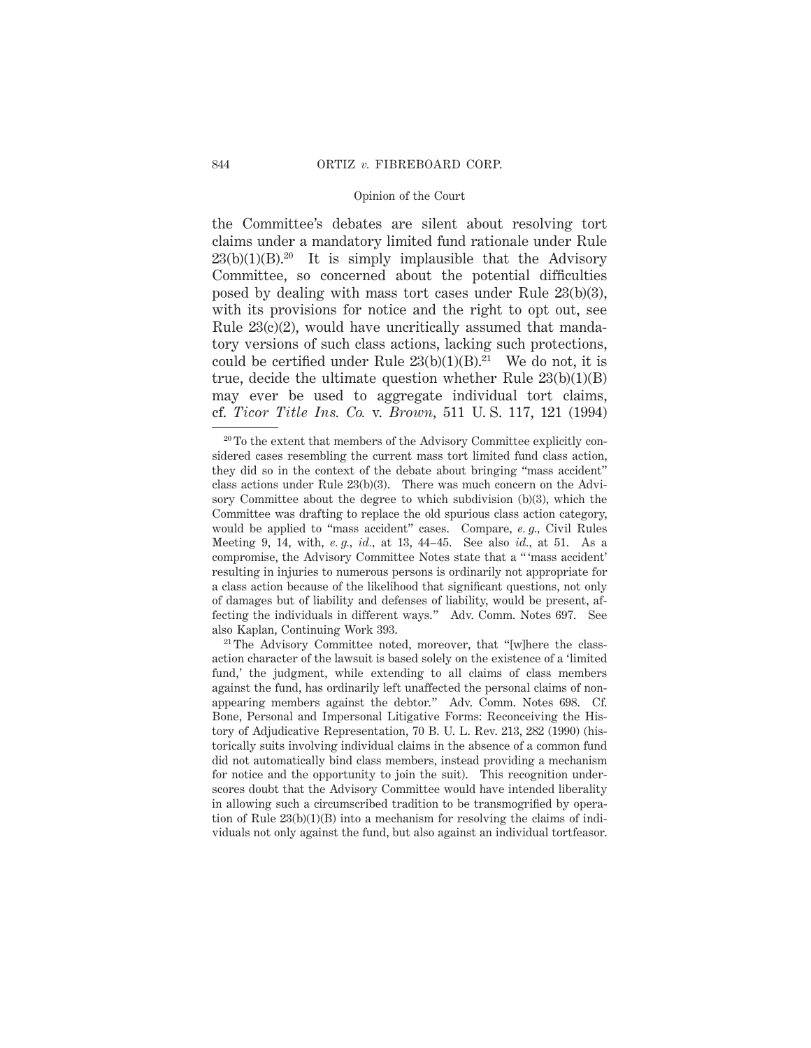the Committee's debates are silent about resolving tort claims under a mandatory limited fund rationale under Rule 23(b)(1)(B).[20] It is simply implausible that the Advisory Committee, so concerned about the potential difficulties posed by dealing with mass tort cases under Rule 23(b)(3), with its provisions for notice and the right to opt out, see Rule 23(c)(2), would have uncritically assumed that mandatory versions of such class actions, lacking such protections, could be certified under Rule 23(b)(1)(B).[21] We do not, it is true, decide the ultimate question whether Rule 23(b)(1)(B) may ever be used to aggregate individual tort claims, cf. *Ticor Title Ins. Co.* v. *Brown*, 511 U. S. 117, 121 (1994)

---

[20] To the extent that members of the Advisory Committee explicitly considered cases resembling the current mass tort limited fund class action, they did so in the context of the debate about bringing "mass accident" class actions under Rule 23(b)(3). There was much concern on the Advisory Committee about the degree to which subdivision (b)(3), which the Committee was drafting to replace the old spurious class action category, would be applied to "mass accident" cases. Compare, *e. g.*, Civil Rules Meeting 9, 14, with, *e. g.*, *id.*, at 13, 44–45. See also *id.*, at 51. As a compromise, the Advisory Committee Notes state that a " 'mass accident' resulting in injuries to numerous persons is ordinarily not appropriate for a class action because of the likelihood that significant questions, not only of damages but of liability and defenses of liability, would be present, affecting the individuals in different ways." Adv. Comm. Notes 697. See also Kaplan, Continuing Work 393.

[21] The Advisory Committee noted, moreover, that "[w]here the class-action character of the lawsuit is based solely on the existence of a 'limited fund,' the judgment, while extending to all claims of class members against the fund, has ordinarily left unaffected the personal claims of non-appearing members against the debtor." Adv. Comm. Notes 698. Cf. Bone, Personal and Impersonal Litigative Forms: Reconceiving the History of Adjudicative Representation, 70 B. U. L. Rev. 213, 282 (1990) (historically suits involving individual claims in the absence of a common fund did not automatically bind class members, instead providing a mechanism for notice and the opportunity to join the suit). This recognition underscores doubt that the Advisory Committee would have intended liberality in allowing such a circumscribed tradition to be transmogrified by operation of Rule 23(b)(1)(B) into a mechanism for resolving the claims of individuals not only against the fund, but also against an individual tortfeasor.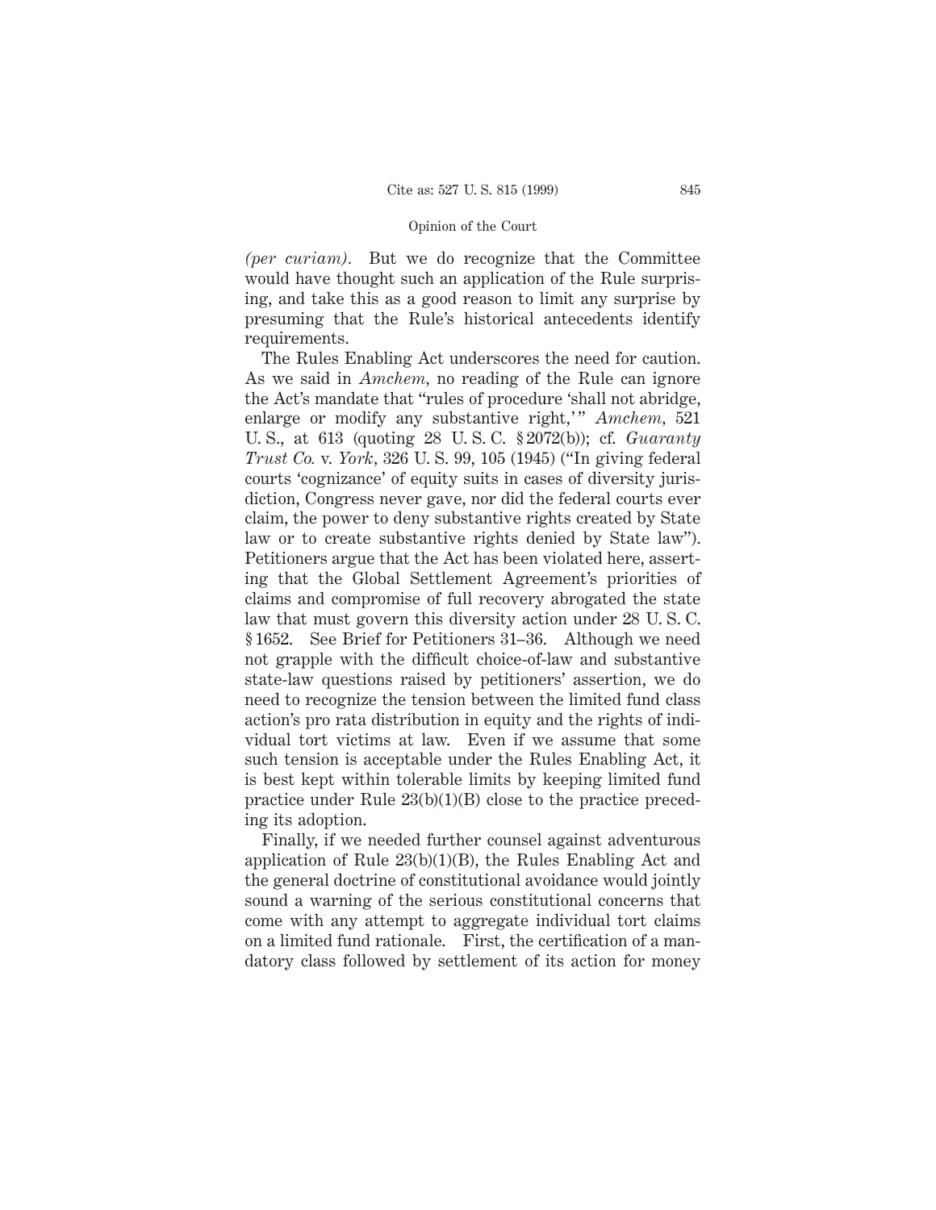*(per curiam)*. But we do recognize that the Committee would have thought such an application of the Rule surprising, and take this as a good reason to limit any surprise by presuming that the Rule's historical antecedents identify requirements.

The Rules Enabling Act underscores the need for caution. As we said in *Amchem*, no reading of the Rule can ignore the Act's mandate that "rules of procedure 'shall not abridge, enlarge or modify any substantive right,'" *Amchem*, 521 U. S., at 613 (quoting 28 U. S. C. § 2072(b)); cf. *Guaranty Trust Co.* v. *York*, 326 U. S. 99, 105 (1945) ("In giving federal courts 'cognizance' of equity suits in cases of diversity jurisdiction, Congress never gave, nor did the federal courts ever claim, the power to deny substantive rights created by State law or to create substantive rights denied by State law"). Petitioners argue that the Act has been violated here, asserting that the Global Settlement Agreement's priorities of claims and compromise of full recovery abrogated the state law that must govern this diversity action under 28 U. S. C. § 1652. See Brief for Petitioners 31–36. Although we need not grapple with the difficult choice-of-law and substantive state-law questions raised by petitioners' assertion, we do need to recognize the tension between the limited fund class action's pro rata distribution in equity and the rights of individual tort victims at law. Even if we assume that some such tension is acceptable under the Rules Enabling Act, it is best kept within tolerable limits by keeping limited fund practice under Rule 23(b)(1)(B) close to the practice preceding its adoption.

Finally, if we needed further counsel against adventurous application of Rule 23(b)(1)(B), the Rules Enabling Act and the general doctrine of constitutional avoidance would jointly sound a warning of the serious constitutional concerns that come with any attempt to aggregate individual tort claims on a limited fund rationale. First, the certification of a mandatory class followed by settlement of its action for money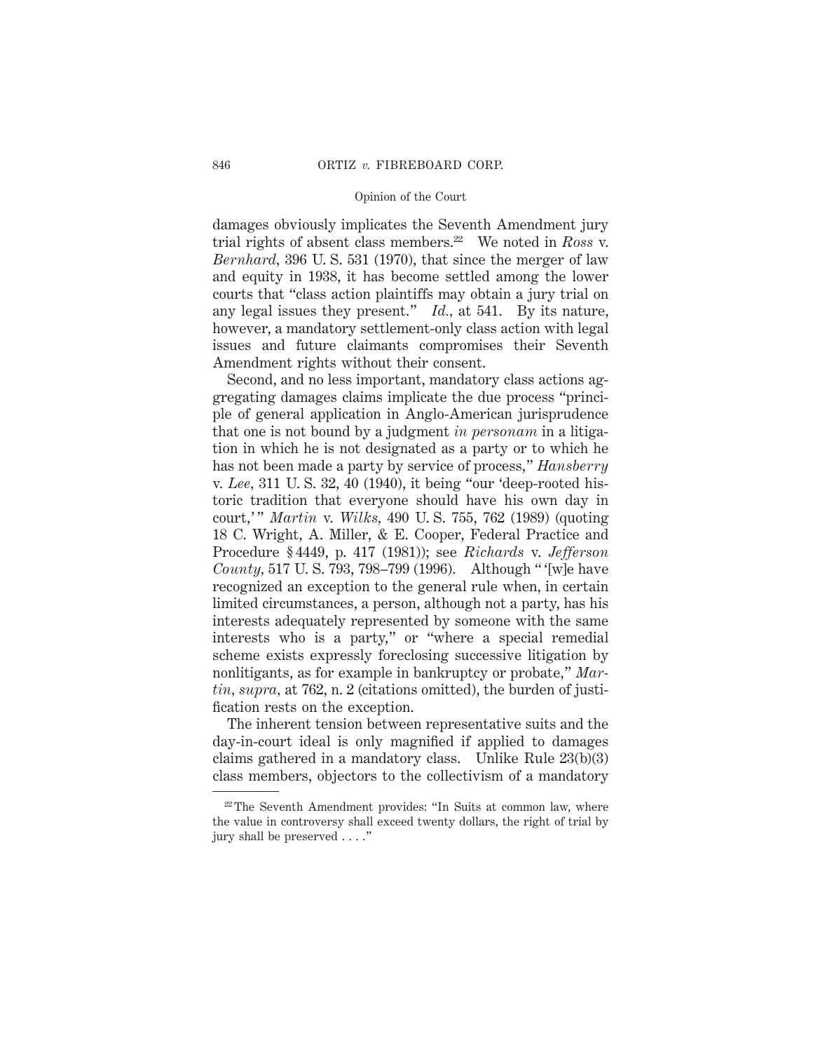damages obviously implicates the Seventh Amendment jury trial rights of absent class members.[22] We noted in *Ross* v. *Bernhard*, 396 U. S. 531 (1970), that since the merger of law and equity in 1938, it has become settled among the lower courts that "class action plaintiffs may obtain a jury trial on any legal issues they present." *Id.*, at 541. By its nature, however, a mandatory settlement-only class action with legal issues and future claimants compromises their Seventh Amendment rights without their consent.

Second, and no less important, mandatory class actions aggregating damages claims implicate the due process "principle of general application in Anglo-American jurisprudence that one is not bound by a judgment *in personam* in a litigation in which he is not designated as a party or to which he has not been made a party by service of process," *Hansberry* v. *Lee*, 311 U. S. 32, 40 (1940), it being "our 'deep-rooted historic tradition that everyone should have his own day in court,'" *Martin* v. *Wilks*, 490 U. S. 755, 762 (1989) (quoting 18 C. Wright, A. Miller, & E. Cooper, Federal Practice and Procedure § 4449, p. 417 (1981)); see *Richards* v. *Jefferson County*, 517 U. S. 793, 798–799 (1996). Although "'[w]e have recognized an exception to the general rule when, in certain limited circumstances, a person, although not a party, has his interests adequately represented by someone with the same interests who is a party," or "where a special remedial scheme exists expressly foreclosing successive litigation by nonlitigants, as for example in bankruptcy or probate," *Martin*, *supra*, at 762, n. 2 (citations omitted), the burden of justification rests on the exception.

The inherent tension between representative suits and the day-in-court ideal is only magnified if applied to damages claims gathered in a mandatory class. Unlike Rule 23(b)(3) class members, objectors to the collectivism of a mandatory

---

[22] The Seventh Amendment provides: "In Suits at common law, where the value in controversy shall exceed twenty dollars, the right of trial by jury shall be preserved . . . ."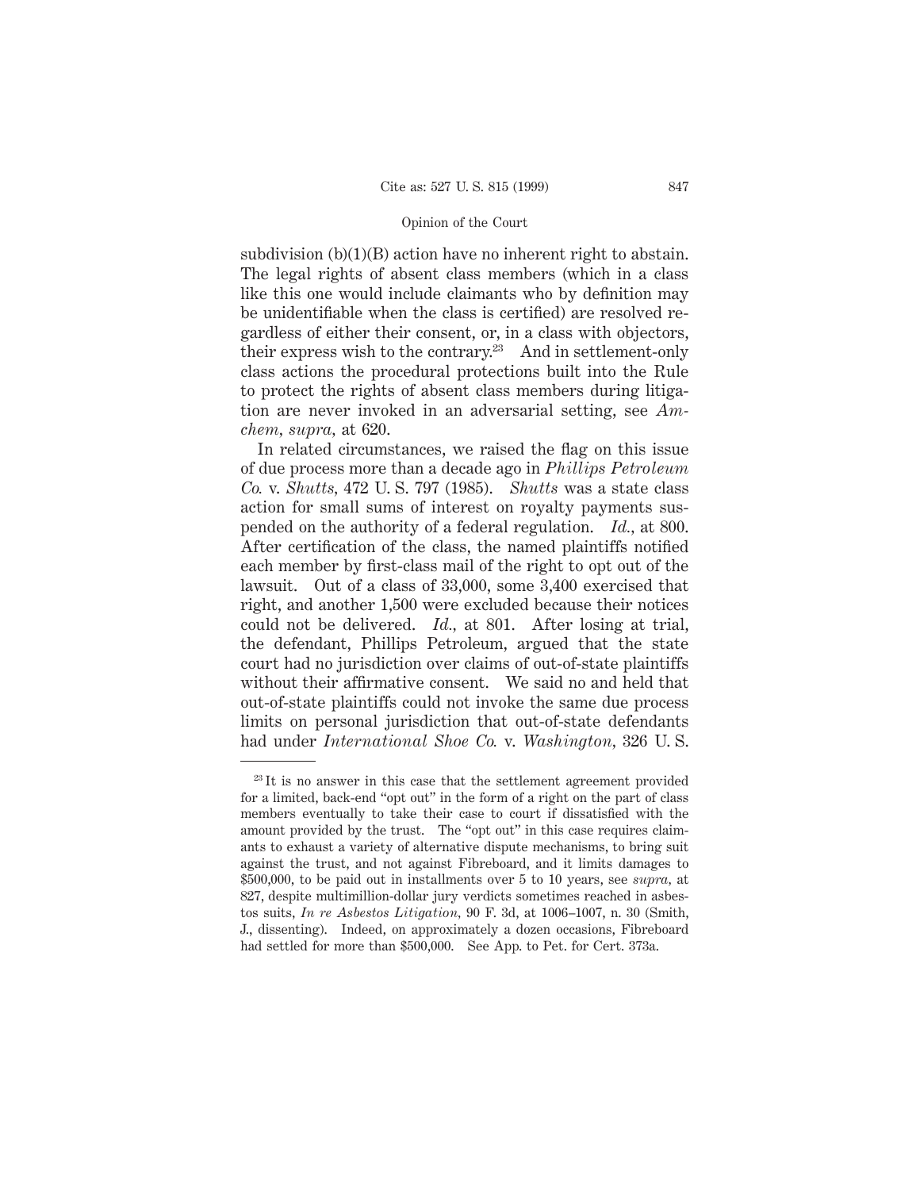subdivision (b)(1)(B) action have no inherent right to abstain. The legal rights of absent class members (which in a class like this one would include claimants who by definition may be unidentifiable when the class is certified) are resolved regardless of either their consent, or, in a class with objectors, their express wish to the contrary.[23] And in settlement-only class actions the procedural protections built into the Rule to protect the rights of absent class members during litigation are never invoked in an adversarial setting, see *Amchem*, *supra*, at 620.

In related circumstances, we raised the flag on this issue of due process more than a decade ago in *Phillips Petroleum Co.* v. *Shutts*, 472 U. S. 797 (1985). *Shutts* was a state class action for small sums of interest on royalty payments suspended on the authority of a federal regulation. *Id.*, at 800. After certification of the class, the named plaintiffs notified each member by first-class mail of the right to opt out of the lawsuit. Out of a class of 33,000, some 3,400 exercised that right, and another 1,500 were excluded because their notices could not be delivered. *Id.*, at 801. After losing at trial, the defendant, Phillips Petroleum, argued that the state court had no jurisdiction over claims of out-of-state plaintiffs without their affirmative consent. We said no and held that out-of-state plaintiffs could not invoke the same due process limits on personal jurisdiction that out-of-state defendants had under *International Shoe Co.* v. *Washington*, 326 U. S.

[23] It is no answer in this case that the settlement agreement provided for a limited, back-end "opt out" in the form of a right on the part of class members eventually to take their case to court if dissatisfied with the amount provided by the trust. The "opt out" in this case requires claimants to exhaust a variety of alternative dispute mechanisms, to bring suit against the trust, and not against Fibreboard, and it limits damages to $500,000, to be paid out in installments over 5 to 10 years, see *supra*, at 827, despite multimillion-dollar jury verdicts sometimes reached in asbestos suits, *In re Asbestos Litigation*, 90 F. 3d, at 1006–1007, n. 30 (Smith, J., dissenting). Indeed, on approximately a dozen occasions, Fibreboard had settled for more than $500,000. See App. to Pet. for Cert. 373a.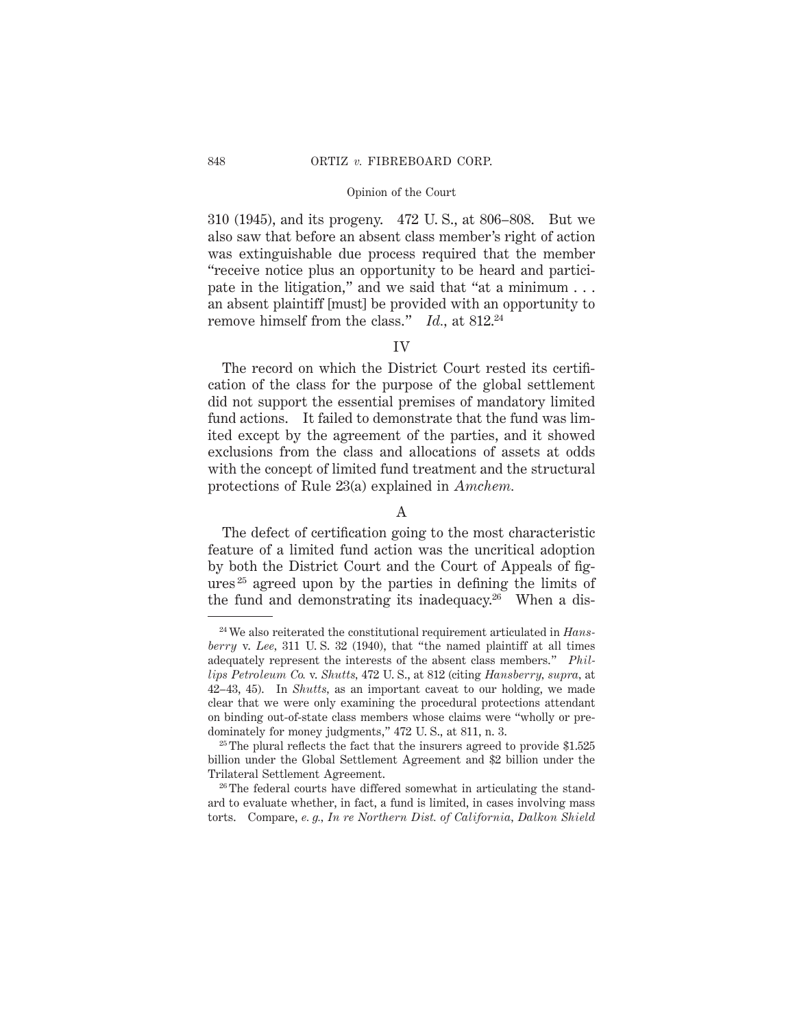310 (1945), and its progeny. 472 U. S., at 806–808. But we also saw that before an absent class member's right of action was extinguishable due process required that the member "receive notice plus an opportunity to be heard and participate in the litigation," and we said that "at a minimum . . . an absent plaintiff [must] be provided with an opportunity to remove himself from the class." *Id.*, at 812.[24]

## IV

The record on which the District Court rested its certification of the class for the purpose of the global settlement did not support the essential premises of mandatory limited fund actions. It failed to demonstrate that the fund was limited except by the agreement of the parties, and it showed exclusions from the class and allocations of assets at odds with the concept of limited fund treatment and the structural protections of Rule 23(a) explained in *Amchem.*

### A

The defect of certification going to the most characteristic feature of a limited fund action was the uncritical adoption by both the District Court and the Court of Appeals of figures[25] agreed upon by the parties in defining the limits of the fund and demonstrating its inadequacy.[26] When a dis-

---

[24] We also reiterated the constitutional requirement articulated in *Hansberry* v. *Lee*, 311 U. S. 32 (1940), that "the named plaintiff at all times adequately represent the interests of the absent class members." *Phillips Petroleum Co.* v. *Shutts*, 472 U. S., at 812 (citing *Hansberry*, *supra*, at 42–43, 45). In *Shutts*, as an important caveat to our holding, we made clear that we were only examining the procedural protections attendant on binding out-of-state class members whose claims were "wholly or predominately for money judgments," 472 U. S., at 811, n. 3.

[25] The plural reflects the fact that the insurers agreed to provide $1.525 billion under the Global Settlement Agreement and $2 billion under the Trilateral Settlement Agreement.

[26] The federal courts have differed somewhat in articulating the standard to evaluate whether, in fact, a fund is limited, in cases involving mass torts. Compare, *e. g.*, *In re Northern Dist. of California, Dalkon Shield*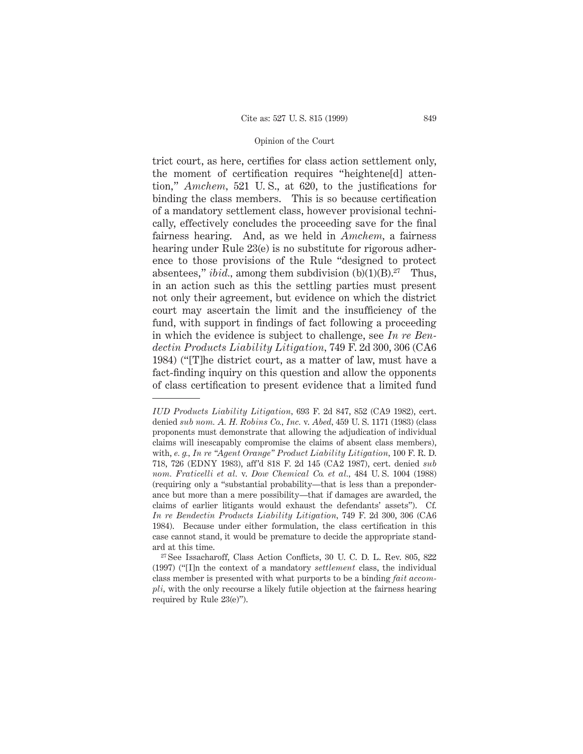trict court, as here, certifies for class action settlement only, the moment of certification requires "heightene[d] attention," *Amchem*, 521 U. S., at 620, to the justifications for binding the class members. This is so because certification of a mandatory settlement class, however provisional technically, effectively concludes the proceeding save for the final fairness hearing. And, as we held in *Amchem*, a fairness hearing under Rule 23(e) is no substitute for rigorous adherence to those provisions of the Rule "designed to protect absentees," *ibid.*, among them subdivision (b)(1)(B).[27] Thus, in an action such as this the settling parties must present not only their agreement, but evidence on which the district court may ascertain the limit and the insufficiency of the fund, with support in findings of fact following a proceeding in which the evidence is subject to challenge, see *In re Bendectin Products Liability Litigation*, 749 F. 2d 300, 306 (CA6 1984) ("[T]he district court, as a matter of law, must have a fact-finding inquiry on this question and allow the opponents of class certification to present evidence that a limited fund

---

*IUD Products Liability Litigation*, 693 F. 2d 847, 852 (CA9 1982), cert. denied *sub nom. A. H. Robins Co., Inc.* v. *Abed*, 459 U. S. 1171 (1983) (class proponents must demonstrate that allowing the adjudication of individual claims will inescapably compromise the claims of absent class members), with, *e. g.*, *In re "Agent Orange" Product Liability Litigation*, 100 F. R. D. 718, 726 (EDNY 1983), aff'd 818 F. 2d 145 (CA2 1987), cert. denied *sub nom. Fraticelli et al.* v. *Dow Chemical Co. et al.*, 484 U. S. 1004 (1988) (requiring only a "substantial probability—that is less than a preponderance but more than a mere possibility—that if damages are awarded, the claims of earlier litigants would exhaust the defendants' assets"). Cf. *In re Bendectin Products Liability Litigation*, 749 F. 2d 300, 306 (CA6 1984). Because under either formulation, the class certification in this case cannot stand, it would be premature to decide the appropriate standard at this time.

[27] See Issacharoff, Class Action Conflicts, 30 U. C. D. L. Rev. 805, 822 (1997) ("[I]n the context of a mandatory *settlement* class, the individual class member is presented with what purports to be a binding *fait accompli*, with the only recourse a likely futile objection at the fairness hearing required by Rule 23(e)").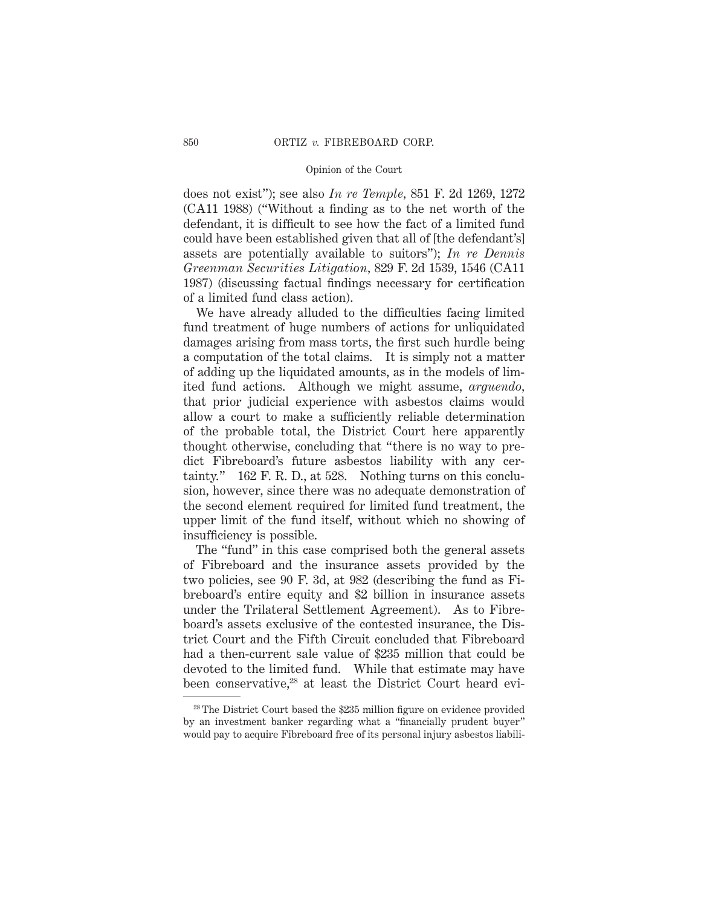does not exist"); see also *In re Temple*, 851 F. 2d 1269, 1272 (CA11 1988) ("Without a finding as to the net worth of the defendant, it is difficult to see how the fact of a limited fund could have been established given that all of [the defendant's] assets are potentially available to suitors"); *In re Dennis Greenman Securities Litigation*, 829 F. 2d 1539, 1546 (CA11 1987) (discussing factual findings necessary for certification of a limited fund class action).

We have already alluded to the difficulties facing limited fund treatment of huge numbers of actions for unliquidated damages arising from mass torts, the first such hurdle being a computation of the total claims. It is simply not a matter of adding up the liquidated amounts, as in the models of limited fund actions. Although we might assume, *arguendo*, that prior judicial experience with asbestos claims would allow a court to make a sufficiently reliable determination of the probable total, the District Court here apparently thought otherwise, concluding that "there is no way to predict Fibreboard's future asbestos liability with any certainty." 162 F. R. D., at 528. Nothing turns on this conclusion, however, since there was no adequate demonstration of the second element required for limited fund treatment, the upper limit of the fund itself, without which no showing of insufficiency is possible.

The "fund" in this case comprised both the general assets of Fibreboard and the insurance assets provided by the two policies, see 90 F. 3d, at 982 (describing the fund as Fibreboard's entire equity and $2 billion in insurance assets under the Trilateral Settlement Agreement). As to Fibreboard's assets exclusive of the contested insurance, the District Court and the Fifth Circuit concluded that Fibreboard had a then-current sale value of $235 million that could be devoted to the limited fund. While that estimate may have been conservative,[28] at least the District Court heard evi-

[28] The District Court based the $235 million figure on evidence provided by an investment banker regarding what a "financially prudent buyer" would pay to acquire Fibreboard free of its personal injury asbestos liabili-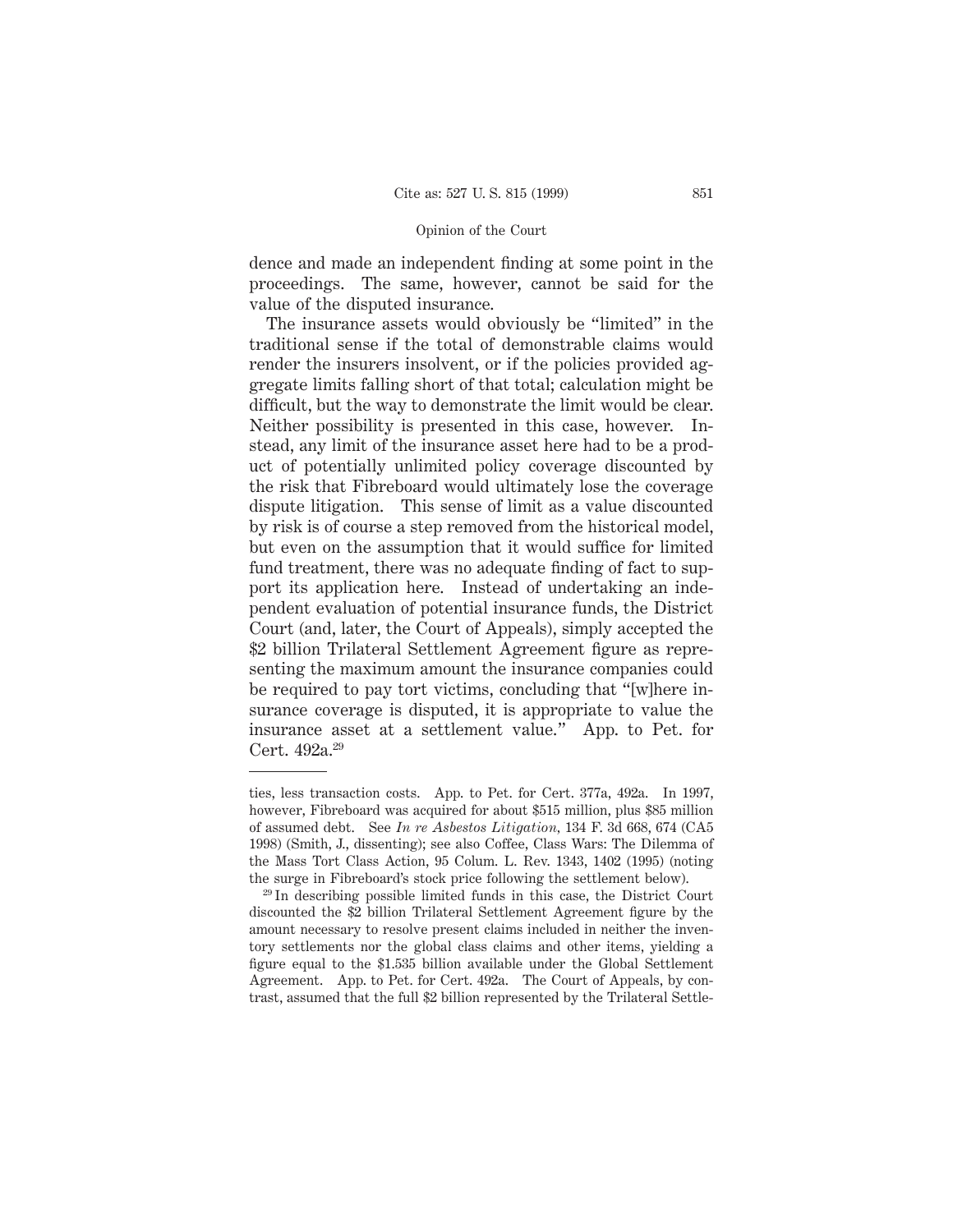dence and made an independent finding at some point in the proceedings. The same, however, cannot be said for the value of the disputed insurance.

The insurance assets would obviously be "limited" in the traditional sense if the total of demonstrable claims would render the insurers insolvent, or if the policies provided aggregate limits falling short of that total; calculation might be difficult, but the way to demonstrate the limit would be clear. Neither possibility is presented in this case, however. Instead, any limit of the insurance asset here had to be a product of potentially unlimited policy coverage discounted by the risk that Fibreboard would ultimately lose the coverage dispute litigation. This sense of limit as a value discounted by risk is of course a step removed from the historical model, but even on the assumption that it would suffice for limited fund treatment, there was no adequate finding of fact to support its application here. Instead of undertaking an independent evaluation of potential insurance funds, the District Court (and, later, the Court of Appeals), simply accepted the $2 billion Trilateral Settlement Agreement figure as representing the maximum amount the insurance companies could be required to pay tort victims, concluding that "[w]here insurance coverage is disputed, it is appropriate to value the insurance asset at a settlement value." App. to Pet. for Cert. 492a.[29]

---

ties, less transaction costs. App. to Pet. for Cert. 377a, 492a. In 1997, however, Fibreboard was acquired for about $515 million, plus $85 million of assumed debt. See *In re Asbestos Litigation*, 134 F. 3d 668, 674 (CA5 1998) (Smith, J., dissenting); see also Coffee, Class Wars: The Dilemma of the Mass Tort Class Action, 95 Colum. L. Rev. 1343, 1402 (1995) (noting the surge in Fibreboard's stock price following the settlement below).

[29] In describing possible limited funds in this case, the District Court discounted the $2 billion Trilateral Settlement Agreement figure by the amount necessary to resolve present claims included in neither the inventory settlements nor the global class claims and other items, yielding a figure equal to the $1.535 billion available under the Global Settlement Agreement. App. to Pet. for Cert. 492a. The Court of Appeals, by contrast, assumed that the full $2 billion represented by the Trilateral Settle-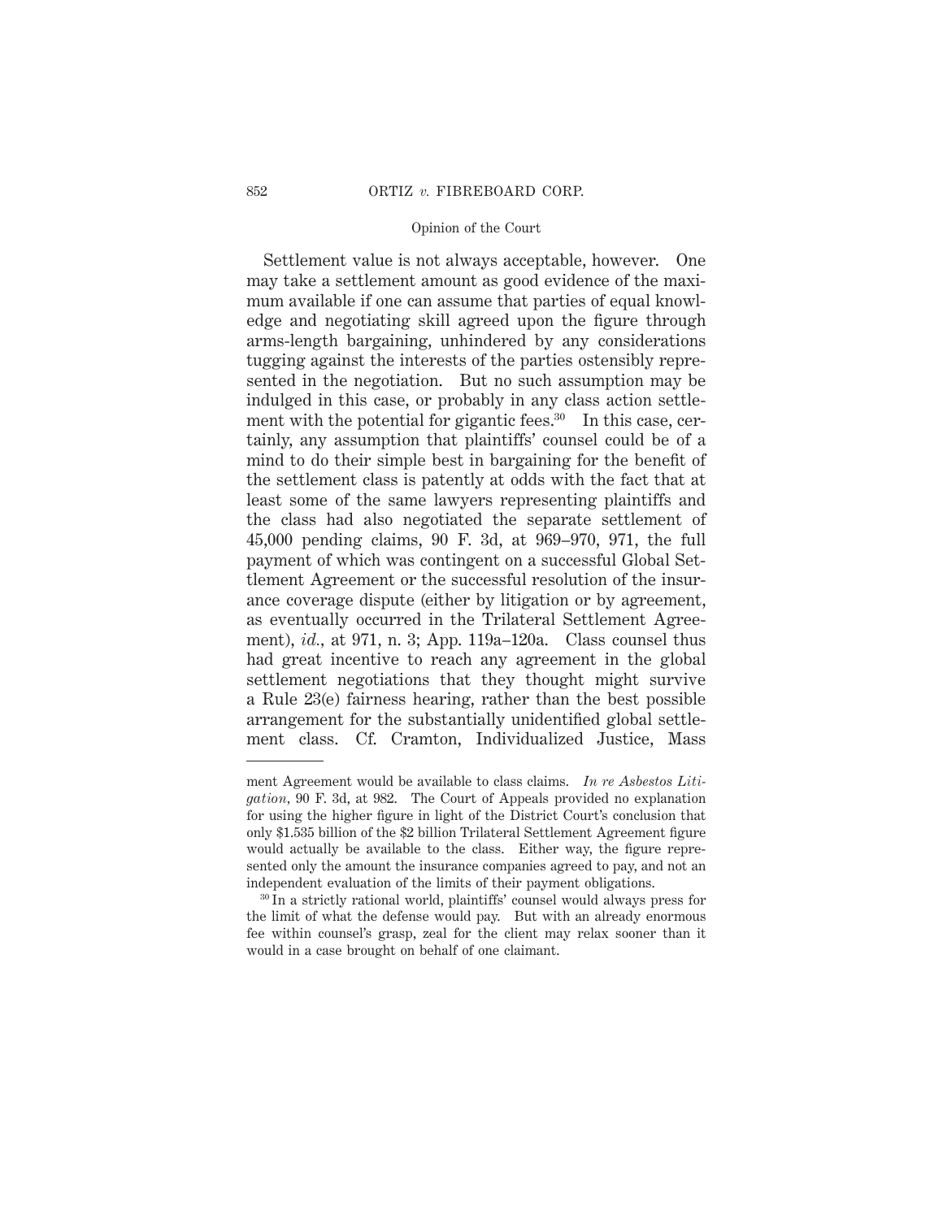Settlement value is not always acceptable, however. One may take a settlement amount as good evidence of the maximum available if one can assume that parties of equal knowledge and negotiating skill agreed upon the figure through arms-length bargaining, unhindered by any considerations tugging against the interests of the parties ostensibly represented in the negotiation. But no such assumption may be indulged in this case, or probably in any class action settlement with the potential for gigantic fees.[30] In this case, certainly, any assumption that plaintiffs' counsel could be of a mind to do their simple best in bargaining for the benefit of the settlement class is patently at odds with the fact that at least some of the same lawyers representing plaintiffs and the class had also negotiated the separate settlement of 45,000 pending claims, 90 F. 3d, at 969–970, 971, the full payment of which was contingent on a successful Global Settlement Agreement or the successful resolution of the insurance coverage dispute (either by litigation or by agreement, as eventually occurred in the Trilateral Settlement Agreement), *id.*, at 971, n. 3; App. 119a–120a. Class counsel thus had great incentive to reach any agreement in the global settlement negotiations that they thought might survive a Rule 23(e) fairness hearing, rather than the best possible arrangement for the substantially unidentified global settlement class. Cf. Cramton, Individualized Justice, Mass

---

ment Agreement would be available to class claims. *In re Asbestos Litigation*, 90 F. 3d, at 982. The Court of Appeals provided no explanation for using the higher figure in light of the District Court's conclusion that only $1.535 billion of the $2 billion Trilateral Settlement Agreement figure would actually be available to the class. Either way, the figure represented only the amount the insurance companies agreed to pay, and not an independent evaluation of the limits of their payment obligations.

[30] In a strictly rational world, plaintiffs' counsel would always press for the limit of what the defense would pay. But with an already enormous fee within counsel's grasp, zeal for the client may relax sooner than it would in a case brought on behalf of one claimant.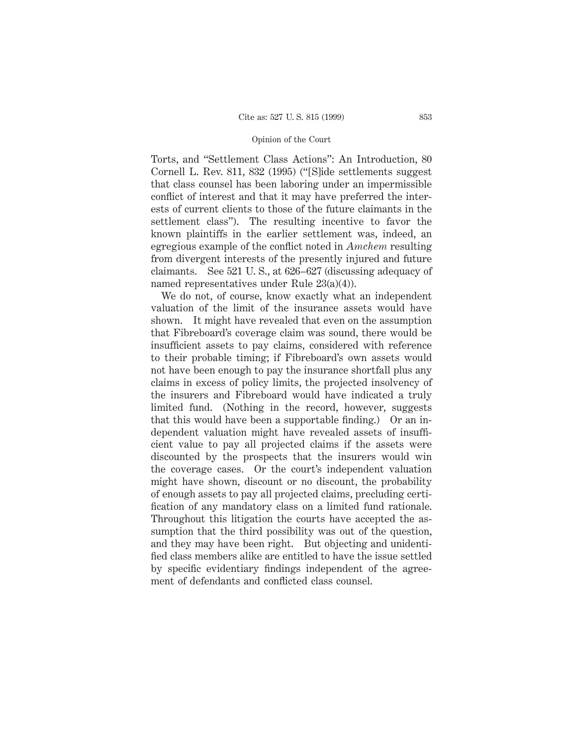Torts, and "Settlement Class Actions": An Introduction, 80 Cornell L. Rev. 811, 832 (1995) ("[S]ide settlements suggest that class counsel has been laboring under an impermissible conflict of interest and that it may have preferred the interests of current clients to those of the future claimants in the settlement class"). The resulting incentive to favor the known plaintiffs in the earlier settlement was, indeed, an egregious example of the conflict noted in *Amchem* resulting from divergent interests of the presently injured and future claimants. See 521 U. S., at 626–627 (discussing adequacy of named representatives under Rule 23(a)(4)).

We do not, of course, know exactly what an independent valuation of the limit of the insurance assets would have shown. It might have revealed that even on the assumption that Fibreboard's coverage claim was sound, there would be insufficient assets to pay claims, considered with reference to their probable timing; if Fibreboard's own assets would not have been enough to pay the insurance shortfall plus any claims in excess of policy limits, the projected insolvency of the insurers and Fibreboard would have indicated a truly limited fund. (Nothing in the record, however, suggests that this would have been a supportable finding.) Or an independent valuation might have revealed assets of insufficient value to pay all projected claims if the assets were discounted by the prospects that the insurers would win the coverage cases. Or the court's independent valuation might have shown, discount or no discount, the probability of enough assets to pay all projected claims, precluding certification of any mandatory class on a limited fund rationale. Throughout this litigation the courts have accepted the assumption that the third possibility was out of the question, and they may have been right. But objecting and unidentified class members alike are entitled to have the issue settled by specific evidentiary findings independent of the agreement of defendants and conflicted class counsel.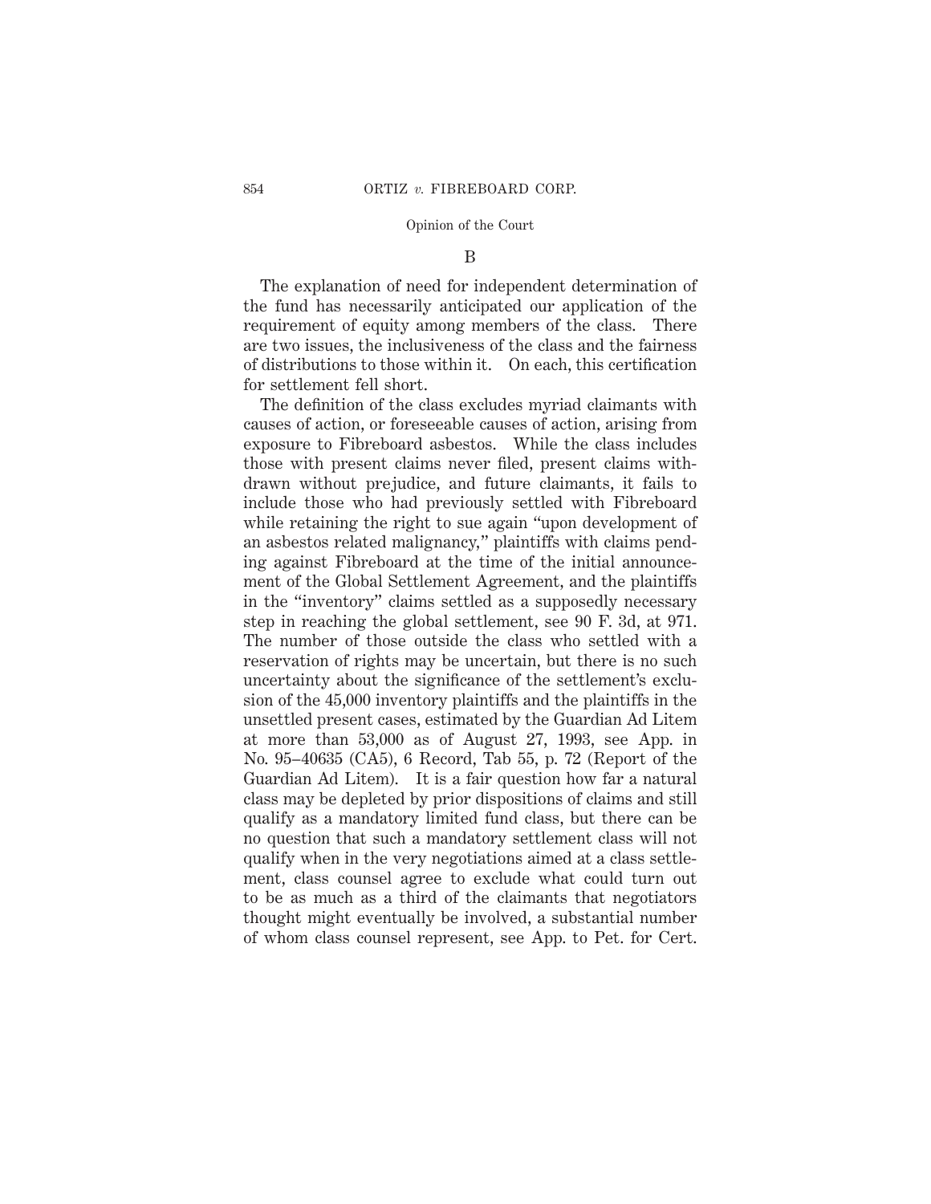### B

The explanation of need for independent determination of the fund has necessarily anticipated our application of the requirement of equity among members of the class. There are two issues, the inclusiveness of the class and the fairness of distributions to those within it. On each, this certification for settlement fell short.

The definition of the class excludes myriad claimants with causes of action, or foreseeable causes of action, arising from exposure to Fibreboard asbestos. While the class includes those with present claims never filed, present claims withdrawn without prejudice, and future claimants, it fails to include those who had previously settled with Fibreboard while retaining the right to sue again "upon development of an asbestos related malignancy," plaintiffs with claims pending against Fibreboard at the time of the initial announcement of the Global Settlement Agreement, and the plaintiffs in the "inventory" claims settled as a supposedly necessary step in reaching the global settlement, see 90 F. 3d, at 971. The number of those outside the class who settled with a reservation of rights may be uncertain, but there is no such uncertainty about the significance of the settlement's exclusion of the 45,000 inventory plaintiffs and the plaintiffs in the unsettled present cases, estimated by the Guardian Ad Litem at more than 53,000 as of August 27, 1993, see App. in No. 95–40635 (CA5), 6 Record, Tab 55, p. 72 (Report of the Guardian Ad Litem). It is a fair question how far a natural class may be depleted by prior dispositions of claims and still qualify as a mandatory limited fund class, but there can be no question that such a mandatory settlement class will not qualify when in the very negotiations aimed at a class settlement, class counsel agree to exclude what could turn out to be as much as a third of the claimants that negotiators thought might eventually be involved, a substantial number of whom class counsel represent, see App. to Pet. for Cert.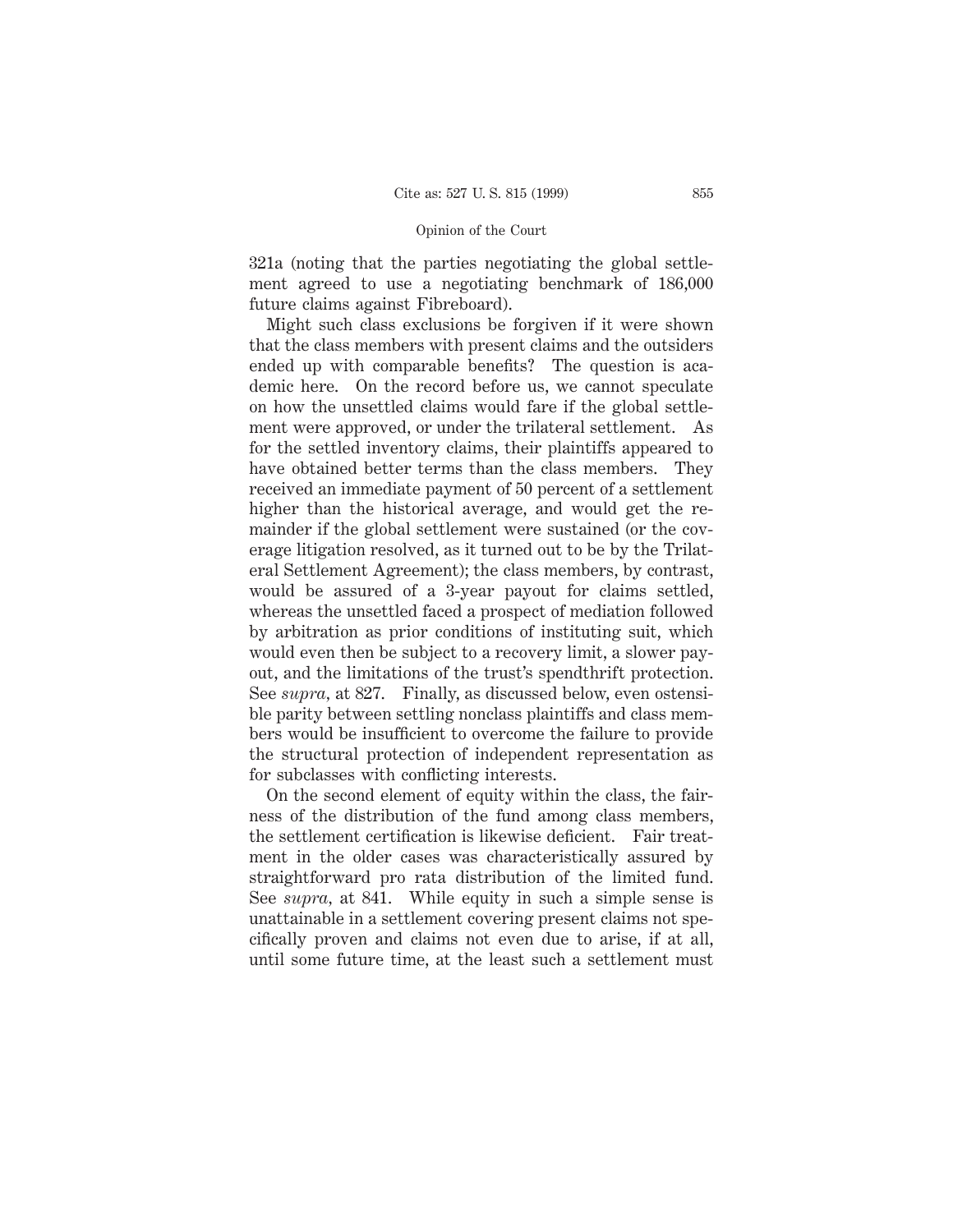321a (noting that the parties negotiating the global settlement agreed to use a negotiating benchmark of 186,000 future claims against Fibreboard).

Might such class exclusions be forgiven if it were shown that the class members with present claims and the outsiders ended up with comparable benefits? The question is academic here. On the record before us, we cannot speculate on how the unsettled claims would fare if the global settlement were approved, or under the trilateral settlement. As for the settled inventory claims, their plaintiffs appeared to have obtained better terms than the class members. They received an immediate payment of 50 percent of a settlement higher than the historical average, and would get the remainder if the global settlement were sustained (or the coverage litigation resolved, as it turned out to be by the Trilateral Settlement Agreement); the class members, by contrast, would be assured of a 3-year payout for claims settled, whereas the unsettled faced a prospect of mediation followed by arbitration as prior conditions of instituting suit, which would even then be subject to a recovery limit, a slower payout, and the limitations of the trust's spendthrift protection. See *supra*, at 827. Finally, as discussed below, even ostensible parity between settling nonclass plaintiffs and class members would be insufficient to overcome the failure to provide the structural protection of independent representation as for subclasses with conflicting interests.

On the second element of equity within the class, the fairness of the distribution of the fund among class members, the settlement certification is likewise deficient. Fair treatment in the older cases was characteristically assured by straightforward pro rata distribution of the limited fund. See *supra*, at 841. While equity in such a simple sense is unattainable in a settlement covering present claims not specifically proven and claims not even due to arise, if at all, until some future time, at the least such a settlement must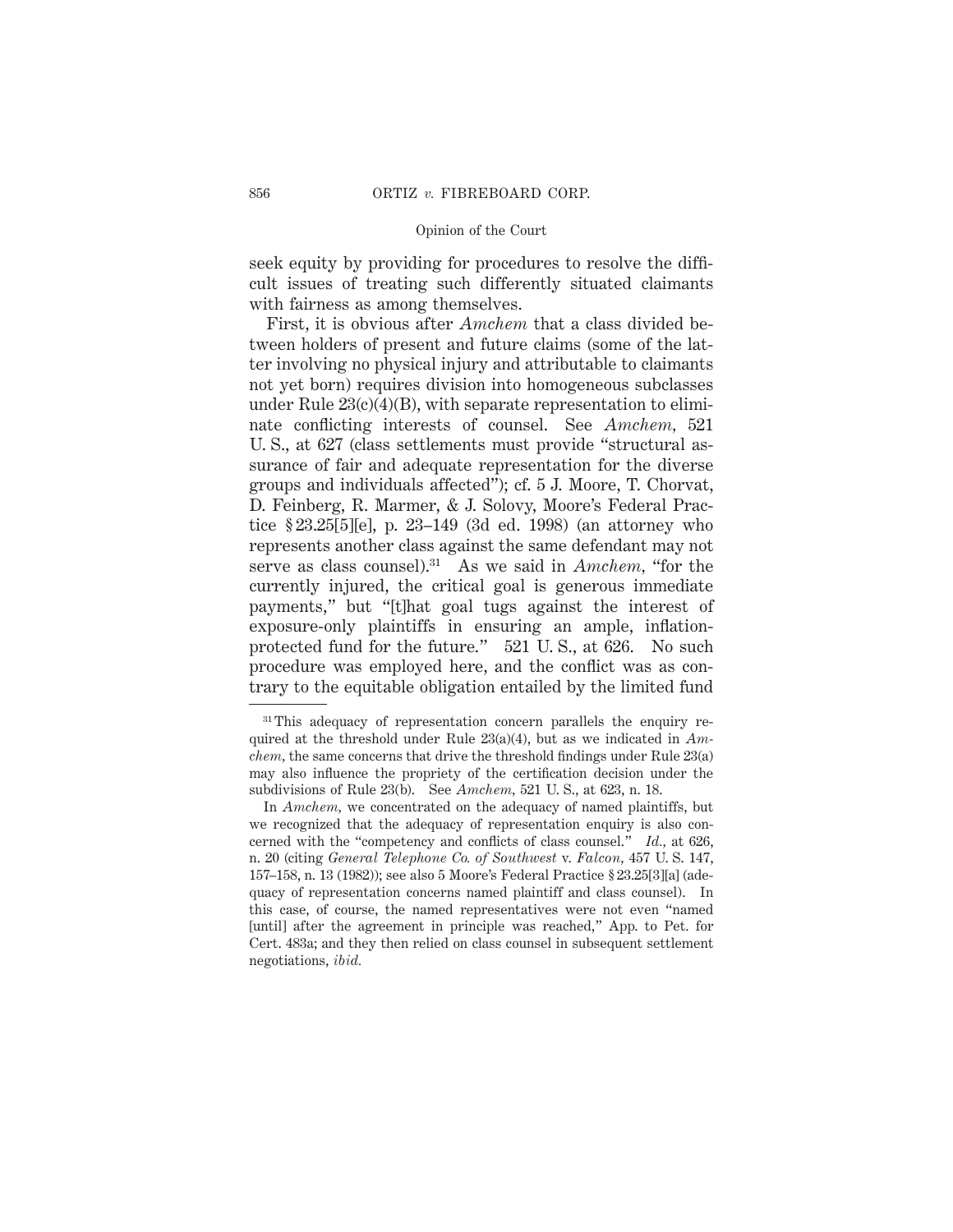seek equity by providing for procedures to resolve the difficult issues of treating such differently situated claimants with fairness as among themselves.

First, it is obvious after *Amchem* that a class divided between holders of present and future claims (some of the latter involving no physical injury and attributable to claimants not yet born) requires division into homogeneous subclasses under Rule 23(c)(4)(B), with separate representation to eliminate conflicting interests of counsel. See *Amchem*, 521 U. S., at 627 (class settlements must provide "structural assurance of fair and adequate representation for the diverse groups and individuals affected"); cf. 5 J. Moore, T. Chorvat, D. Feinberg, R. Marmer, & J. Solovy, Moore's Federal Practice § 23.25[5][e], p. 23–149 (3d ed. 1998) (an attorney who represents another class against the same defendant may not serve as class counsel).[31] As we said in *Amchem*, "for the currently injured, the critical goal is generous immediate payments," but "[t]hat goal tugs against the interest of exposure-only plaintiffs in ensuring an ample, inflation-protected fund for the future." 521 U. S., at 626. No such procedure was employed here, and the conflict was as contrary to the equitable obligation entailed by the limited fund

---

[31] This adequacy of representation concern parallels the enquiry required at the threshold under Rule 23(a)(4), but as we indicated in *Amchem*, the same concerns that drive the threshold findings under Rule 23(a) may also influence the propriety of the certification decision under the subdivisions of Rule 23(b). See *Amchem*, 521 U. S., at 623, n. 18.

In *Amchem*, we concentrated on the adequacy of named plaintiffs, but we recognized that the adequacy of representation enquiry is also concerned with the "competency and conflicts of class counsel." *Id.*, at 626, n. 20 (citing *General Telephone Co. of Southwest* v. *Falcon*, 457 U. S. 147, 157–158, n. 13 (1982)); see also 5 Moore's Federal Practice § 23.25[3][a] (adequacy of representation concerns named plaintiff and class counsel). In this case, of course, the named representatives were not even "named [until] after the agreement in principle was reached," App. to Pet. for Cert. 483a; and they then relied on class counsel in subsequent settlement negotiations, *ibid.*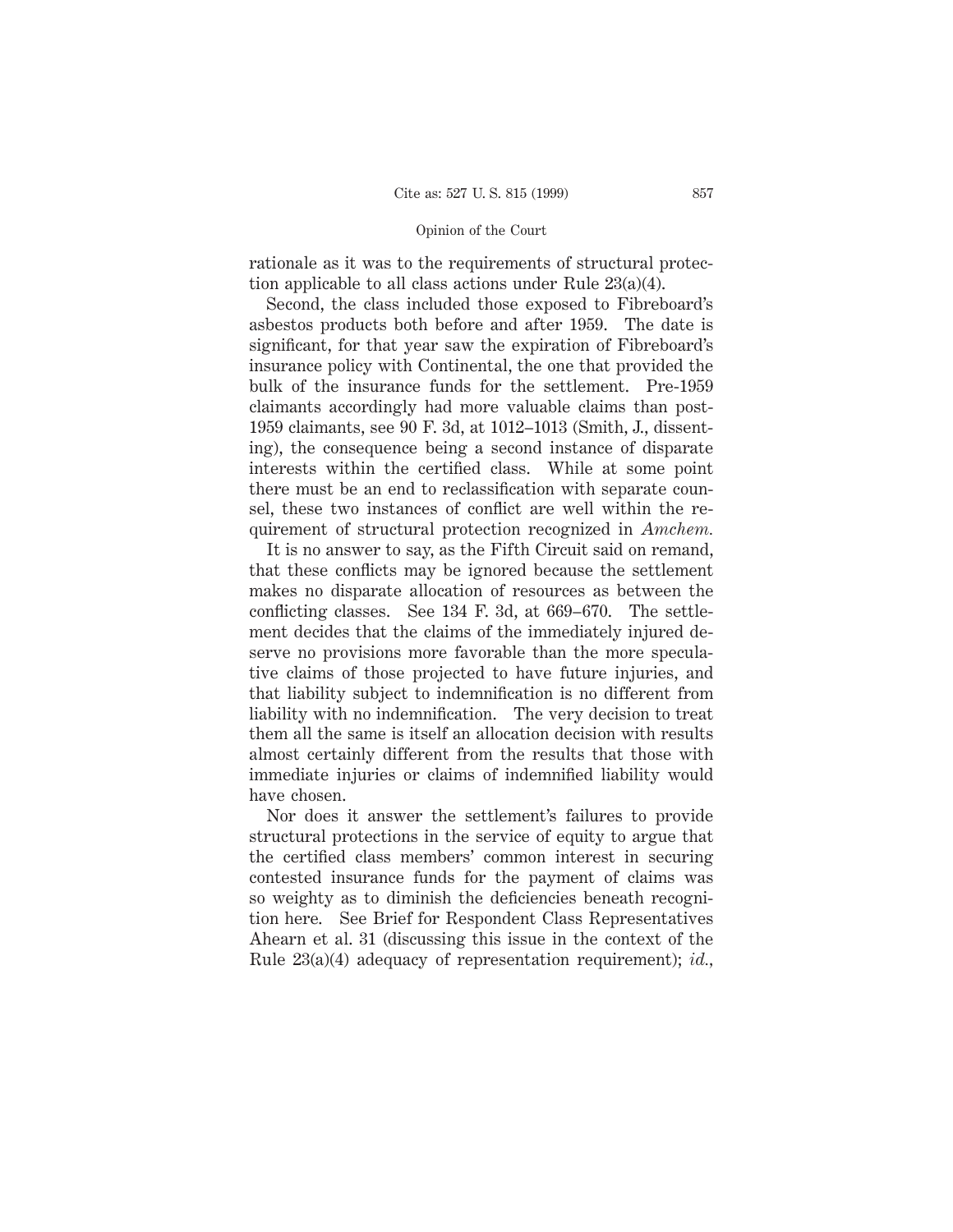rationale as it was to the requirements of structural protection applicable to all class actions under Rule 23(a)(4).

Second, the class included those exposed to Fibreboard's asbestos products both before and after 1959. The date is significant, for that year saw the expiration of Fibreboard's insurance policy with Continental, the one that provided the bulk of the insurance funds for the settlement. Pre-1959 claimants accordingly had more valuable claims than post-1959 claimants, see 90 F. 3d, at 1012–1013 (Smith, J., dissenting), the consequence being a second instance of disparate interests within the certified class. While at some point there must be an end to reclassification with separate counsel, these two instances of conflict are well within the requirement of structural protection recognized in *Amchem.*

It is no answer to say, as the Fifth Circuit said on remand, that these conflicts may be ignored because the settlement makes no disparate allocation of resources as between the conflicting classes. See 134 F. 3d, at 669–670. The settlement decides that the claims of the immediately injured deserve no provisions more favorable than the more speculative claims of those projected to have future injuries, and that liability subject to indemnification is no different from liability with no indemnification. The very decision to treat them all the same is itself an allocation decision with results almost certainly different from the results that those with immediate injuries or claims of indemnified liability would have chosen.

Nor does it answer the settlement's failures to provide structural protections in the service of equity to argue that the certified class members' common interest in securing contested insurance funds for the payment of claims was so weighty as to diminish the deficiencies beneath recognition here. See Brief for Respondent Class Representatives Ahearn et al. 31 (discussing this issue in the context of the Rule 23(a)(4) adequacy of representation requirement); *id.,*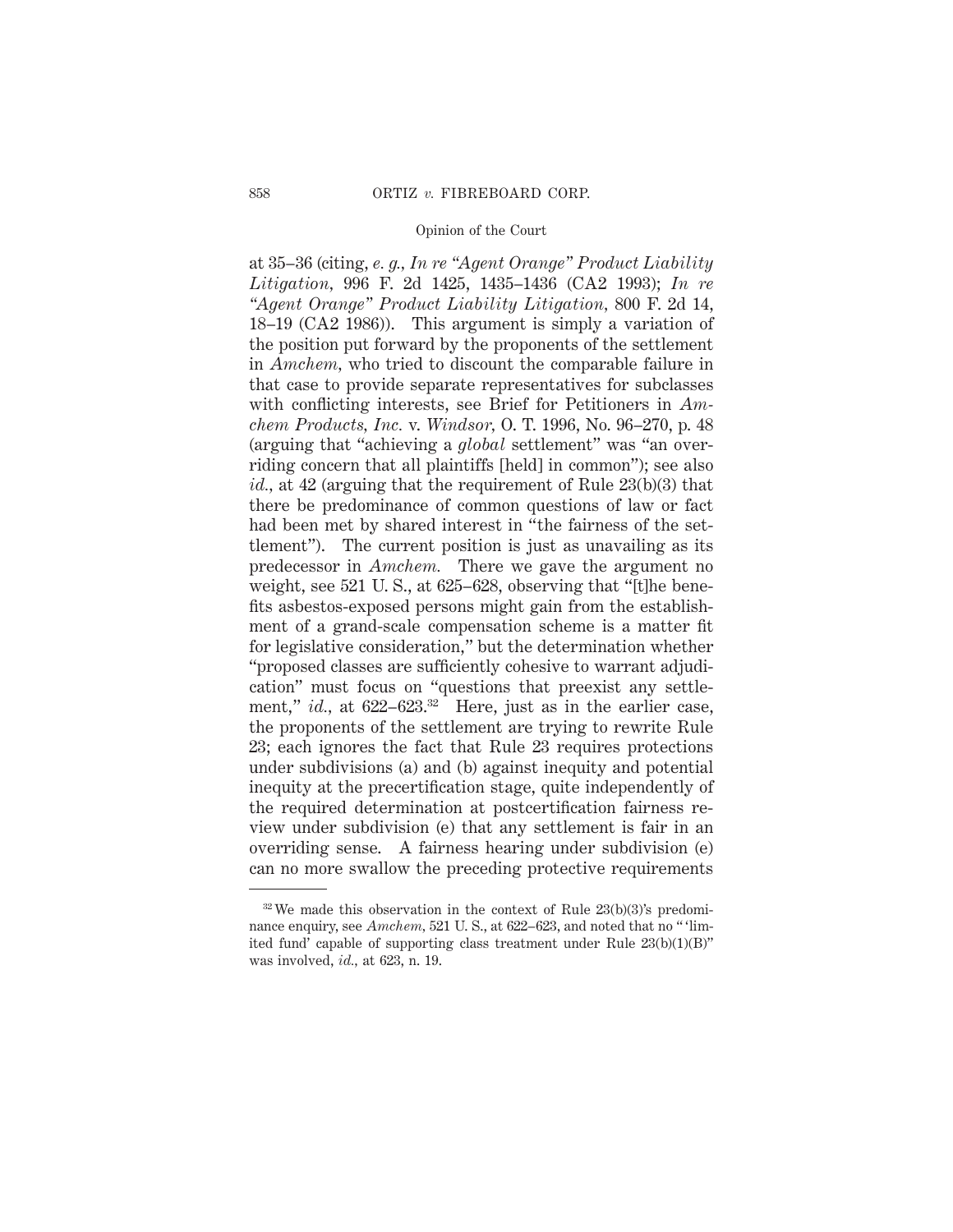at 35–36 (citing, *e. g.*, *In re "Agent Orange" Product Liability Litigation*, 996 F. 2d 1425, 1435–1436 (CA2 1993); *In re "Agent Orange" Product Liability Litigation*, 800 F. 2d 14, 18–19 (CA2 1986)). This argument is simply a variation of the position put forward by the proponents of the settlement in *Amchem*, who tried to discount the comparable failure in that case to provide separate representatives for subclasses with conflicting interests, see Brief for Petitioners in *Amchem Products, Inc.* v. *Windsor*, O. T. 1996, No. 96–270, p. 48 (arguing that "achieving a *global* settlement" was "an overriding concern that all plaintiffs [held] in common"); see also *id.*, at 42 (arguing that the requirement of Rule 23(b)(3) that there be predominance of common questions of law or fact had been met by shared interest in "the fairness of the settlement"). The current position is just as unavailing as its predecessor in *Amchem*. There we gave the argument no weight, see 521 U. S., at 625–628, observing that "[t]he benefits asbestos-exposed persons might gain from the establishment of a grand-scale compensation scheme is a matter fit for legislative consideration," but the determination whether "proposed classes are sufficiently cohesive to warrant adjudication" must focus on "questions that preexist any settlement," *id.*, at 622–623.[32] Here, just as in the earlier case, the proponents of the settlement are trying to rewrite Rule 23; each ignores the fact that Rule 23 requires protections under subdivisions (a) and (b) against inequity and potential inequity at the precertification stage, quite independently of the required determination at postcertification fairness review under subdivision (e) that any settlement is fair in an overriding sense. A fairness hearing under subdivision (e) can no more swallow the preceding protective requirements

---

[32] We made this observation in the context of Rule 23(b)(3)'s predominance enquiry, see *Amchem*, 521 U. S., at 622–623, and noted that no " 'limited fund' capable of supporting class treatment under Rule 23(b)(1)(B)" was involved, *id.*, at 623, n. 19.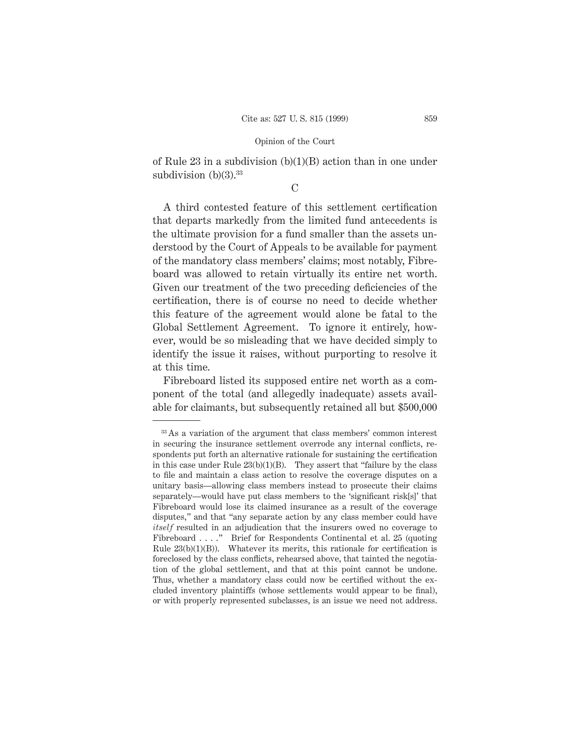of Rule 23 in a subdivision (b)(1)(B) action than in one under subdivision (b)(3).[33]

C

A third contested feature of this settlement certification that departs markedly from the limited fund antecedents is the ultimate provision for a fund smaller than the assets understood by the Court of Appeals to be available for payment of the mandatory class members' claims; most notably, Fibreboard was allowed to retain virtually its entire net worth. Given our treatment of the two preceding deficiencies of the certification, there is of course no need to decide whether this feature of the agreement would alone be fatal to the Global Settlement Agreement. To ignore it entirely, however, would be so misleading that we have decided simply to identify the issue it raises, without purporting to resolve it at this time.

Fibreboard listed its supposed entire net worth as a component of the total (and allegedly inadequate) assets available for claimants, but subsequently retained all but $500,000

---

[33] As a variation of the argument that class members' common interest in securing the insurance settlement overrode any internal conflicts, respondents put forth an alternative rationale for sustaining the certification in this case under Rule 23(b)(1)(B). They assert that "failure by the class to file and maintain a class action to resolve the coverage disputes on a unitary basis—allowing class members instead to prosecute their claims separately—would have put class members to the 'significant risk[s]' that Fibreboard would lose its claimed insurance as a result of the coverage disputes," and that "any separate action by any class member could have *itself* resulted in an adjudication that the insurers owed no coverage to Fibreboard . . . ." Brief for Respondents Continental et al. 25 (quoting Rule 23(b)(1)(B)). Whatever its merits, this rationale for certification is foreclosed by the class conflicts, rehearsed above, that tainted the negotiation of the global settlement, and that at this point cannot be undone. Thus, whether a mandatory class could now be certified without the excluded inventory plaintiffs (whose settlements would appear to be final), or with properly represented subclasses, is an issue we need not address.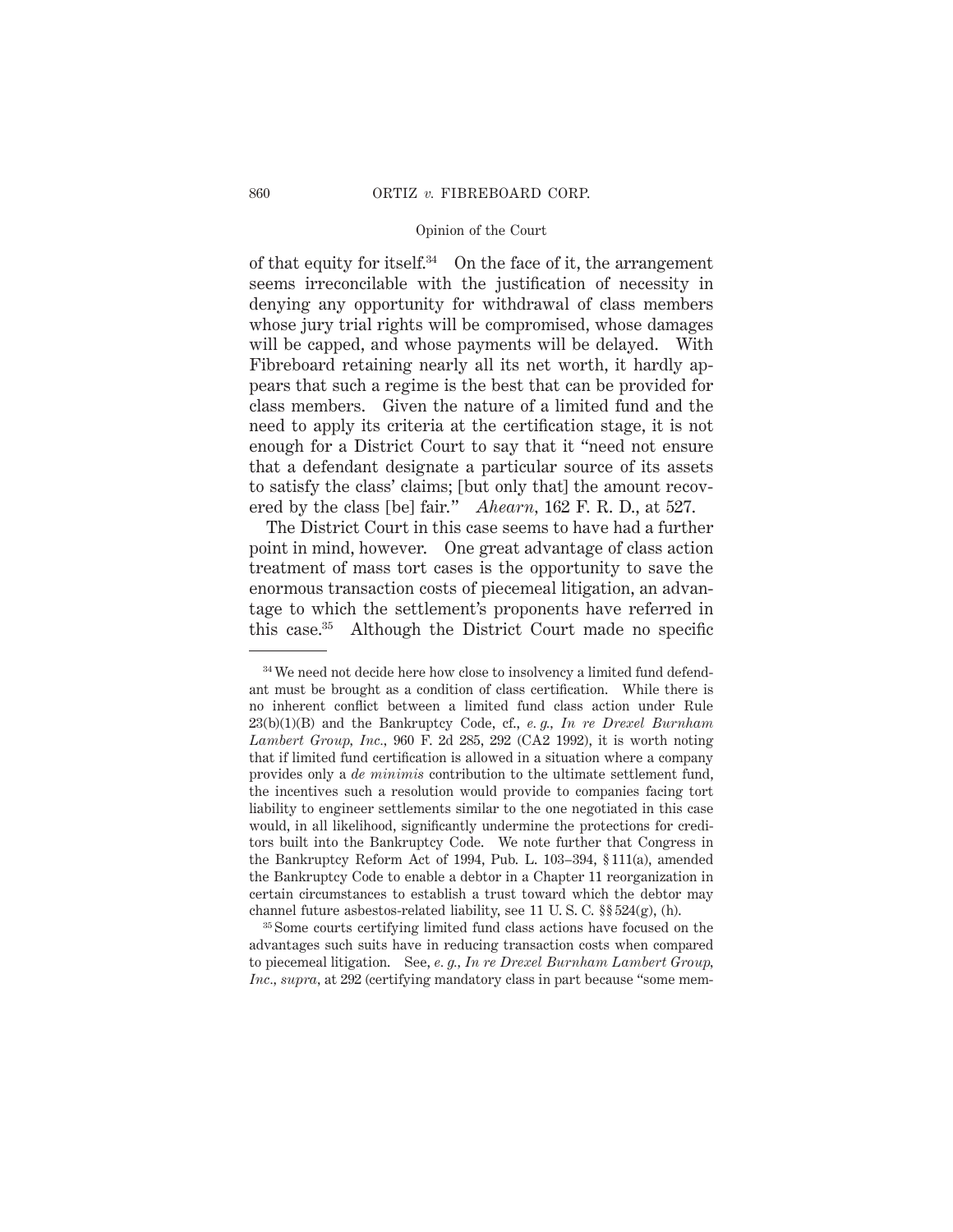of that equity for itself.[34] On the face of it, the arrangement seems irreconcilable with the justification of necessity in denying any opportunity for withdrawal of class members whose jury trial rights will be compromised, whose damages will be capped, and whose payments will be delayed. With Fibreboard retaining nearly all its net worth, it hardly appears that such a regime is the best that can be provided for class members. Given the nature of a limited fund and the need to apply its criteria at the certification stage, it is not enough for a District Court to say that it "need not ensure that a defendant designate a particular source of its assets to satisfy the class' claims; [but only that] the amount recovered by the class [be] fair." *Ahearn*, 162 F. R. D., at 527.

The District Court in this case seems to have had a further point in mind, however. One great advantage of class action treatment of mass tort cases is the opportunity to save the enormous transaction costs of piecemeal litigation, an advantage to which the settlement's proponents have referred in this case.[35] Although the District Court made no specific

---

[34] We need not decide here how close to insolvency a limited fund defendant must be brought as a condition of class certification. While there is no inherent conflict between a limited fund class action under Rule 23(b)(1)(B) and the Bankruptcy Code, cf., *e. g., In re Drexel Burnham Lambert Group, Inc.*, 960 F. 2d 285, 292 (CA2 1992), it is worth noting that if limited fund certification is allowed in a situation where a company provides only a *de minimis* contribution to the ultimate settlement fund, the incentives such a resolution would provide to companies facing tort liability to engineer settlements similar to the one negotiated in this case would, in all likelihood, significantly undermine the protections for creditors built into the Bankruptcy Code. We note further that Congress in the Bankruptcy Reform Act of 1994, Pub. L. 103–394, § 111(a), amended the Bankruptcy Code to enable a debtor in a Chapter 11 reorganization in certain circumstances to establish a trust toward which the debtor may channel future asbestos-related liability, see 11 U. S. C. §§ 524(g), (h).

[35] Some courts certifying limited fund class actions have focused on the advantages such suits have in reducing transaction costs when compared to piecemeal litigation. See, *e. g., In re Drexel Burnham Lambert Group, Inc., supra*, at 292 (certifying mandatory class in part because "some mem-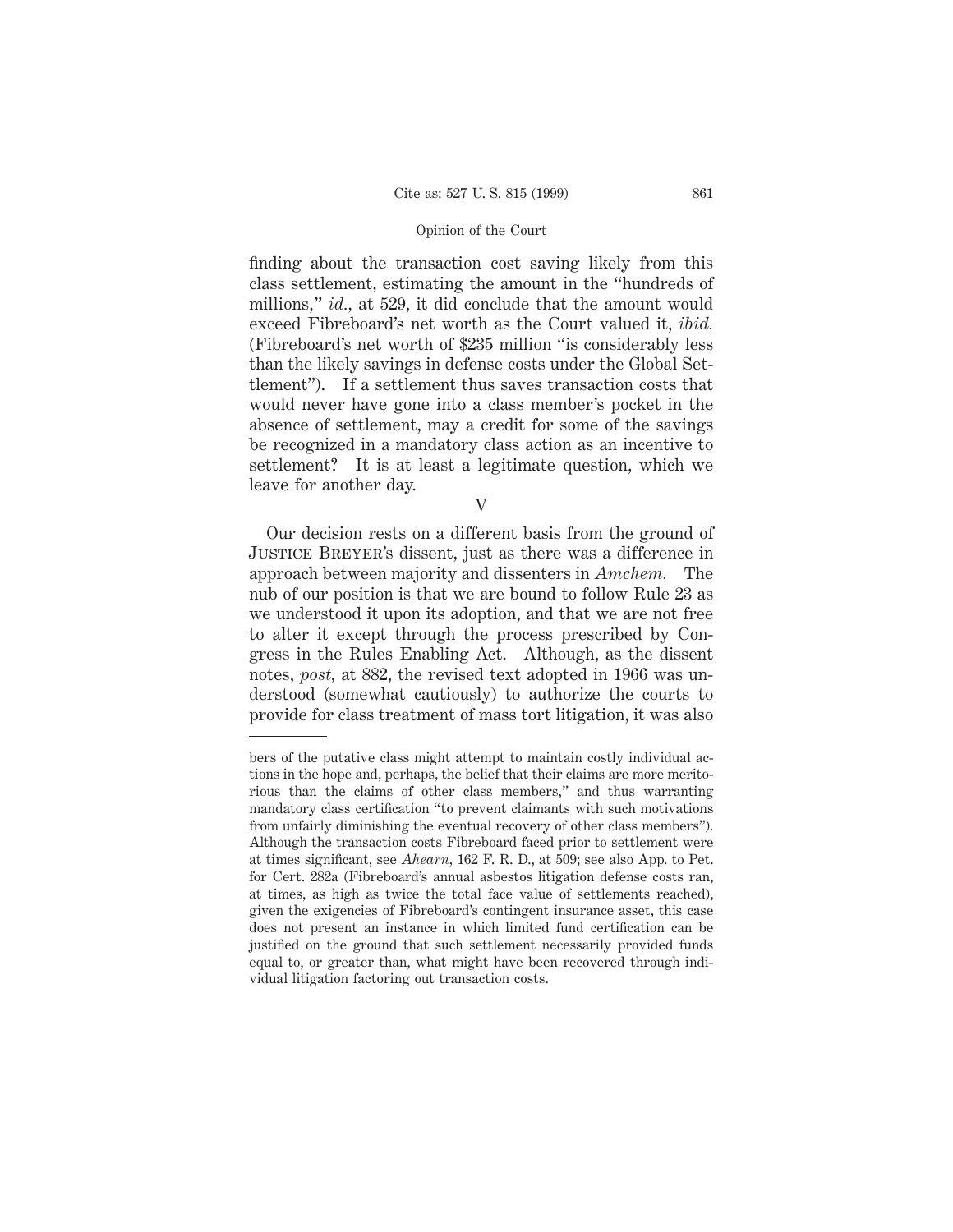finding about the transaction cost saving likely from this class settlement, estimating the amount in the "hundreds of millions," *id.*, at 529, it did conclude that the amount would exceed Fibreboard's net worth as the Court valued it, *ibid.* (Fibreboard's net worth of $235 million "is considerably less than the likely savings in defense costs under the Global Settlement"). If a settlement thus saves transaction costs that would never have gone into a class member's pocket in the absence of settlement, may a credit for some of the savings be recognized in a mandatory class action as an incentive to settlement? It is at least a legitimate question, which we leave for another day.

V

Our decision rests on a different basis from the ground of Justice Breyer's dissent, just as there was a difference in approach between majority and dissenters in *Amchem.* The nub of our position is that we are bound to follow Rule 23 as we understood it upon its adoption, and that we are not free to alter it except through the process prescribed by Congress in the Rules Enabling Act. Although, as the dissent notes, *post,* at 882, the revised text adopted in 1966 was understood (somewhat cautiously) to authorize the courts to provide for class treatment of mass tort litigation, it was also

---

bers of the putative class might attempt to maintain costly individual actions in the hope and, perhaps, the belief that their claims are more meritorious than the claims of other class members," and thus warranting mandatory class certification "to prevent claimants with such motivations from unfairly diminishing the eventual recovery of other class members"). Although the transaction costs Fibreboard faced prior to settlement were at times significant, see *Ahearn,* 162 F. R. D., at 509; see also App. to Pet. for Cert. 282a (Fibreboard's annual asbestos litigation defense costs ran, at times, as high as twice the total face value of settlements reached), given the exigencies of Fibreboard's contingent insurance asset, this case does not present an instance in which limited fund certification can be justified on the ground that such settlement necessarily provided funds equal to, or greater than, what might have been recovered through individual litigation factoring out transaction costs.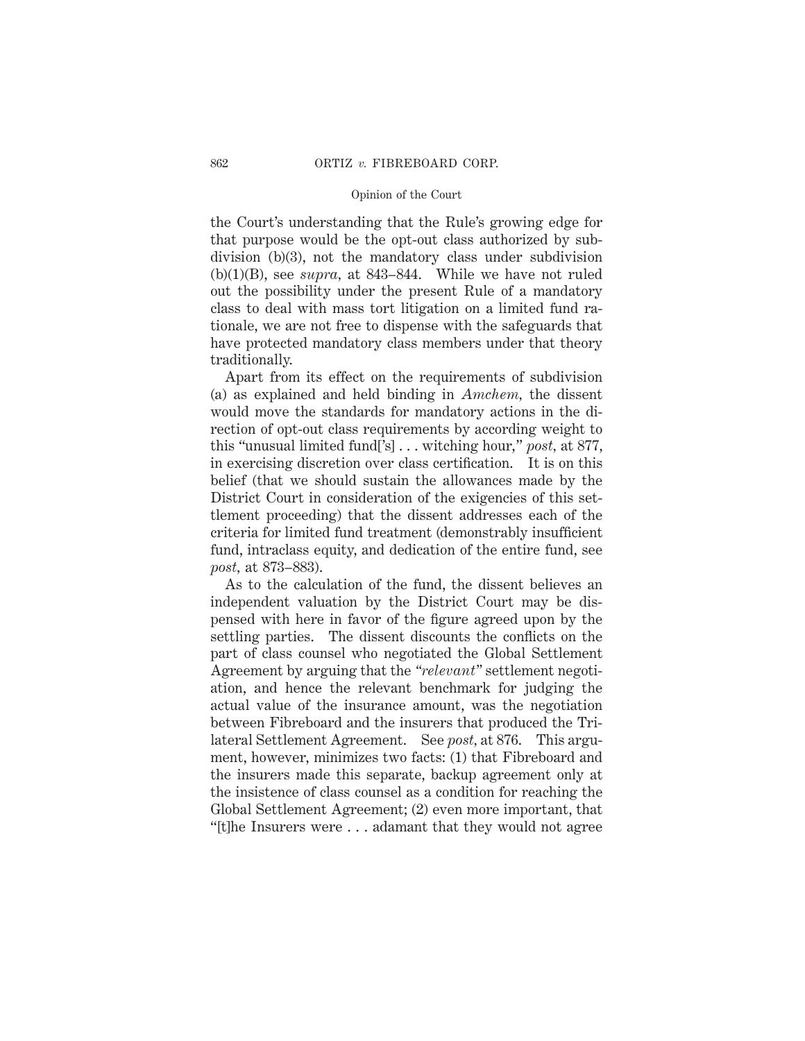the Court's understanding that the Rule's growing edge for that purpose would be the opt-out class authorized by subdivision (b)(3), not the mandatory class under subdivision (b)(1)(B), see *supra*, at 843–844. While we have not ruled out the possibility under the present Rule of a mandatory class to deal with mass tort litigation on a limited fund rationale, we are not free to dispense with the safeguards that have protected mandatory class members under that theory traditionally.

Apart from its effect on the requirements of subdivision (a) as explained and held binding in *Amchem*, the dissent would move the standards for mandatory actions in the direction of opt-out class requirements by according weight to this "unusual limited fund['s] . . . witching hour," *post*, at 877, in exercising discretion over class certification. It is on this belief (that we should sustain the allowances made by the District Court in consideration of the exigencies of this settlement proceeding) that the dissent addresses each of the criteria for limited fund treatment (demonstrably insufficient fund, intraclass equity, and dedication of the entire fund, see *post*, at 873–883).

As to the calculation of the fund, the dissent believes an independent valuation by the District Court may be dispensed with here in favor of the figure agreed upon by the settling parties. The dissent discounts the conflicts on the part of class counsel who negotiated the Global Settlement Agreement by arguing that the "*relevant*" settlement negotiation, and hence the relevant benchmark for judging the actual value of the insurance amount, was the negotiation between Fibreboard and the insurers that produced the Trilateral Settlement Agreement. See *post*, at 876. This argument, however, minimizes two facts: (1) that Fibreboard and the insurers made this separate, backup agreement only at the insistence of class counsel as a condition for reaching the Global Settlement Agreement; (2) even more important, that "[t]he Insurers were . . . adamant that they would not agree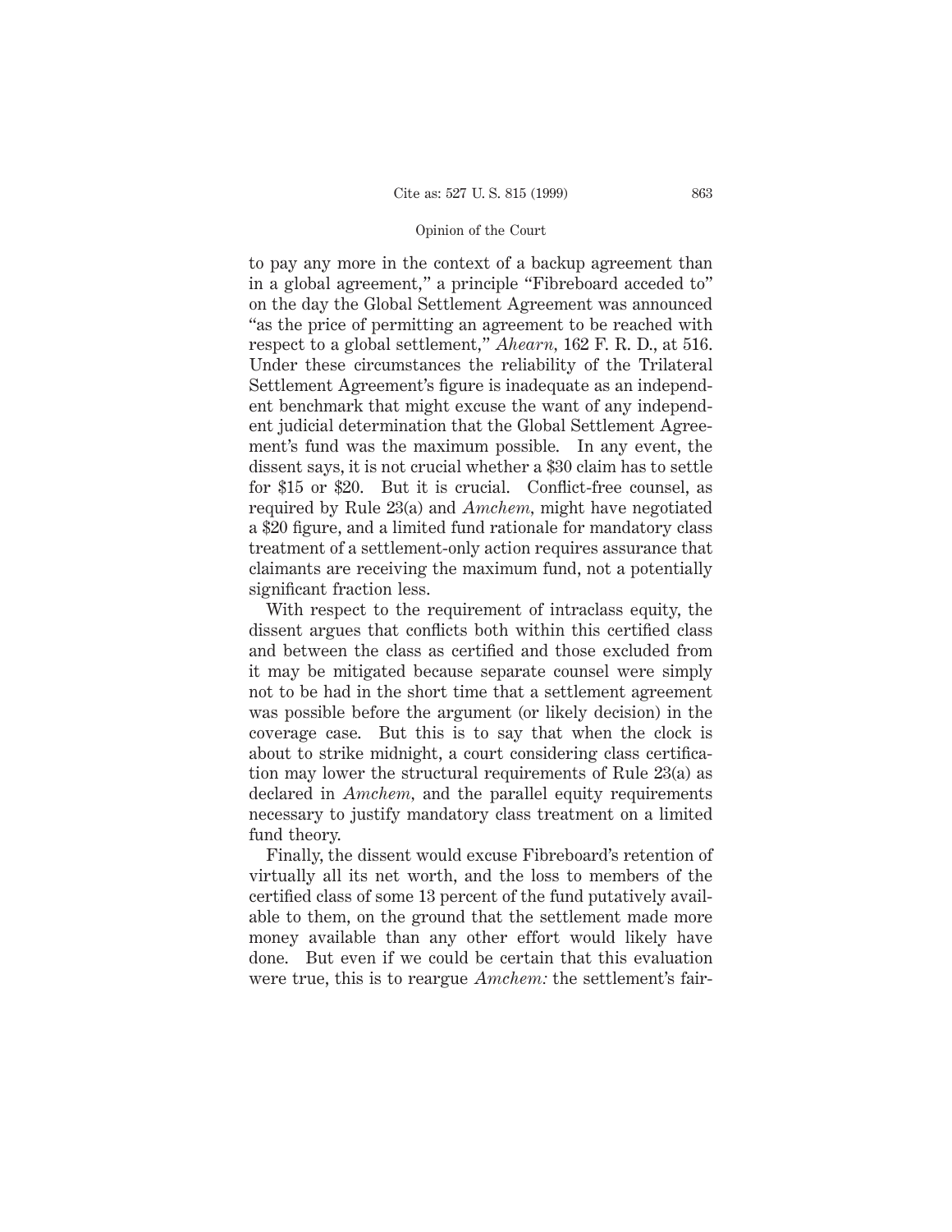to pay any more in the context of a backup agreement than in a global agreement," a principle "Fibreboard acceded to" on the day the Global Settlement Agreement was announced "as the price of permitting an agreement to be reached with respect to a global settlement," *Ahearn,* 162 F. R. D., at 516. Under these circumstances the reliability of the Trilateral Settlement Agreement's figure is inadequate as an independent benchmark that might excuse the want of any independent judicial determination that the Global Settlement Agreement's fund was the maximum possible. In any event, the dissent says, it is not crucial whether a $30 claim has to settle for $15 or $20. But it is crucial. Conflict-free counsel, as required by Rule 23(a) and *Amchem,* might have negotiated a $20 figure, and a limited fund rationale for mandatory class treatment of a settlement-only action requires assurance that claimants are receiving the maximum fund, not a potentially significant fraction less.

With respect to the requirement of intraclass equity, the dissent argues that conflicts both within this certified class and between the class as certified and those excluded from it may be mitigated because separate counsel were simply not to be had in the short time that a settlement agreement was possible before the argument (or likely decision) in the coverage case. But this is to say that when the clock is about to strike midnight, a court considering class certification may lower the structural requirements of Rule 23(a) as declared in *Amchem,* and the parallel equity requirements necessary to justify mandatory class treatment on a limited fund theory.

Finally, the dissent would excuse Fibreboard's retention of virtually all its net worth, and the loss to members of the certified class of some 13 percent of the fund putatively available to them, on the ground that the settlement made more money available than any other effort would likely have done. But even if we could be certain that this evaluation were true, this is to reargue *Amchem:* the settlement's fair-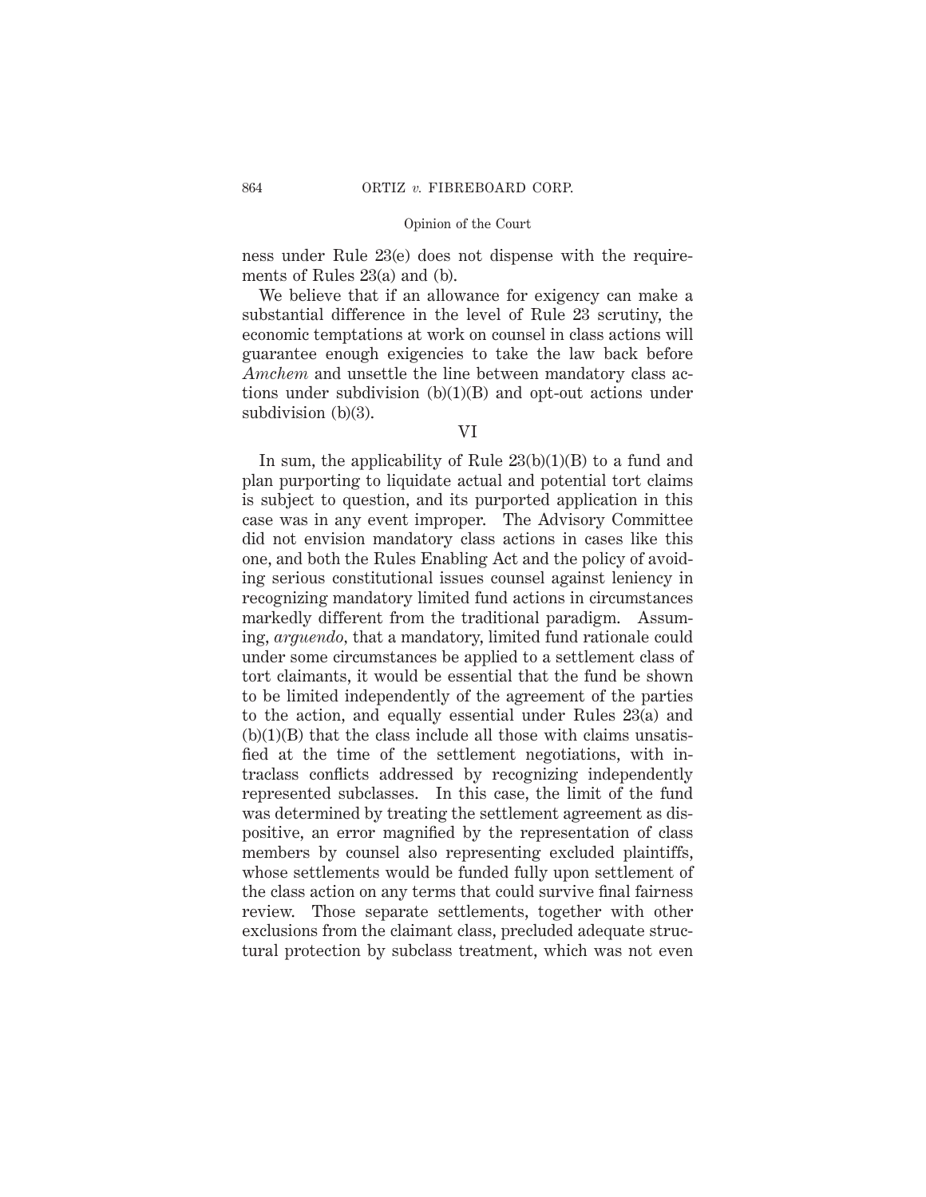ness under Rule 23(e) does not dispense with the requirements of Rules 23(a) and (b).

We believe that if an allowance for exigency can make a substantial difference in the level of Rule 23 scrutiny, the economic temptations at work on counsel in class actions will guarantee enough exigencies to take the law back before *Amchem* and unsettle the line between mandatory class actions under subdivision (b)(1)(B) and opt-out actions under subdivision (b)(3).

## VI

In sum, the applicability of Rule 23(b)(1)(B) to a fund and plan purporting to liquidate actual and potential tort claims is subject to question, and its purported application in this case was in any event improper. The Advisory Committee did not envision mandatory class actions in cases like this one, and both the Rules Enabling Act and the policy of avoiding serious constitutional issues counsel against leniency in recognizing mandatory limited fund actions in circumstances markedly different from the traditional paradigm. Assuming, *arguendo*, that a mandatory, limited fund rationale could under some circumstances be applied to a settlement class of tort claimants, it would be essential that the fund be shown to be limited independently of the agreement of the parties to the action, and equally essential under Rules 23(a) and (b)(1)(B) that the class include all those with claims unsatisfied at the time of the settlement negotiations, with intraclass conflicts addressed by recognizing independently represented subclasses. In this case, the limit of the fund was determined by treating the settlement agreement as dispositive, an error magnified by the representation of class members by counsel also representing excluded plaintiffs, whose settlements would be funded fully upon settlement of the class action on any terms that could survive final fairness review. Those separate settlements, together with other exclusions from the claimant class, precluded adequate structural protection by subclass treatment, which was not even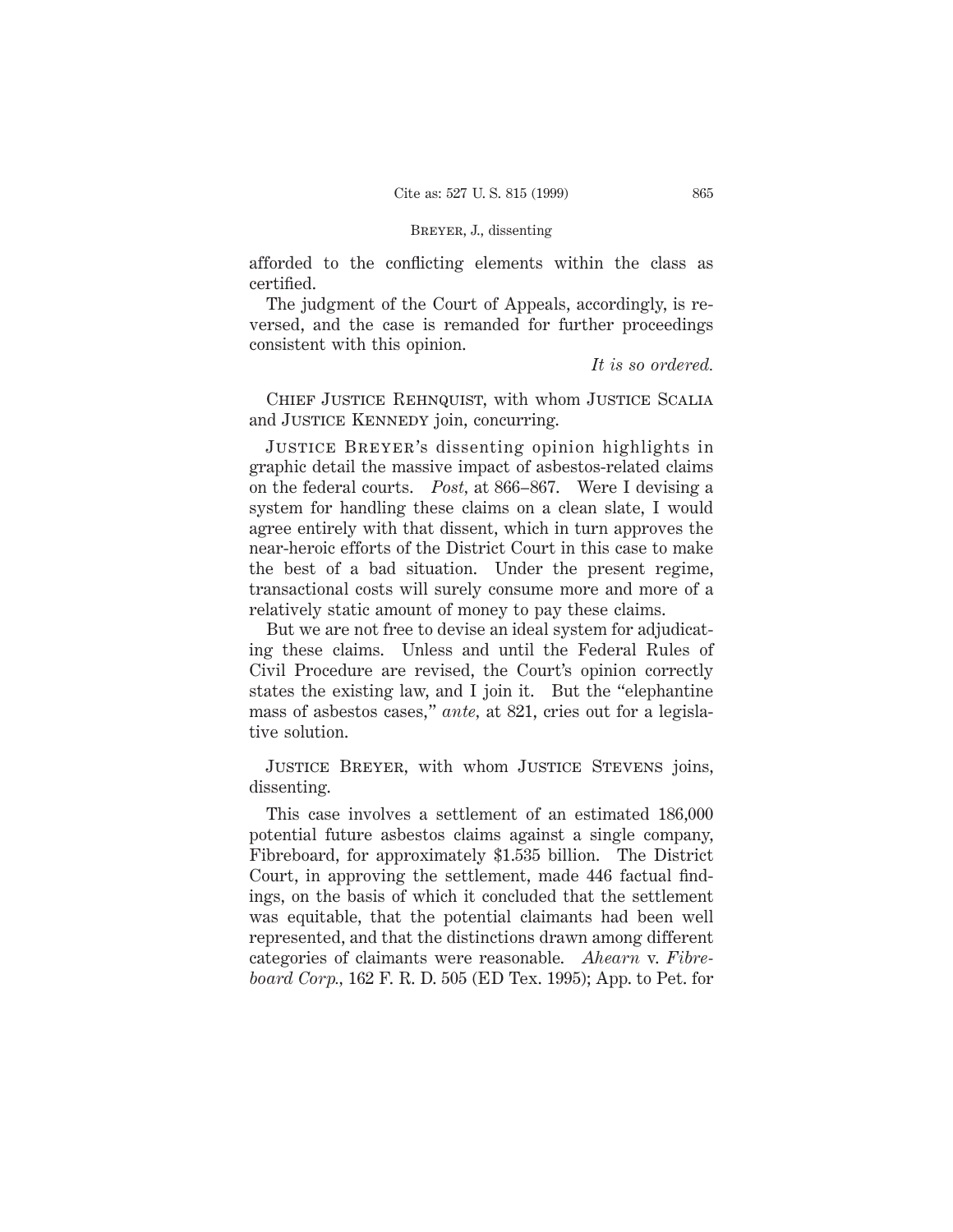afforded to the conflicting elements within the class as certified.

The judgment of the Court of Appeals, accordingly, is reversed, and the case is remanded for further proceedings consistent with this opinion.

*It is so ordered.*

CHIEF JUSTICE REHNQUIST, with whom JUSTICE SCALIA and JUSTICE KENNEDY join, concurring.

JUSTICE BREYER's dissenting opinion highlights in graphic detail the massive impact of asbestos-related claims on the federal courts. *Post,* at 866–867. Were I devising a system for handling these claims on a clean slate, I would agree entirely with that dissent, which in turn approves the near-heroic efforts of the District Court in this case to make the best of a bad situation. Under the present regime, transactional costs will surely consume more and more of a relatively static amount of money to pay these claims.

But we are not free to devise an ideal system for adjudicating these claims. Unless and until the Federal Rules of Civil Procedure are revised, the Court's opinion correctly states the existing law, and I join it. But the "elephantine mass of asbestos cases," *ante,* at 821, cries out for a legislative solution.

JUSTICE BREYER, with whom JUSTICE STEVENS joins, dissenting.

This case involves a settlement of an estimated 186,000 potential future asbestos claims against a single company, Fibreboard, for approximately $1.535 billion. The District Court, in approving the settlement, made 446 factual findings, on the basis of which it concluded that the settlement was equitable, that the potential claimants had been well represented, and that the distinctions drawn among different categories of claimants were reasonable. *Ahearn* v. *Fibreboard Corp.,* 162 F. R. D. 505 (ED Tex. 1995); App. to Pet. for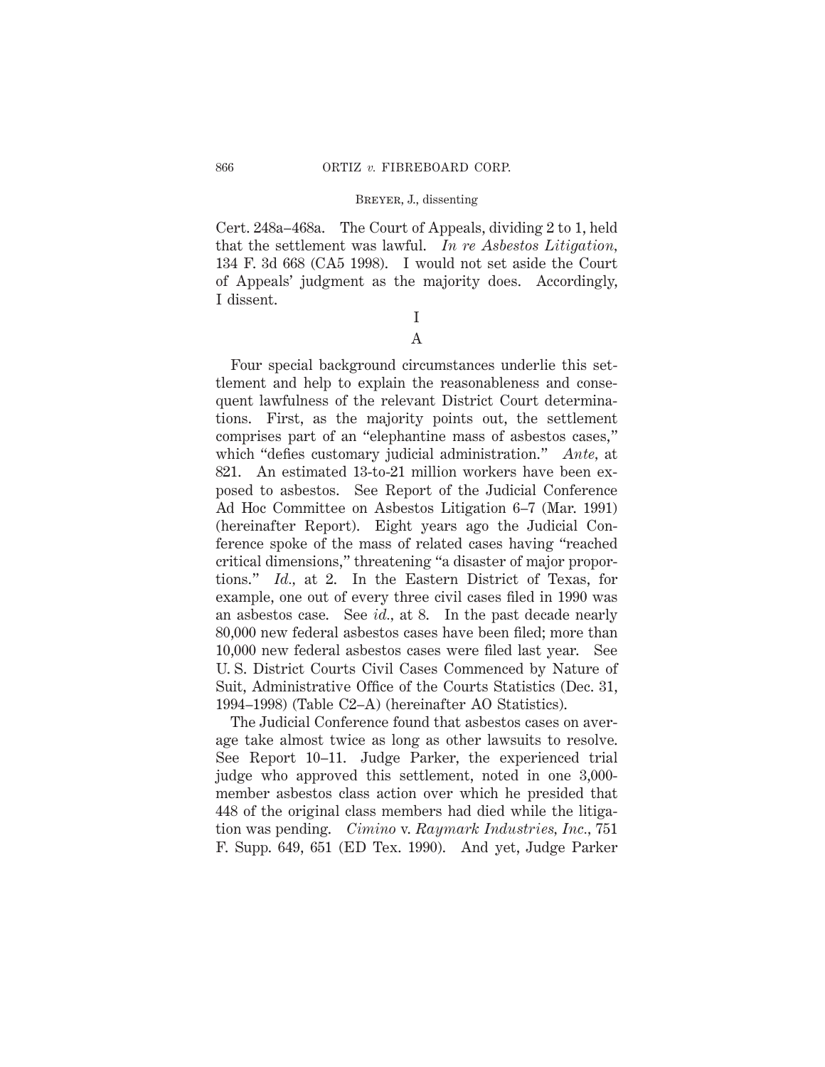Cert. 248a–468a. The Court of Appeals, dividing 2 to 1, held that the settlement was lawful. *In re Asbestos Litigation*, 134 F. 3d 668 (CA5 1998). I would not set aside the Court of Appeals' judgment as the majority does. Accordingly, I dissent.

## I

### A

Four special background circumstances underlie this settlement and help to explain the reasonableness and consequent lawfulness of the relevant District Court determinations. First, as the majority points out, the settlement comprises part of an "elephantine mass of asbestos cases," which "defies customary judicial administration." *Ante*, at 821. An estimated 13-to-21 million workers have been exposed to asbestos. See Report of the Judicial Conference Ad Hoc Committee on Asbestos Litigation 6–7 (Mar. 1991) (hereinafter Report). Eight years ago the Judicial Conference spoke of the mass of related cases having "reached critical dimensions," threatening "a disaster of major proportions." *Id.*, at 2. In the Eastern District of Texas, for example, one out of every three civil cases filed in 1990 was an asbestos case. See *id.*, at 8. In the past decade nearly 80,000 new federal asbestos cases have been filed; more than 10,000 new federal asbestos cases were filed last year. See U. S. District Courts Civil Cases Commenced by Nature of Suit, Administrative Office of the Courts Statistics (Dec. 31, 1994–1998) (Table C2–A) (hereinafter AO Statistics).

The Judicial Conference found that asbestos cases on average take almost twice as long as other lawsuits to resolve. See Report 10–11. Judge Parker, the experienced trial judge who approved this settlement, noted in one 3,000-member asbestos class action over which he presided that 448 of the original class members had died while the litigation was pending. *Cimino* v. *Raymark Industries, Inc.*, 751 F. Supp. 649, 651 (ED Tex. 1990). And yet, Judge Parker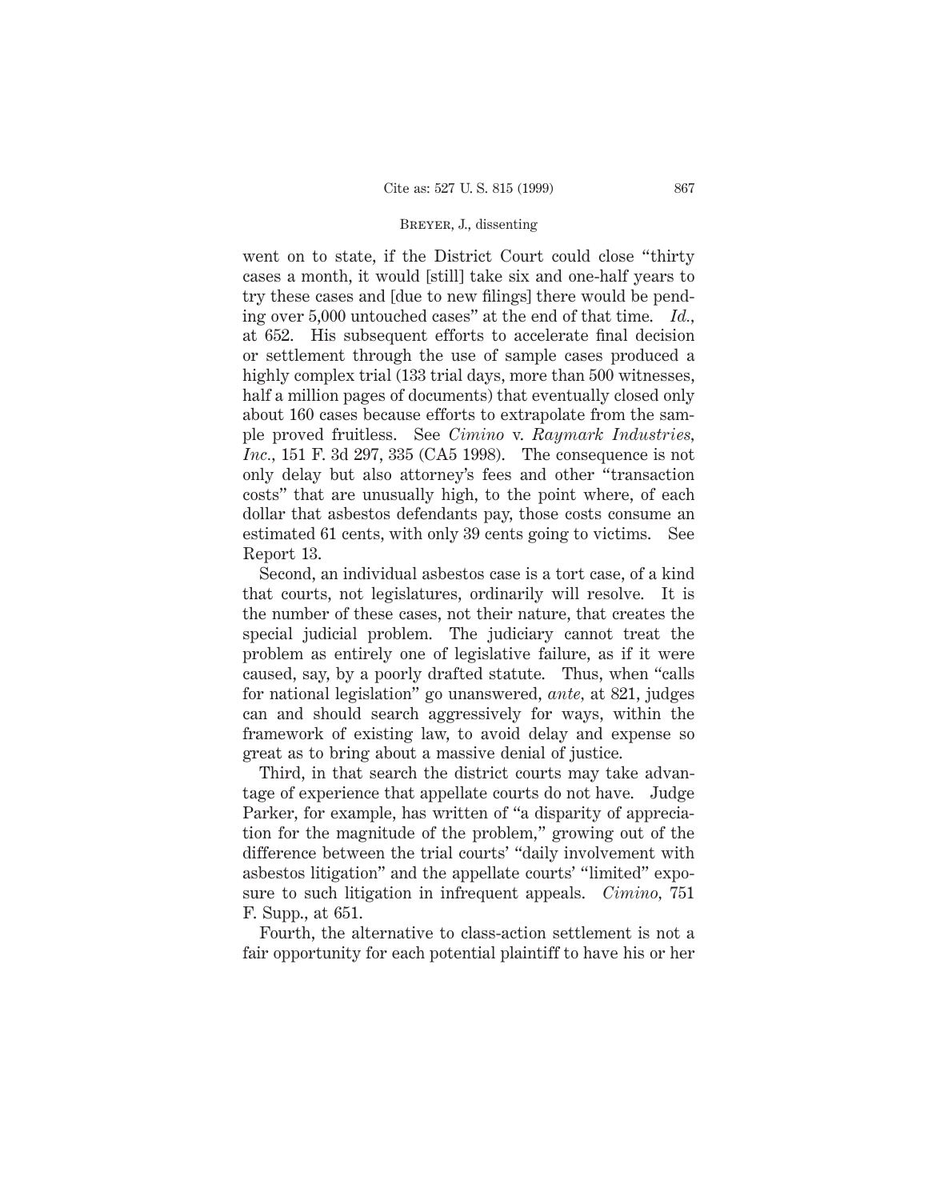went on to state, if the District Court could close "thirty cases a month, it would [still] take six and one-half years to try these cases and [due to new filings] there would be pending over 5,000 untouched cases" at the end of that time. *Id.*, at 652. His subsequent efforts to accelerate final decision or settlement through the use of sample cases produced a highly complex trial (133 trial days, more than 500 witnesses, half a million pages of documents) that eventually closed only about 160 cases because efforts to extrapolate from the sample proved fruitless. See *Cimino* v. *Raymark Industries, Inc.*, 151 F. 3d 297, 335 (CA5 1998). The consequence is not only delay but also attorney's fees and other "transaction costs" that are unusually high, to the point where, of each dollar that asbestos defendants pay, those costs consume an estimated 61 cents, with only 39 cents going to victims. See Report 13.

Second, an individual asbestos case is a tort case, of a kind that courts, not legislatures, ordinarily will resolve. It is the number of these cases, not their nature, that creates the special judicial problem. The judiciary cannot treat the problem as entirely one of legislative failure, as if it were caused, say, by a poorly drafted statute. Thus, when "calls for national legislation" go unanswered, *ante,* at 821, judges can and should search aggressively for ways, within the framework of existing law, to avoid delay and expense so great as to bring about a massive denial of justice.

Third, in that search the district courts may take advantage of experience that appellate courts do not have. Judge Parker, for example, has written of "a disparity of appreciation for the magnitude of the problem," growing out of the difference between the trial courts' "daily involvement with asbestos litigation" and the appellate courts' "limited" exposure to such litigation in infrequent appeals. *Cimino,* 751 F. Supp., at 651.

Fourth, the alternative to class-action settlement is not a fair opportunity for each potential plaintiff to have his or her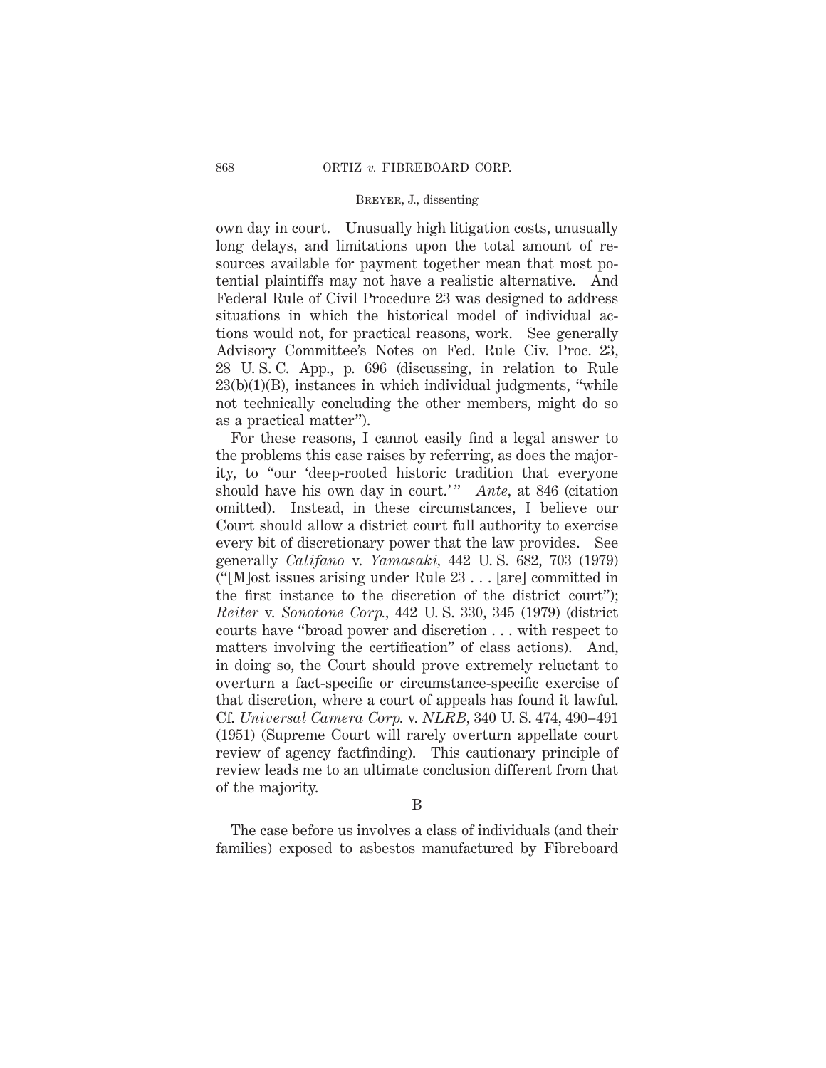own day in court. Unusually high litigation costs, unusually long delays, and limitations upon the total amount of resources available for payment together mean that most potential plaintiffs may not have a realistic alternative. And Federal Rule of Civil Procedure 23 was designed to address situations in which the historical model of individual actions would not, for practical reasons, work. See generally Advisory Committee's Notes on Fed. Rule Civ. Proc. 23, 28 U. S. C. App., p. 696 (discussing, in relation to Rule 23(b)(1)(B), instances in which individual judgments, "while not technically concluding the other members, might do so as a practical matter").

For these reasons, I cannot easily find a legal answer to the problems this case raises by referring, as does the majority, to "our 'deep-rooted historic tradition that everyone should have his own day in court.'" *Ante,* at 846 (citation omitted). Instead, in these circumstances, I believe our Court should allow a district court full authority to exercise every bit of discretionary power that the law provides. See generally *Califano* v. *Yamasaki,* 442 U. S. 682, 703 (1979) ("[M]ost issues arising under Rule 23 . . . [are] committed in the first instance to the discretion of the district court"); *Reiter* v. *Sonotone Corp.,* 442 U. S. 330, 345 (1979) (district courts have "broad power and discretion . . . with respect to matters involving the certification" of class actions). And, in doing so, the Court should prove extremely reluctant to overturn a fact-specific or circumstance-specific exercise of that discretion, where a court of appeals has found it lawful. Cf. *Universal Camera Corp.* v. *NLRB,* 340 U. S. 474, 490–491 (1951) (Supreme Court will rarely overturn appellate court review of agency factfinding). This cautionary principle of review leads me to an ultimate conclusion different from that of the majority.

B

The case before us involves a class of individuals (and their families) exposed to asbestos manufactured by Fibreboard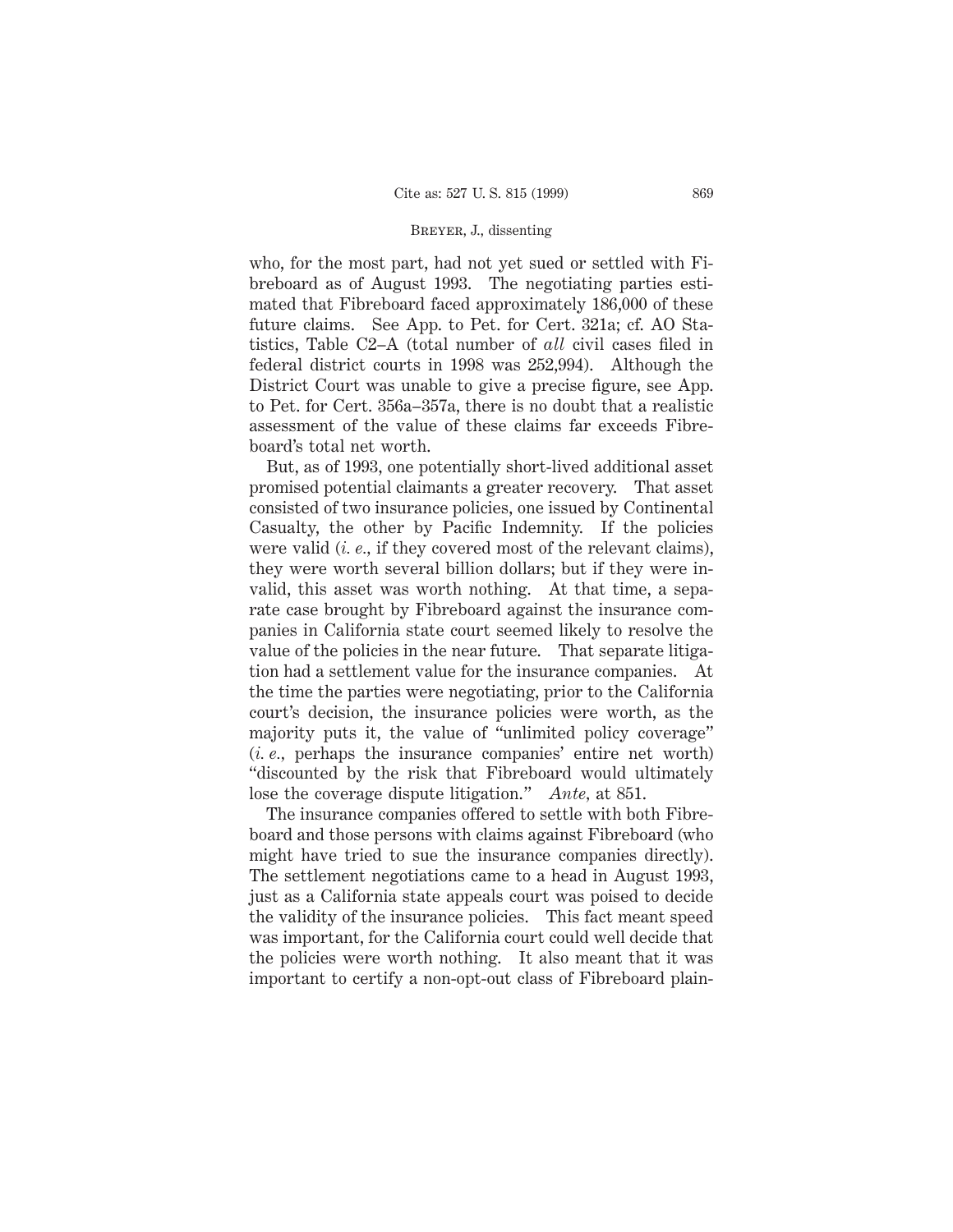who, for the most part, had not yet sued or settled with Fibreboard as of August 1993. The negotiating parties estimated that Fibreboard faced approximately 186,000 of these future claims. See App. to Pet. for Cert. 321a; cf. AO Statistics, Table C2–A (total number of *all* civil cases filed in federal district courts in 1998 was 252,994). Although the District Court was unable to give a precise figure, see App. to Pet. for Cert. 356a–357a, there is no doubt that a realistic assessment of the value of these claims far exceeds Fibreboard's total net worth.

But, as of 1993, one potentially short-lived additional asset promised potential claimants a greater recovery. That asset consisted of two insurance policies, one issued by Continental Casualty, the other by Pacific Indemnity. If the policies were valid (*i. e.*, if they covered most of the relevant claims), they were worth several billion dollars; but if they were invalid, this asset was worth nothing. At that time, a separate case brought by Fibreboard against the insurance companies in California state court seemed likely to resolve the value of the policies in the near future. That separate litigation had a settlement value for the insurance companies. At the time the parties were negotiating, prior to the California court's decision, the insurance policies were worth, as the majority puts it, the value of "unlimited policy coverage" (*i. e.*, perhaps the insurance companies' entire net worth) "discounted by the risk that Fibreboard would ultimately lose the coverage dispute litigation." *Ante*, at 851.

The insurance companies offered to settle with both Fibreboard and those persons with claims against Fibreboard (who might have tried to sue the insurance companies directly). The settlement negotiations came to a head in August 1993, just as a California state appeals court was poised to decide the validity of the insurance policies. This fact meant speed was important, for the California court could well decide that the policies were worth nothing. It also meant that it was important to certify a non-opt-out class of Fibreboard plain-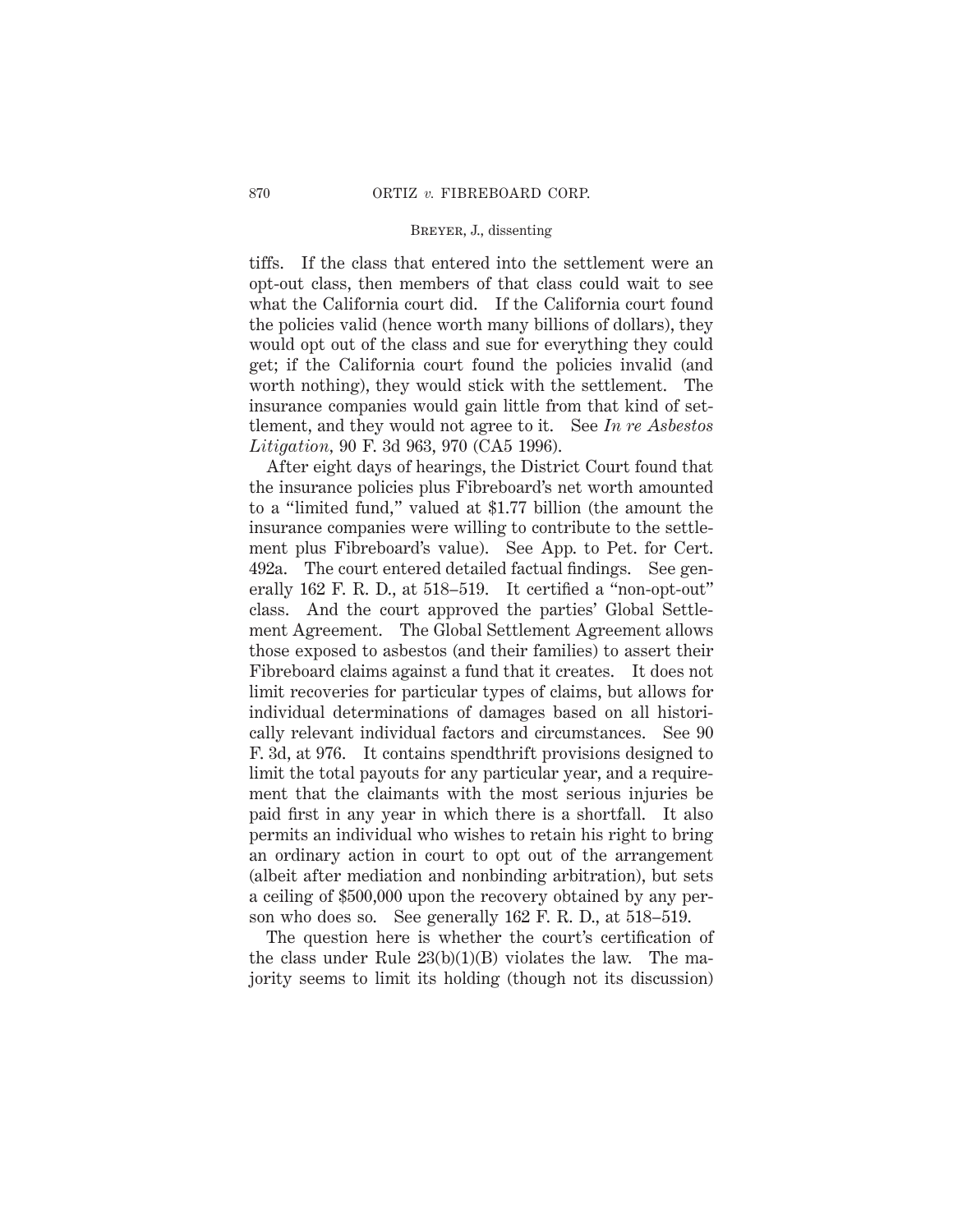tiffs. If the class that entered into the settlement were an opt-out class, then members of that class could wait to see what the California court did. If the California court found the policies valid (hence worth many billions of dollars), they would opt out of the class and sue for everything they could get; if the California court found the policies invalid (and worth nothing), they would stick with the settlement. The insurance companies would gain little from that kind of settlement, and they would not agree to it. See *In re Asbestos Litigation*, 90 F. 3d 963, 970 (CA5 1996).

After eight days of hearings, the District Court found that the insurance policies plus Fibreboard's net worth amounted to a "limited fund," valued at \$1.77 billion (the amount the insurance companies were willing to contribute to the settlement plus Fibreboard's value). See App. to Pet. for Cert. 492a. The court entered detailed factual findings. See generally 162 F. R. D., at 518–519. It certified a "non-opt-out" class. And the court approved the parties' Global Settlement Agreement. The Global Settlement Agreement allows those exposed to asbestos (and their families) to assert their Fibreboard claims against a fund that it creates. It does not limit recoveries for particular types of claims, but allows for individual determinations of damages based on all historically relevant individual factors and circumstances. See 90 F. 3d, at 976. It contains spendthrift provisions designed to limit the total payouts for any particular year, and a requirement that the claimants with the most serious injuries be paid first in any year in which there is a shortfall. It also permits an individual who wishes to retain his right to bring an ordinary action in court to opt out of the arrangement (albeit after mediation and nonbinding arbitration), but sets a ceiling of \$500,000 upon the recovery obtained by any person who does so. See generally 162 F. R. D., at 518–519.

The question here is whether the court's certification of the class under Rule 23(b)(1)(B) violates the law. The majority seems to limit its holding (though not its discussion)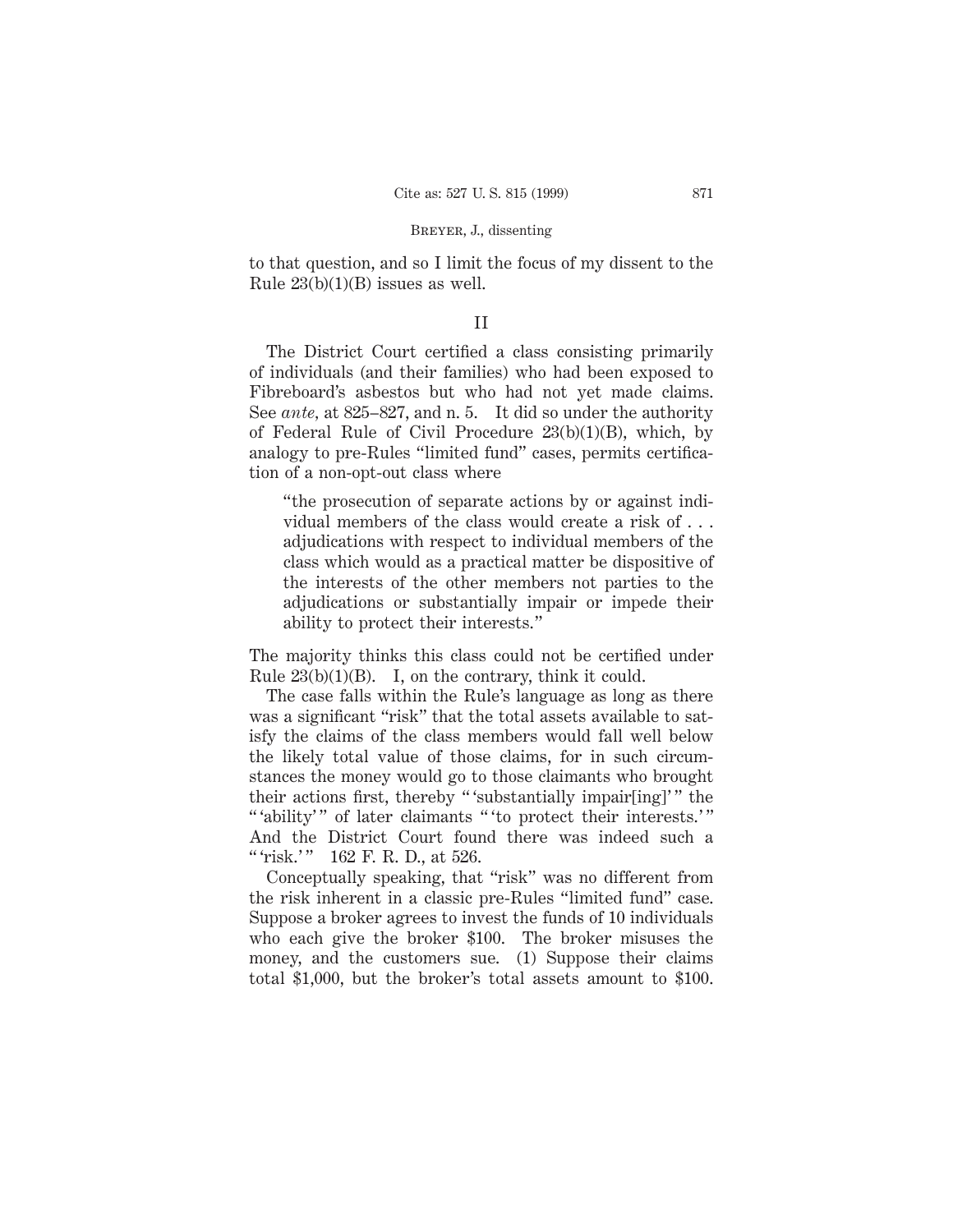to that question, and so I limit the focus of my dissent to the Rule 23(b)(1)(B) issues as well.

## II

The District Court certified a class consisting primarily of individuals (and their families) who had been exposed to Fibreboard's asbestos but who had not yet made claims. See *ante*, at 825–827, and n. 5. It did so under the authority of Federal Rule of Civil Procedure 23(b)(1)(B), which, by analogy to pre-Rules "limited fund" cases, permits certification of a non-opt-out class where

> "the prosecution of separate actions by or against individual members of the class would create a risk of . . . adjudications with respect to individual members of the class which would as a practical matter be dispositive of the interests of the other members not parties to the adjudications or substantially impair or impede their ability to protect their interests."

The majority thinks this class could not be certified under Rule 23(b)(1)(B). I, on the contrary, think it could.

The case falls within the Rule's language as long as there was a significant "risk" that the total assets available to satisfy the claims of the class members would fall well below the likely total value of those claims, for in such circumstances the money would go to those claimants who brought their actions first, thereby " 'substantially impair[ing]' " the " 'ability' " of later claimants " 'to protect their interests.' " And the District Court found there was indeed such a " 'risk.' " 162 F. R. D., at 526.

Conceptually speaking, that "risk" was no different from the risk inherent in a classic pre-Rules "limited fund" case. Suppose a broker agrees to invest the funds of 10 individuals who each give the broker $100. The broker misuses the money, and the customers sue. (1) Suppose their claims total $1,000, but the broker's total assets amount to $100.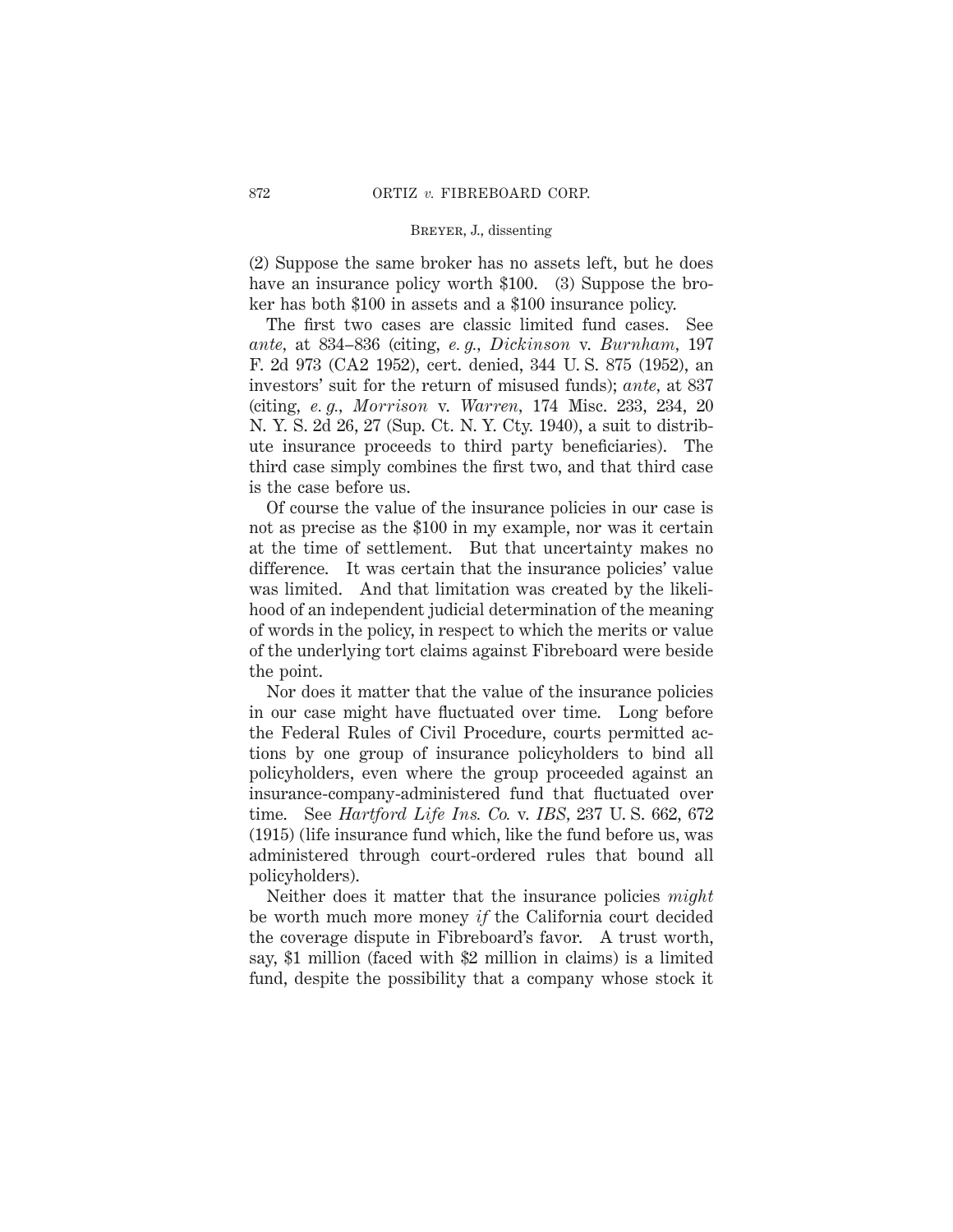(2) Suppose the same broker has no assets left, but he does have an insurance policy worth \$100. (3) Suppose the broker has both \$100 in assets and a \$100 insurance policy.

The first two cases are classic limited fund cases. See *ante,* at 834–836 (citing, *e. g., Dickinson* v. *Burnham,* 197 F. 2d 973 (CA2 1952), cert. denied, 344 U. S. 875 (1952), an investors' suit for the return of misused funds); *ante,* at 837 (citing, *e. g., Morrison* v. *Warren,* 174 Misc. 233, 234, 20 N. Y. S. 2d 26, 27 (Sup. Ct. N. Y. Cty. 1940), a suit to distribute insurance proceeds to third party beneficiaries). The third case simply combines the first two, and that third case is the case before us.

Of course the value of the insurance policies in our case is not as precise as the \$100 in my example, nor was it certain at the time of settlement. But that uncertainty makes no difference. It was certain that the insurance policies' value was limited. And that limitation was created by the likelihood of an independent judicial determination of the meaning of words in the policy, in respect to which the merits or value of the underlying tort claims against Fibreboard were beside the point.

Nor does it matter that the value of the insurance policies in our case might have fluctuated over time. Long before the Federal Rules of Civil Procedure, courts permitted actions by one group of insurance policyholders to bind all policyholders, even where the group proceeded against an insurance-company-administered fund that fluctuated over time. See *Hartford Life Ins. Co.* v. *IBS,* 237 U. S. 662, 672 (1915) (life insurance fund which, like the fund before us, was administered through court-ordered rules that bound all policyholders).

Neither does it matter that the insurance policies *might* be worth much more money *if* the California court decided the coverage dispute in Fibreboard's favor. A trust worth, say, \$1 million (faced with \$2 million in claims) is a limited fund, despite the possibility that a company whose stock it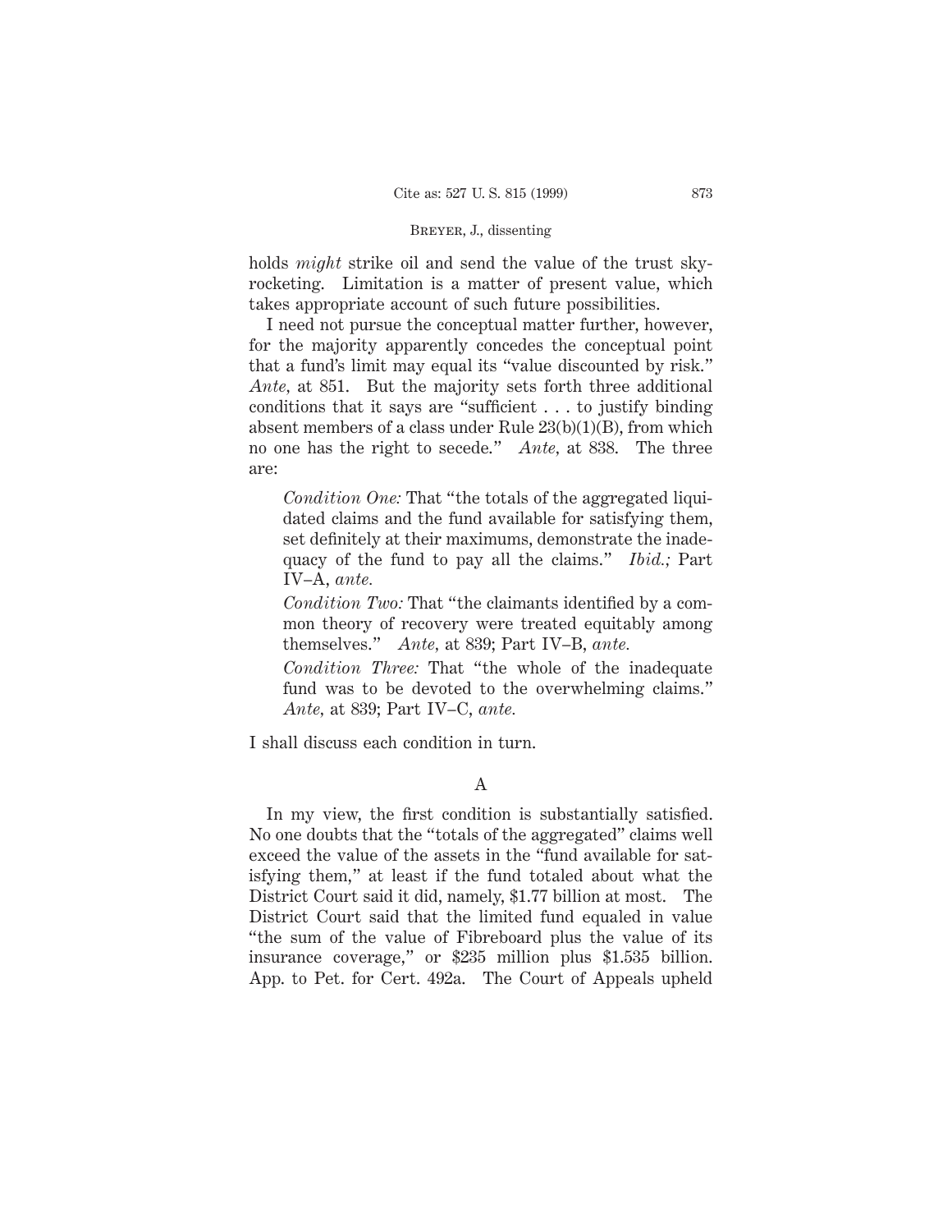holds *might* strike oil and send the value of the trust skyrocketing. Limitation is a matter of present value, which takes appropriate account of such future possibilities.

I need not pursue the conceptual matter further, however, for the majority apparently concedes the conceptual point that a fund's limit may equal its "value discounted by risk." *Ante,* at 851. But the majority sets forth three additional conditions that it says are "sufficient . . . to justify binding absent members of a class under Rule 23(b)(1)(B), from which no one has the right to secede." *Ante,* at 838. The three are:

> *Condition One:* That "the totals of the aggregated liquidated claims and the fund available for satisfying them, set definitely at their maximums, demonstrate the inadequacy of the fund to pay all the claims." *Ibid.;* Part IV–A, *ante.*
>
> *Condition Two:* That "the claimants identified by a common theory of recovery were treated equitably among themselves." *Ante,* at 839; Part IV–B, *ante.*
>
> *Condition Three:* That "the whole of the inadequate fund was to be devoted to the overwhelming claims." *Ante,* at 839; Part IV–C, *ante.*

I shall discuss each condition in turn.

A

In my view, the first condition is substantially satisfied. No one doubts that the "totals of the aggregated" claims well exceed the value of the assets in the "fund available for satisfying them," at least if the fund totaled about what the District Court said it did, namely, $1.77 billion at most. The District Court said that the limited fund equaled in value "the sum of the value of Fibreboard plus the value of its insurance coverage," or $235 million plus $1.535 billion. App. to Pet. for Cert. 492a. The Court of Appeals upheld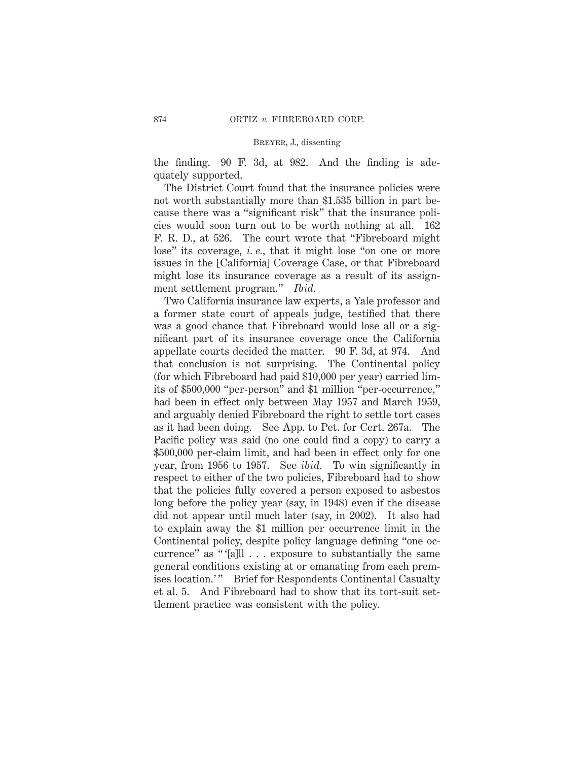the finding. 90 F. 3d, at 982. And the finding is adequately supported.

The District Court found that the insurance policies were not worth substantially more than $1.535 billion in part because there was a "significant risk" that the insurance policies would soon turn out to be worth nothing at all. 162 F. R. D., at 526. The court wrote that "Fibreboard might lose" its coverage, *i. e.*, that it might lose "on one or more issues in the [California] Coverage Case, or that Fibreboard might lose its insurance coverage as a result of its assignment settlement program." *Ibid.*

Two California insurance law experts, a Yale professor and a former state court of appeals judge, testified that there was a good chance that Fibreboard would lose all or a significant part of its insurance coverage once the California appellate courts decided the matter. 90 F. 3d, at 974. And that conclusion is not surprising. The Continental policy (for which Fibreboard had paid $10,000 per year) carried limits of $500,000 "per-person" and $1 million "per-occurrence," had been in effect only between May 1957 and March 1959, and arguably denied Fibreboard the right to settle tort cases as it had been doing. See App. to Pet. for Cert. 267a. The Pacific policy was said (no one could find a copy) to carry a $500,000 per-claim limit, and had been in effect only for one year, from 1956 to 1957. See *ibid.* To win significantly in respect to either of the two policies, Fibreboard had to show that the policies fully covered a person exposed to asbestos long before the policy year (say, in 1948) even if the disease did not appear until much later (say, in 2002). It also had to explain away the $1 million per occurrence limit in the Continental policy, despite policy language defining "one occurrence" as " '[a]ll . . . exposure to substantially the same general conditions existing at or emanating from each premises location.' " Brief for Respondents Continental Casualty et al. 5. And Fibreboard had to show that its tort-suit settlement practice was consistent with the policy.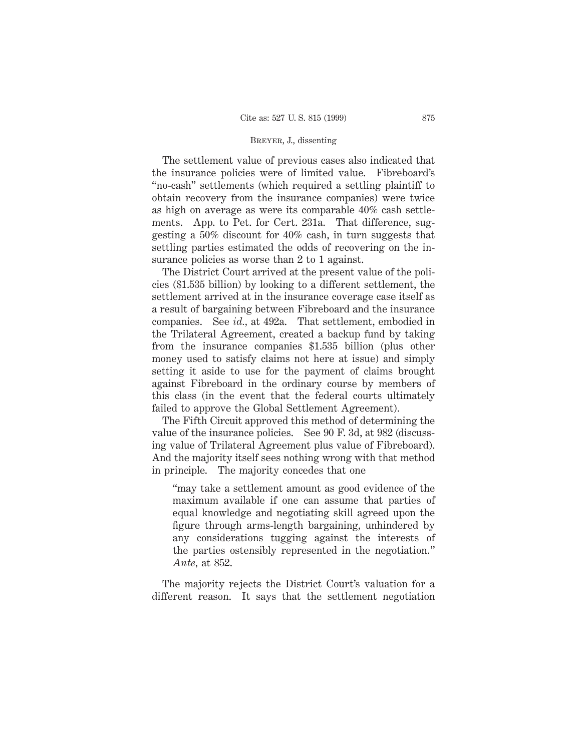The settlement value of previous cases also indicated that the insurance policies were of limited value. Fibreboard's "no-cash" settlements (which required a settling plaintiff to obtain recovery from the insurance companies) were twice as high on average as were its comparable 40% cash settlements. App. to Pet. for Cert. 231a. That difference, suggesting a 50% discount for 40% cash, in turn suggests that settling parties estimated the odds of recovering on the insurance policies as worse than 2 to 1 against.

The District Court arrived at the present value of the policies ($1.535 billion) by looking to a different settlement, the settlement arrived at in the insurance coverage case itself as a result of bargaining between Fibreboard and the insurance companies. See *id.*, at 492a. That settlement, embodied in the Trilateral Agreement, created a backup fund by taking from the insurance companies $1.535 billion (plus other money used to satisfy claims not here at issue) and simply setting it aside to use for the payment of claims brought against Fibreboard in the ordinary course by members of this class (in the event that the federal courts ultimately failed to approve the Global Settlement Agreement).

The Fifth Circuit approved this method of determining the value of the insurance policies. See 90 F. 3d, at 982 (discussing value of Trilateral Agreement plus value of Fibreboard). And the majority itself sees nothing wrong with that method in principle. The majority concedes that one

> "may take a settlement amount as good evidence of the maximum available if one can assume that parties of equal knowledge and negotiating skill agreed upon the figure through arms-length bargaining, unhindered by any considerations tugging against the interests of the parties ostensibly represented in the negotiation." *Ante*, at 852.

The majority rejects the District Court's valuation for a different reason. It says that the settlement negotiation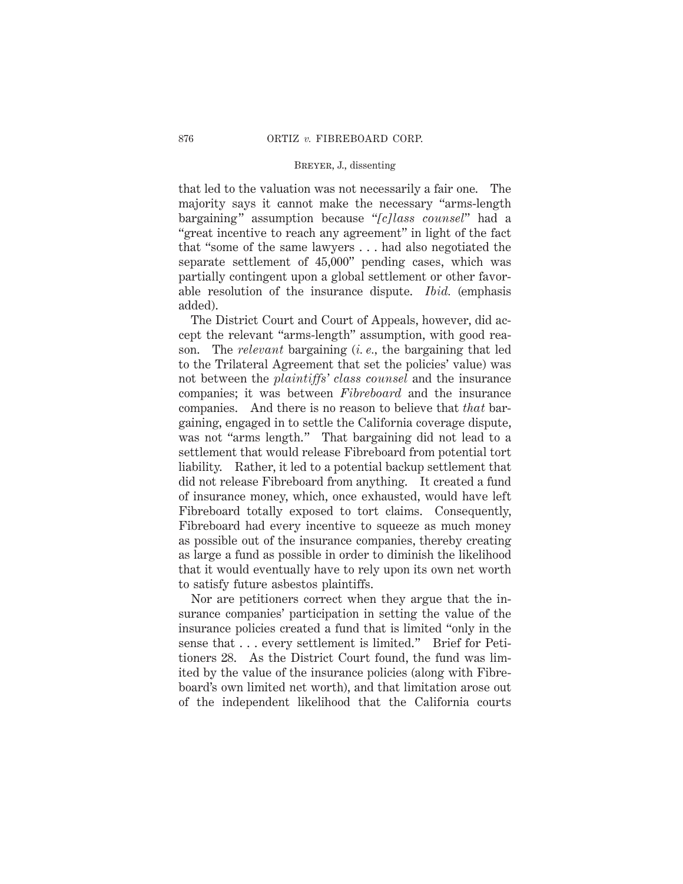that led to the valuation was not necessarily a fair one. The majority says it cannot make the necessary "arms-length bargaining" assumption because "*[c]lass counsel*" had a "great incentive to reach any agreement" in light of the fact that "some of the same lawyers . . . had also negotiated the separate settlement of 45,000" pending cases, which was partially contingent upon a global settlement or other favorable resolution of the insurance dispute. *Ibid.* (emphasis added).

The District Court and Court of Appeals, however, did accept the relevant "arms-length" assumption, with good reason. The *relevant* bargaining (*i. e.,* the bargaining that led to the Trilateral Agreement that set the policies' value) was not between the *plaintiffs' class counsel* and the insurance companies; it was between *Fibreboard* and the insurance companies. And there is no reason to believe that *that* bargaining, engaged in to settle the California coverage dispute, was not "arms length." That bargaining did not lead to a settlement that would release Fibreboard from potential tort liability. Rather, it led to a potential backup settlement that did not release Fibreboard from anything. It created a fund of insurance money, which, once exhausted, would have left Fibreboard totally exposed to tort claims. Consequently, Fibreboard had every incentive to squeeze as much money as possible out of the insurance companies, thereby creating as large a fund as possible in order to diminish the likelihood that it would eventually have to rely upon its own net worth to satisfy future asbestos plaintiffs.

Nor are petitioners correct when they argue that the insurance companies' participation in setting the value of the insurance policies created a fund that is limited "only in the sense that . . . every settlement is limited." Brief for Petitioners 28. As the District Court found, the fund was limited by the value of the insurance policies (along with Fibreboard's own limited net worth), and that limitation arose out of the independent likelihood that the California courts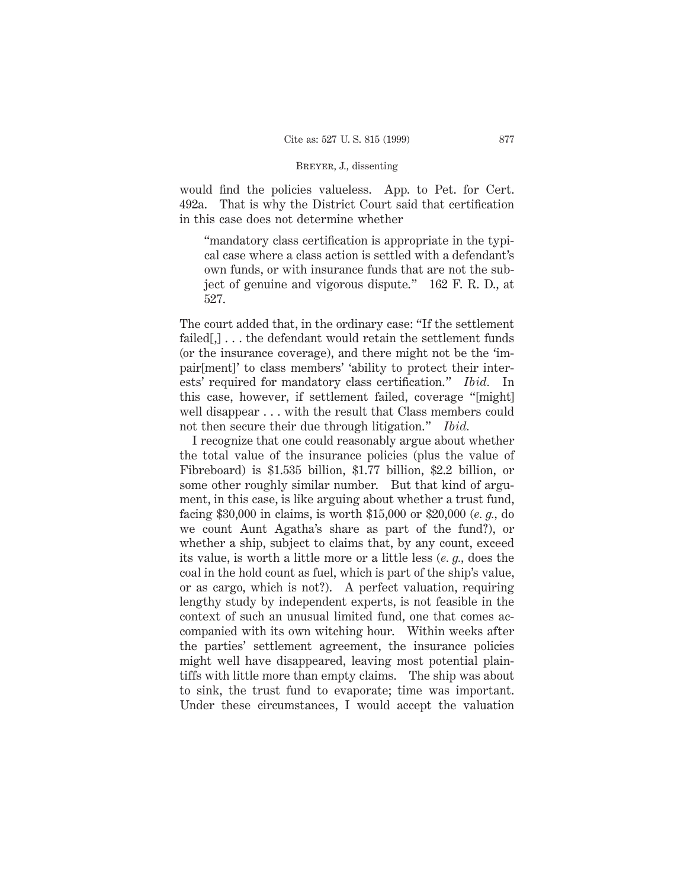would find the policies valueless. App. to Pet. for Cert. 492a. That is why the District Court said that certification in this case does not determine whether

> "mandatory class certification is appropriate in the typical case where a class action is settled with a defendant's own funds, or with insurance funds that are not the subject of genuine and vigorous dispute." 162 F. R. D., at 527.

The court added that, in the ordinary case: "If the settlement failed[,] . . . the defendant would retain the settlement funds (or the insurance coverage), and there might not be the 'impair[ment]' to class members' 'ability to protect their interests' required for mandatory class certification." *Ibid.* In this case, however, if settlement failed, coverage "[might] well disappear . . . with the result that Class members could not then secure their due through litigation." *Ibid.*

I recognize that one could reasonably argue about whether the total value of the insurance policies (plus the value of Fibreboard) is \$1.535 billion, \$1.77 billion, \$2.2 billion, or some other roughly similar number. But that kind of argument, in this case, is like arguing about whether a trust fund, facing \$30,000 in claims, is worth \$15,000 or \$20,000 (*e. g.*, do we count Aunt Agatha's share as part of the fund?), or whether a ship, subject to claims that, by any count, exceed its value, is worth a little more or a little less (*e. g.*, does the coal in the hold count as fuel, which is part of the ship's value, or as cargo, which is not?). A perfect valuation, requiring lengthy study by independent experts, is not feasible in the context of such an unusual limited fund, one that comes accompanied with its own witching hour. Within weeks after the parties' settlement agreement, the insurance policies might well have disappeared, leaving most potential plaintiffs with little more than empty claims. The ship was about to sink, the trust fund to evaporate; time was important. Under these circumstances, I would accept the valuation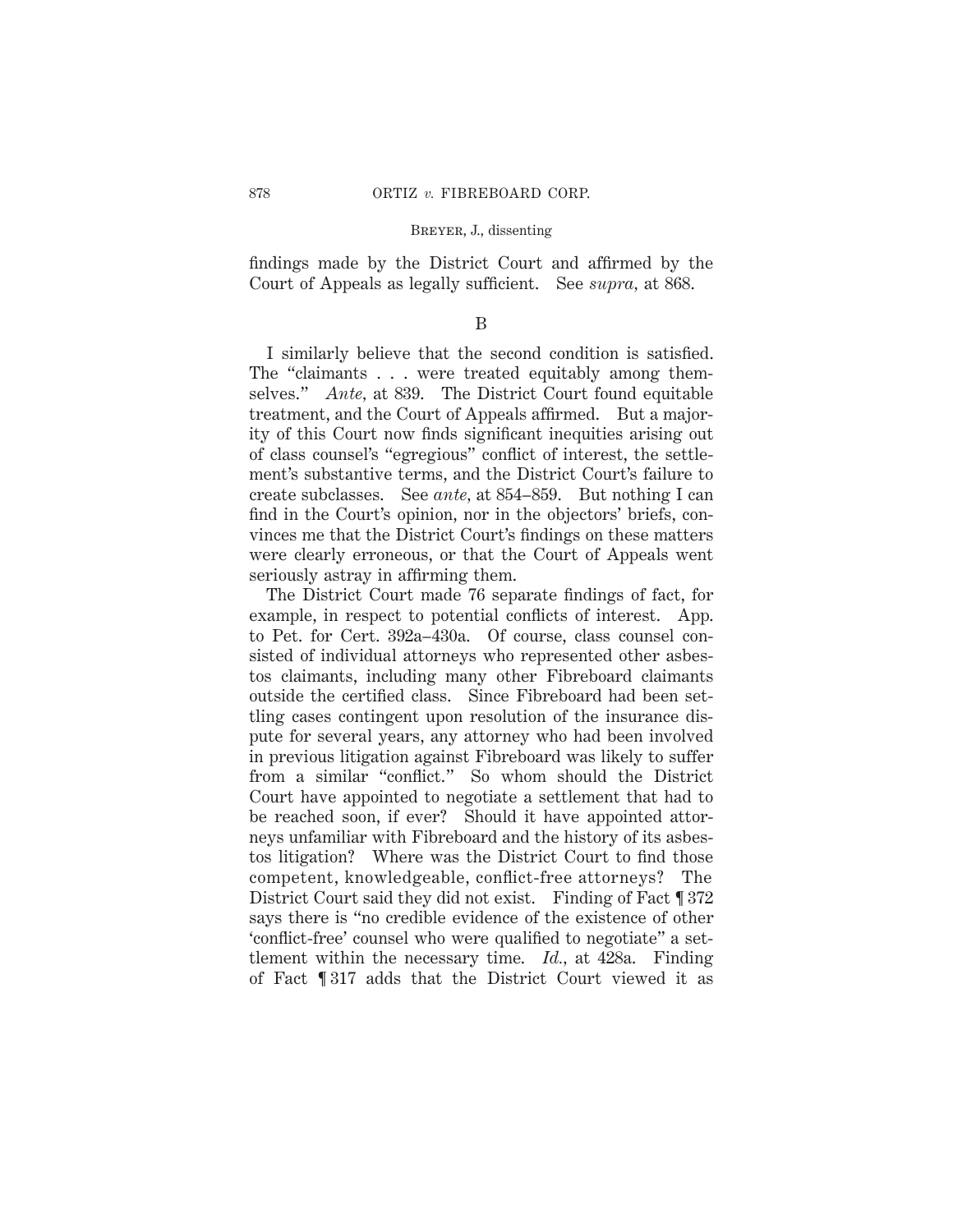findings made by the District Court and affirmed by the Court of Appeals as legally sufficient. See *supra*, at 868.

B

I similarly believe that the second condition is satisfied. The "claimants . . . were treated equitably among themselves." *Ante*, at 839. The District Court found equitable treatment, and the Court of Appeals affirmed. But a majority of this Court now finds significant inequities arising out of class counsel's "egregious" conflict of interest, the settlement's substantive terms, and the District Court's failure to create subclasses. See *ante*, at 854–859. But nothing I can find in the Court's opinion, nor in the objectors' briefs, convinces me that the District Court's findings on these matters were clearly erroneous, or that the Court of Appeals went seriously astray in affirming them.

The District Court made 76 separate findings of fact, for example, in respect to potential conflicts of interest. App. to Pet. for Cert. 392a–430a. Of course, class counsel consisted of individual attorneys who represented other asbestos claimants, including many other Fibreboard claimants outside the certified class. Since Fibreboard had been settling cases contingent upon resolution of the insurance dispute for several years, any attorney who had been involved in previous litigation against Fibreboard was likely to suffer from a similar "conflict." So whom should the District Court have appointed to negotiate a settlement that had to be reached soon, if ever? Should it have appointed attorneys unfamiliar with Fibreboard and the history of its asbestos litigation? Where was the District Court to find those competent, knowledgeable, conflict-free attorneys? The District Court said they did not exist. Finding of Fact ¶ 372 says there is "no credible evidence of the existence of other 'conflict-free' counsel who were qualified to negotiate" a settlement within the necessary time. *Id.*, at 428a. Finding of Fact ¶ 317 adds that the District Court viewed it as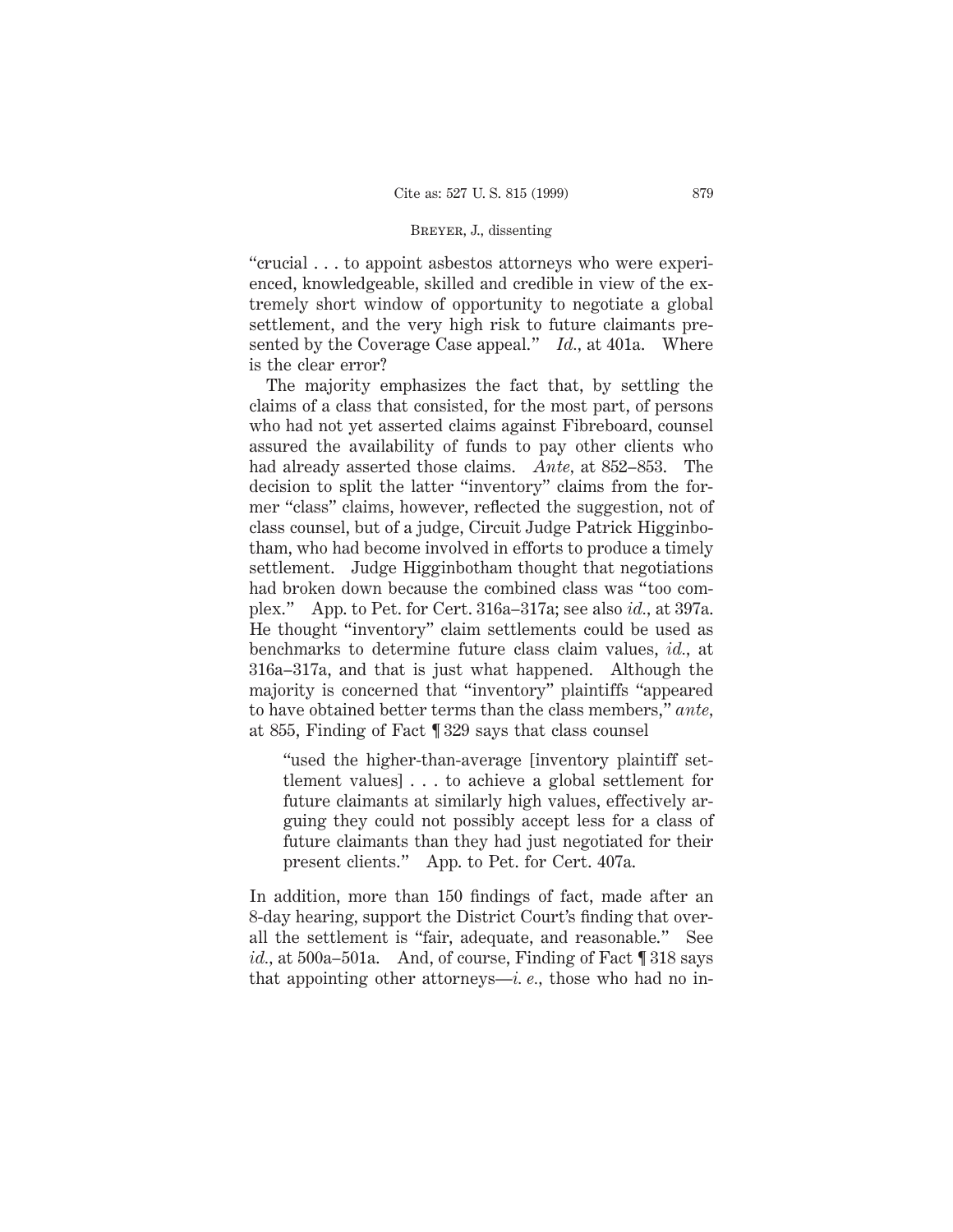"crucial . . . to appoint asbestos attorneys who were experienced, knowledgeable, skilled and credible in view of the extremely short window of opportunity to negotiate a global settlement, and the very high risk to future claimants presented by the Coverage Case appeal." *Id.*, at 401a. Where is the clear error?

The majority emphasizes the fact that, by settling the claims of a class that consisted, for the most part, of persons who had not yet asserted claims against Fibreboard, counsel assured the availability of funds to pay other clients who had already asserted those claims. *Ante*, at 852–853. The decision to split the latter "inventory" claims from the former "class" claims, however, reflected the suggestion, not of class counsel, but of a judge, Circuit Judge Patrick Higginbotham, who had become involved in efforts to produce a timely settlement. Judge Higginbotham thought that negotiations had broken down because the combined class was "too complex." App. to Pet. for Cert. 316a–317a; see also *id.*, at 397a. He thought "inventory" claim settlements could be used as benchmarks to determine future class claim values, *id.*, at 316a–317a, and that is just what happened. Although the majority is concerned that "inventory" plaintiffs "appeared to have obtained better terms than the class members," *ante*, at 855, Finding of Fact ¶ 329 says that class counsel

> "used the higher-than-average [inventory plaintiff settlement values] . . . to achieve a global settlement for future claimants at similarly high values, effectively arguing they could not possibly accept less for a class of future claimants than they had just negotiated for their present clients." App. to Pet. for Cert. 407a.

In addition, more than 150 findings of fact, made after an 8-day hearing, support the District Court's finding that overall the settlement is "fair, adequate, and reasonable." See *id.*, at 500a–501a. And, of course, Finding of Fact ¶ 318 says that appointing other attorneys—*i. e.*, those who had no in-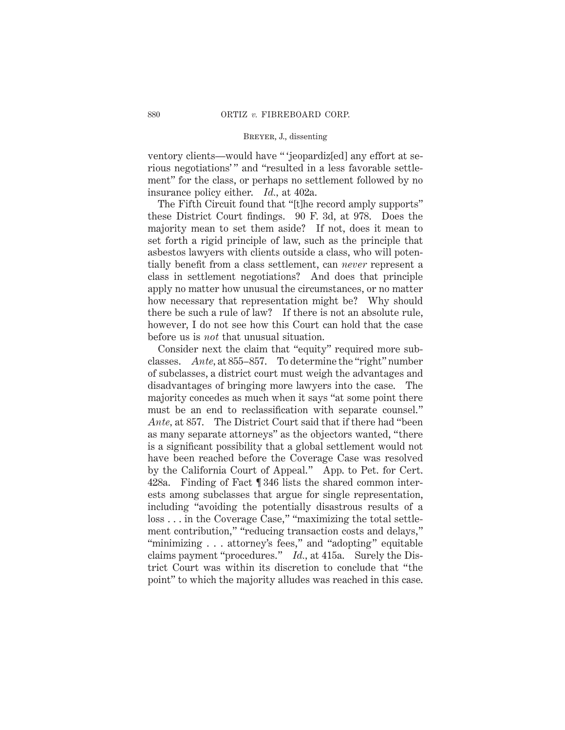ventory clients—would have " 'jeopardiz[ed] any effort at serious negotiations' " and "resulted in a less favorable settlement" for the class, or perhaps no settlement followed by no insurance policy either. *Id.*, at 402a.

The Fifth Circuit found that "[t]he record amply supports" these District Court findings. 90 F. 3d, at 978. Does the majority mean to set them aside? If not, does it mean to set forth a rigid principle of law, such as the principle that asbestos lawyers with clients outside a class, who will potentially benefit from a class settlement, can *never* represent a class in settlement negotiations? And does that principle apply no matter how unusual the circumstances, or no matter how necessary that representation might be? Why should there be such a rule of law? If there is not an absolute rule, however, I do not see how this Court can hold that the case before us is *not* that unusual situation.

Consider next the claim that "equity" required more subclasses. *Ante*, at 855–857. To determine the "right" number of subclasses, a district court must weigh the advantages and disadvantages of bringing more lawyers into the case. The majority concedes as much when it says "at some point there must be an end to reclassification with separate counsel." *Ante*, at 857. The District Court said that if there had "been as many separate attorneys" as the objectors wanted, "there is a significant possibility that a global settlement would not have been reached before the Coverage Case was resolved by the California Court of Appeal." App. to Pet. for Cert. 428a. Finding of Fact ¶ 346 lists the shared common interests among subclasses that argue for single representation, including "avoiding the potentially disastrous results of a loss . . . in the Coverage Case," "maximizing the total settlement contribution," "reducing transaction costs and delays," "minimizing . . . attorney's fees," and "adopting" equitable claims payment "procedures." *Id.*, at 415a. Surely the District Court was within its discretion to conclude that "the point" to which the majority alludes was reached in this case.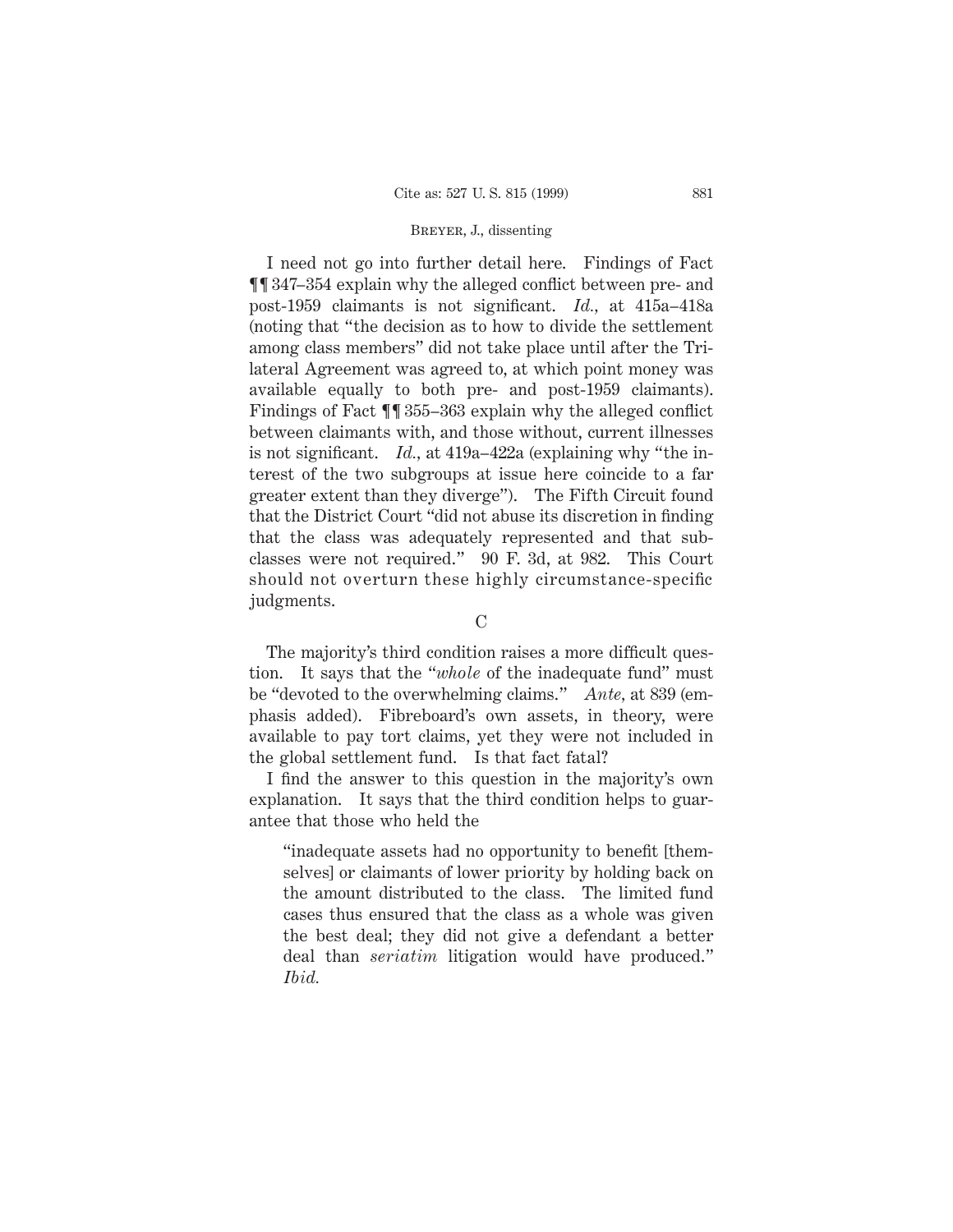I need not go into further detail here. Findings of Fact ¶¶ 347–354 explain why the alleged conflict between pre- and post-1959 claimants is not significant. *Id.*, at 415a–418a (noting that "the decision as to how to divide the settlement among class members" did not take place until after the Trilateral Agreement was agreed to, at which point money was available equally to both pre- and post-1959 claimants). Findings of Fact ¶¶ 355–363 explain why the alleged conflict between claimants with, and those without, current illnesses is not significant. *Id.*, at 419a–422a (explaining why "the interest of the two subgroups at issue here coincide to a far greater extent than they diverge"). The Fifth Circuit found that the District Court "did not abuse its discretion in finding that the class was adequately represented and that subclasses were not required." 90 F. 3d, at 982. This Court should not overturn these highly circumstance-specific judgments.

C

The majority's third condition raises a more difficult question. It says that the "*whole* of the inadequate fund" must be "devoted to the overwhelming claims." *Ante*, at 839 (emphasis added). Fibreboard's own assets, in theory, were available to pay tort claims, yet they were not included in the global settlement fund. Is that fact fatal?

I find the answer to this question in the majority's own explanation. It says that the third condition helps to guarantee that those who held the

> "inadequate assets had no opportunity to benefit [themselves] or claimants of lower priority by holding back on the amount distributed to the class. The limited fund cases thus ensured that the class as a whole was given the best deal; they did not give a defendant a better deal than *seriatim* litigation would have produced." *Ibid.*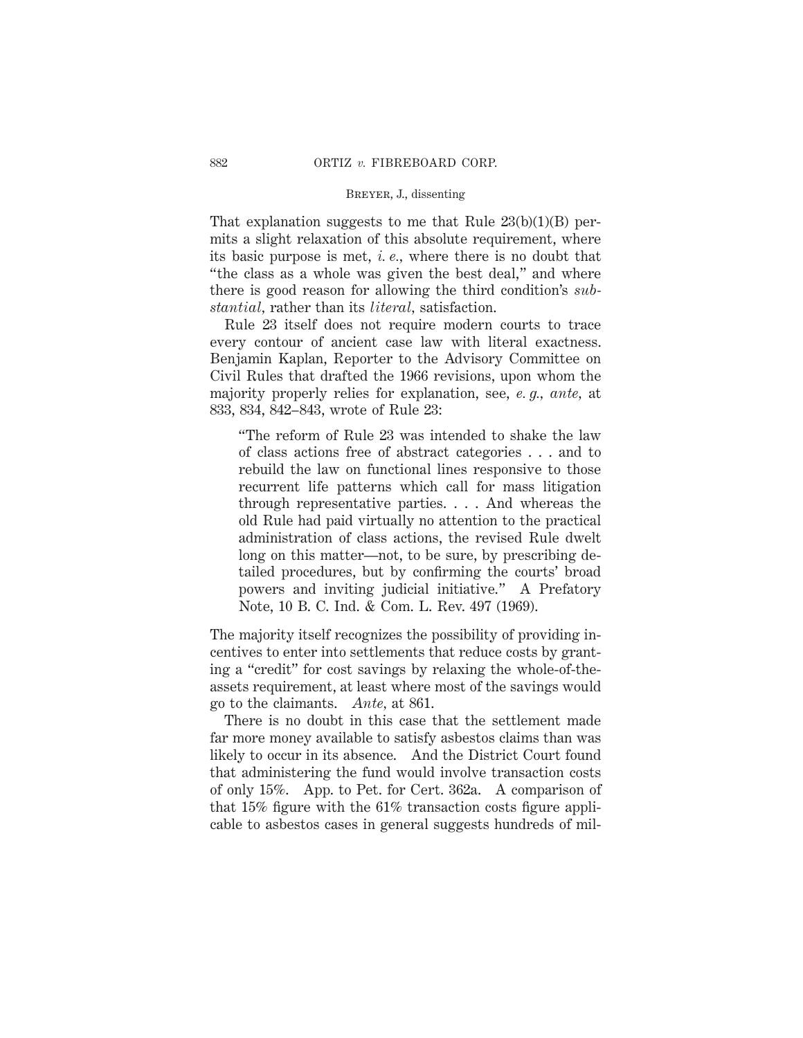That explanation suggests to me that Rule 23(b)(1)(B) permits a slight relaxation of this absolute requirement, where its basic purpose is met, *i. e.*, where there is no doubt that "the class as a whole was given the best deal," and where there is good reason for allowing the third condition's *substantial*, rather than its *literal*, satisfaction.

Rule 23 itself does not require modern courts to trace every contour of ancient case law with literal exactness. Benjamin Kaplan, Reporter to the Advisory Committee on Civil Rules that drafted the 1966 revisions, upon whom the majority properly relies for explanation, see, *e. g., ante*, at 833, 834, 842–843, wrote of Rule 23:

> "The reform of Rule 23 was intended to shake the law of class actions free of abstract categories . . . and to rebuild the law on functional lines responsive to those recurrent life patterns which call for mass litigation through representative parties. . . . And whereas the old Rule had paid virtually no attention to the practical administration of class actions, the revised Rule dwelt long on this matter—not, to be sure, by prescribing detailed procedures, but by confirming the courts' broad powers and inviting judicial initiative." A Prefatory Note, 10 B. C. Ind. & Com. L. Rev. 497 (1969).

The majority itself recognizes the possibility of providing incentives to enter into settlements that reduce costs by granting a "credit" for cost savings by relaxing the whole-of-the-assets requirement, at least where most of the savings would go to the claimants. *Ante*, at 861.

There is no doubt in this case that the settlement made far more money available to satisfy asbestos claims than was likely to occur in its absence. And the District Court found that administering the fund would involve transaction costs of only 15%. App. to Pet. for Cert. 362a. A comparison of that 15% figure with the 61% transaction costs figure applicable to asbestos cases in general suggests hundreds of mil-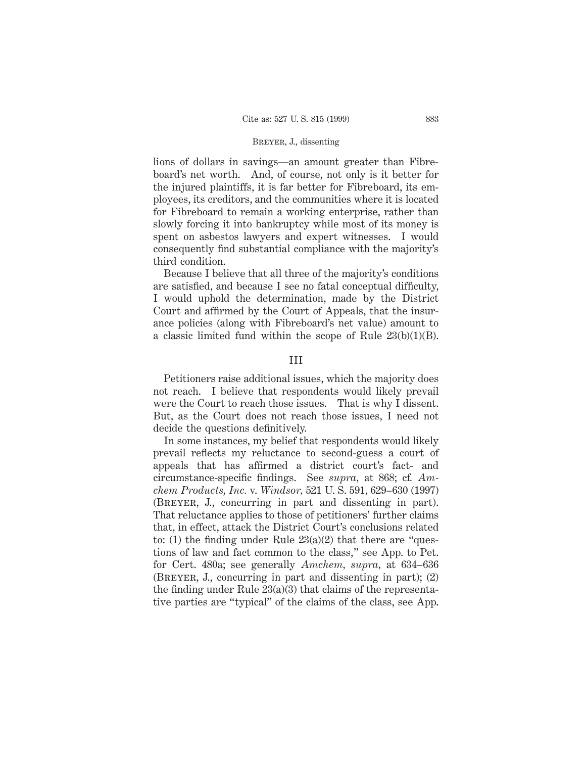lions of dollars in savings—an amount greater than Fibreboard's net worth. And, of course, not only is it better for the injured plaintiffs, it is far better for Fibreboard, its employees, its creditors, and the communities where it is located for Fibreboard to remain a working enterprise, rather than slowly forcing it into bankruptcy while most of its money is spent on asbestos lawyers and expert witnesses. I would consequently find substantial compliance with the majority's third condition.

Because I believe that all three of the majority's conditions are satisfied, and because I see no fatal conceptual difficulty, I would uphold the determination, made by the District Court and affirmed by the Court of Appeals, that the insurance policies (along with Fibreboard's net value) amount to a classic limited fund within the scope of Rule 23(b)(1)(B).

## III

Petitioners raise additional issues, which the majority does not reach. I believe that respondents would likely prevail were the Court to reach those issues. That is why I dissent. But, as the Court does not reach those issues, I need not decide the questions definitively.

In some instances, my belief that respondents would likely prevail reflects my reluctance to second-guess a court of appeals that has affirmed a district court's fact- and circumstance-specific findings. See *supra*, at 868; cf. *Amchem Products, Inc.* v. *Windsor*, 521 U. S. 591, 629–630 (1997) (BREYER, J., concurring in part and dissenting in part). That reluctance applies to those of petitioners' further claims that, in effect, attack the District Court's conclusions related to: (1) the finding under Rule 23(a)(2) that there are "questions of law and fact common to the class," see App. to Pet. for Cert. 480a; see generally *Amchem*, *supra*, at 634–636 (BREYER, J., concurring in part and dissenting in part); (2) the finding under Rule 23(a)(3) that claims of the representative parties are "typical" of the claims of the class, see App.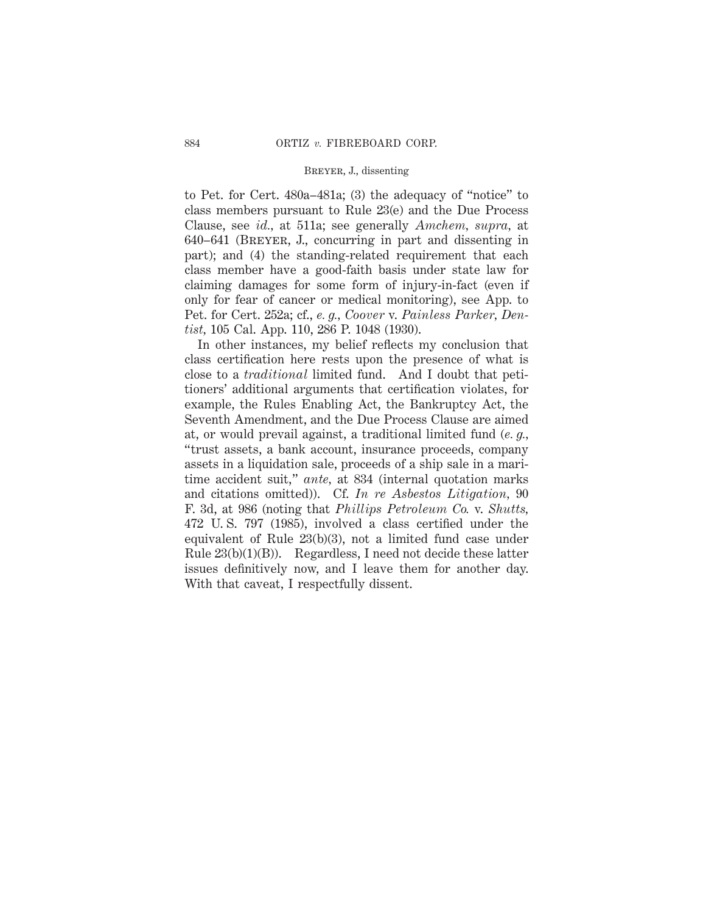to Pet. for Cert. 480a–481a; (3) the adequacy of "notice" to class members pursuant to Rule 23(e) and the Due Process Clause, see *id.*, at 511a; see generally *Amchem*, *supra*, at 640–641 (Breyer, J., concurring in part and dissenting in part); and (4) the standing-related requirement that each class member have a good-faith basis under state law for claiming damages for some form of injury-in-fact (even if only for fear of cancer or medical monitoring), see App. to Pet. for Cert. 252a; cf., *e. g.*, *Coover* v. *Painless Parker, Dentist*, 105 Cal. App. 110, 286 P. 1048 (1930).

In other instances, my belief reflects my conclusion that class certification here rests upon the presence of what is close to a *traditional* limited fund. And I doubt that petitioners' additional arguments that certification violates, for example, the Rules Enabling Act, the Bankruptcy Act, the Seventh Amendment, and the Due Process Clause are aimed at, or would prevail against, a traditional limited fund (*e. g.*, "trust assets, a bank account, insurance proceeds, company assets in a liquidation sale, proceeds of a ship sale in a maritime accident suit," *ante*, at 834 (internal quotation marks and citations omitted)). Cf. *In re Asbestos Litigation*, 90 F. 3d, at 986 (noting that *Phillips Petroleum Co.* v. *Shutts*, 472 U. S. 797 (1985), involved a class certified under the equivalent of Rule 23(b)(3), not a limited fund case under Rule 23(b)(1)(B)). Regardless, I need not decide these latter issues definitively now, and I leave them for another day. With that caveat, I respectfully dissent.